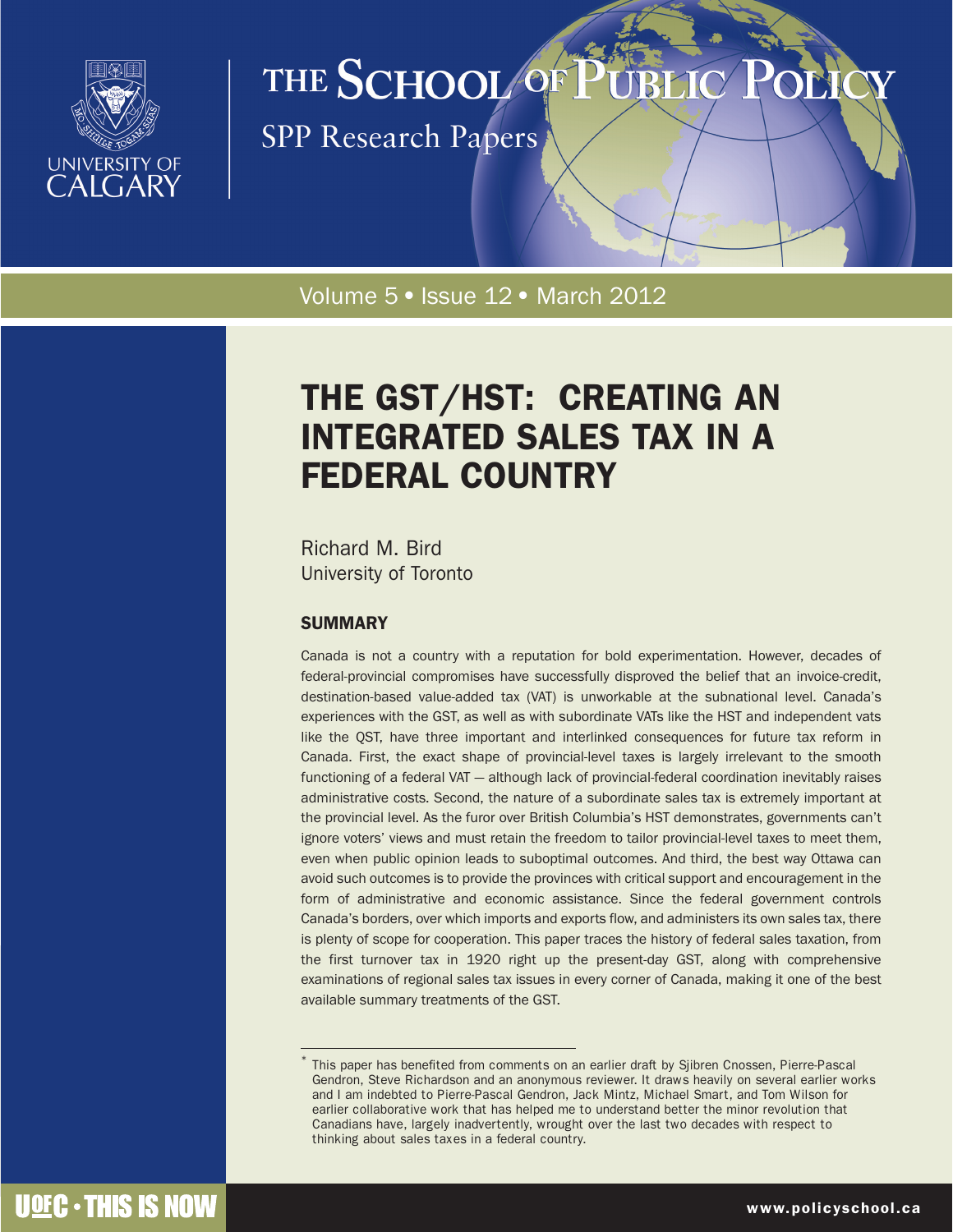# THE SCHOOL OF PUBLIC POLICY

SPP Research Papers

Volume 5 • Issue 12 • March 2012

# THE GST/HST: CREATING AN INTEGRATED SALES TAX IN A FEDERAL COUNTRY

Richard M. Bird
University of Toronto

## SUMMARY

Canada is not a country with a reputation for bold experimentation. However, decades of federal-provincial compromises have successfully disproved the belief that an invoice-credit, destination-based value-added tax (VAT) is unworkable at the subnational level. Canada's experiences with the GST, as well as with subordinate VATs like the HST and independent vats like the QST, have three important and interlinked consequences for future tax reform in Canada. First, the exact shape of provincial-level taxes is largely irrelevant to the smooth functioning of a federal VAT — although lack of provincial-federal coordination inevitably raises administrative costs. Second, the nature of a subordinate sales tax is extremely important at the provincial level. As the furor over British Columbia's HST demonstrates, governments can't ignore voters' views and must retain the freedom to tailor provincial-level taxes to meet them, even when public opinion leads to suboptimal outcomes. And third, the best way Ottawa can avoid such outcomes is to provide the provinces with critical support and encouragement in the form of administrative and economic assistance. Since the federal government controls Canada's borders, over which imports and exports flow, and administers its own sales tax, there is plenty of scope for cooperation. This paper traces the history of federal sales taxation, from the first turnover tax in 1920 right up the present-day GST, along with comprehensive examinations of regional sales tax issues in every corner of Canada, making it one of the best available summary treatments of the GST.

* This paper has benefited from comments on an earlier draft by Sjibren Cnossen, Pierre-Pascal Gendron, Steve Richardson and an anonymous reviewer. It draws heavily on several earlier works and I am indebted to Pierre-Pascal Gendron, Jack Mintz, Michael Smart, and Tom Wilson for earlier collaborative work that has helped me to understand better the minor revolution that Canadians have, largely inadvertently, wrought over the last two decades with respect to thinking about sales taxes in a federal country.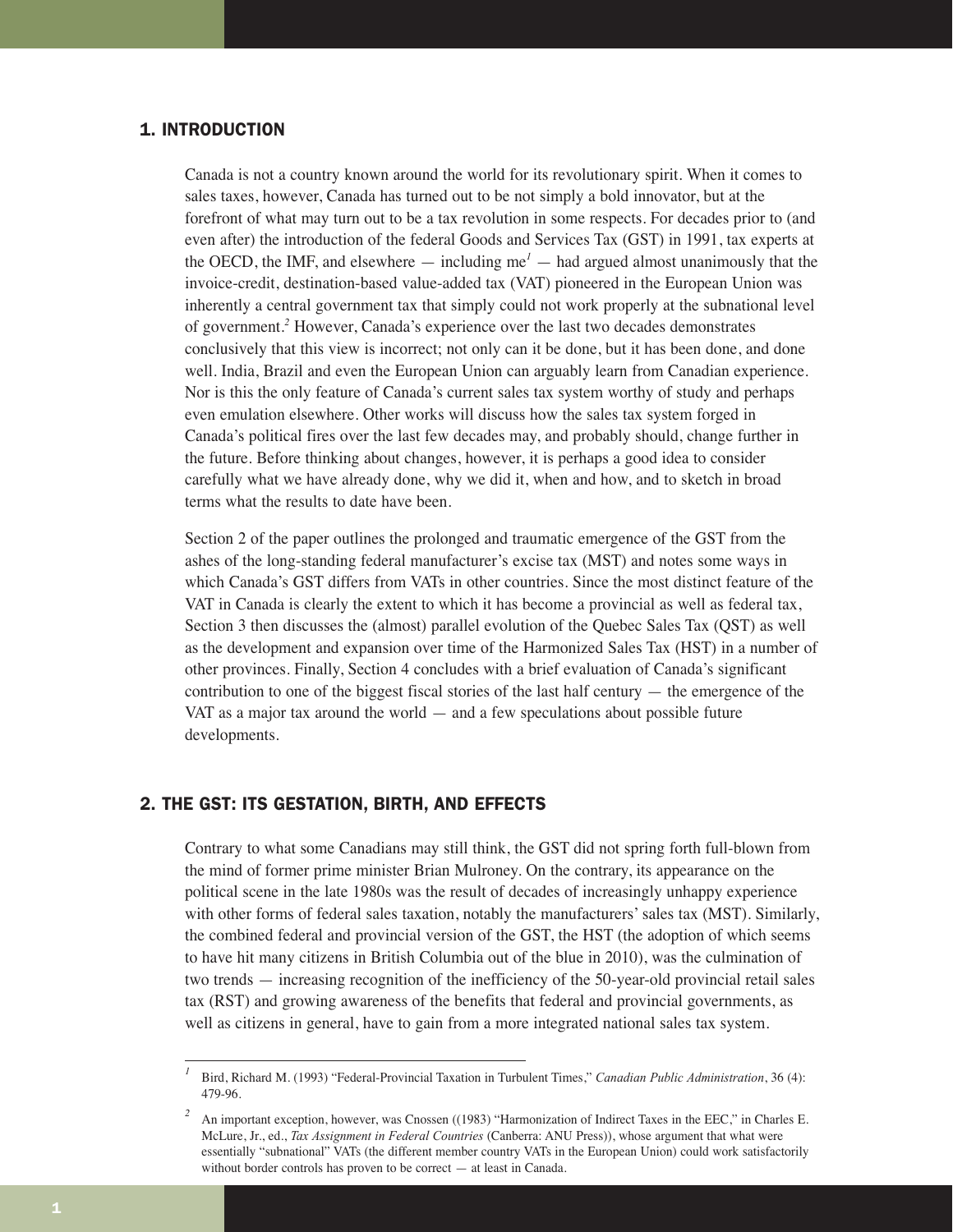## 1. INTRODUCTION

Canada is not a country known around the world for its revolutionary spirit. When it comes to sales taxes, however, Canada has turned out to be not simply a bold innovator, but at the forefront of what may turn out to be a tax revolution in some respects. For decades prior to (and even after) the introduction of the federal Goods and Services Tax (GST) in 1991, tax experts at the OECD, the IMF, and elsewhere — including me[1] — had argued almost unanimously that the invoice-credit, destination-based value-added tax (VAT) pioneered in the European Union was inherently a central government tax that simply could not work properly at the subnational level of government.[2] However, Canada's experience over the last two decades demonstrates conclusively that this view is incorrect; not only can it be done, but it has been done, and done well. India, Brazil and even the European Union can arguably learn from Canadian experience. Nor is this the only feature of Canada's current sales tax system worthy of study and perhaps even emulation elsewhere. Other works will discuss how the sales tax system forged in Canada's political fires over the last few decades may, and probably should, change further in the future. Before thinking about changes, however, it is perhaps a good idea to consider carefully what we have already done, why we did it, when and how, and to sketch in broad terms what the results to date have been.

Section 2 of the paper outlines the prolonged and traumatic emergence of the GST from the ashes of the long-standing federal manufacturer's excise tax (MST) and notes some ways in which Canada's GST differs from VATs in other countries. Since the most distinct feature of the VAT in Canada is clearly the extent to which it has become a provincial as well as federal tax, Section 3 then discusses the (almost) parallel evolution of the Quebec Sales Tax (QST) as well as the development and expansion over time of the Harmonized Sales Tax (HST) in a number of other provinces. Finally, Section 4 concludes with a brief evaluation of Canada's significant contribution to one of the biggest fiscal stories of the last half century — the emergence of the VAT as a major tax around the world — and a few speculations about possible future developments.

## 2. THE GST: ITS GESTATION, BIRTH, AND EFFECTS

Contrary to what some Canadians may still think, the GST did not spring forth full-blown from the mind of former prime minister Brian Mulroney. On the contrary, its appearance on the political scene in the late 1980s was the result of decades of increasingly unhappy experience with other forms of federal sales taxation, notably the manufacturers' sales tax (MST). Similarly, the combined federal and provincial version of the GST, the HST (the adoption of which seems to have hit many citizens in British Columbia out of the blue in 2010), was the culmination of two trends — increasing recognition of the inefficiency of the 50-year-old provincial retail sales tax (RST) and growing awareness of the benefits that federal and provincial governments, as well as citizens in general, have to gain from a more integrated national sales tax system.

---

[1] Bird, Richard M. (1993) "Federal-Provincial Taxation in Turbulent Times," *Canadian Public Administration*, 36 (4): 479-96.

[2] An important exception, however, was Cnossen ((1983) "Harmonization of Indirect Taxes in the EEC," in Charles E. McLure, Jr., ed., *Tax Assignment in Federal Countries* (Canberra: ANU Press)), whose argument that what were essentially "subnational" VATs (the different member country VATs in the European Union) could work satisfactorily without border controls has proven to be correct — at least in Canada.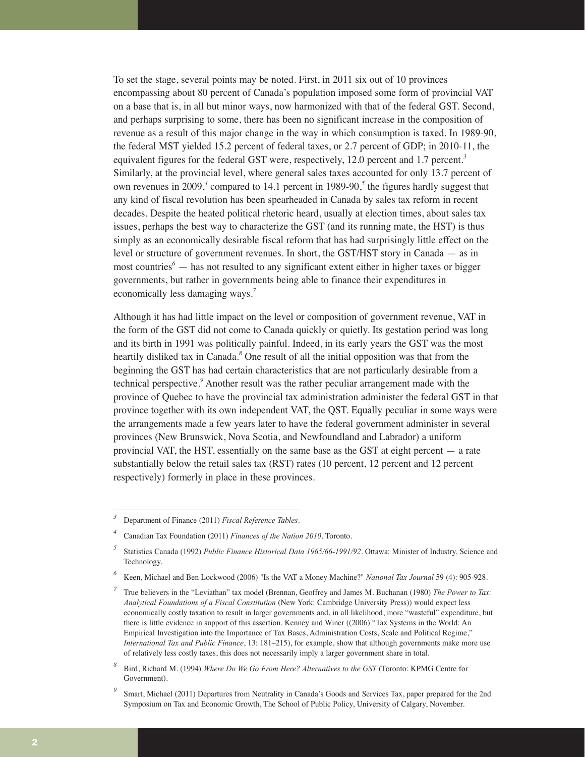To set the stage, several points may be noted. First, in 2011 six out of 10 provinces encompassing about 80 percent of Canada's population imposed some form of provincial VAT on a base that is, in all but minor ways, now harmonized with that of the federal GST. Second, and perhaps surprising to some, there has been no significant increase in the composition of revenue as a result of this major change in the way in which consumption is taxed. In 1989-90, the federal MST yielded 15.2 percent of federal taxes, or 2.7 percent of GDP; in 2010-11, the equivalent figures for the federal GST were, respectively, 12.0 percent and 1.7 percent.[3] Similarly, at the provincial level, where general sales taxes accounted for only 13.7 percent of own revenues in 2009,[4] compared to 14.1 percent in 1989-90,[5] the figures hardly suggest that any kind of fiscal revolution has been spearheaded in Canada by sales tax reform in recent decades. Despite the heated political rhetoric heard, usually at election times, about sales tax issues, perhaps the best way to characterize the GST (and its running mate, the HST) is thus simply as an economically desirable fiscal reform that has had surprisingly little effect on the level or structure of government revenues. In short, the GST/HST story in Canada — as in most countries[6] — has not resulted to any significant extent either in higher taxes or bigger governments, but rather in governments being able to finance their expenditures in economically less damaging ways.[7]

Although it has had little impact on the level or composition of government revenue, VAT in the form of the GST did not come to Canada quickly or quietly. Its gestation period was long and its birth in 1991 was politically painful. Indeed, in its early years the GST was the most heartily disliked tax in Canada.[8] One result of all the initial opposition was that from the beginning the GST has had certain characteristics that are not particularly desirable from a technical perspective.[9] Another result was the rather peculiar arrangement made with the province of Quebec to have the provincial tax administration administer the federal GST in that province together with its own independent VAT, the QST. Equally peculiar in some ways were the arrangements made a few years later to have the federal government administer in several provinces (New Brunswick, Nova Scotia, and Newfoundland and Labrador) a uniform provincial VAT, the HST, essentially on the same base as the GST at eight percent — a rate substantially below the retail sales tax (RST) rates (10 percent, 12 percent and 12 percent respectively) formerly in place in these provinces.

---

[3] Department of Finance (2011) *Fiscal Reference Tables*.

[4] Canadian Tax Foundation (2011) *Finances of the Nation 2010*. Toronto.

[5] Statistics Canada (1992) *Public Finance Historical Data 1965/66-1991/92*. Ottawa: Minister of Industry, Science and Technology.

[6] Keen, Michael and Ben Lockwood (2006) "Is the VAT a Money Machine?" *National Tax Journal* 59 (4): 905-928.

[7] True believers in the "Leviathan" tax model (Brennan, Geoffrey and James M. Buchanan (1980) *The Power to Tax: Analytical Foundations of a Fiscal Constitution* (New York: Cambridge University Press)) would expect less economically costly taxation to result in larger governments and, in all likelihood, more "wasteful" expenditure, but there is little evidence in support of this assertion. Kenney and Winer ((2006) "Tax Systems in the World: An Empirical Investigation into the Importance of Tax Bases, Administration Costs, Scale and Political Regime," *International Tax and Public Finance*, 13: 181–215), for example, show that although governments make more use of relatively less costly taxes, this does not necessarily imply a larger government share in total.

[8] Bird, Richard M. (1994) *Where Do We Go From Here? Alternatives to the GST* (Toronto: KPMG Centre for Government).

[9] Smart, Michael (2011) Departures from Neutrality in Canada's Goods and Services Tax, paper prepared for the 2nd Symposium on Tax and Economic Growth, The School of Public Policy, University of Calgary, November.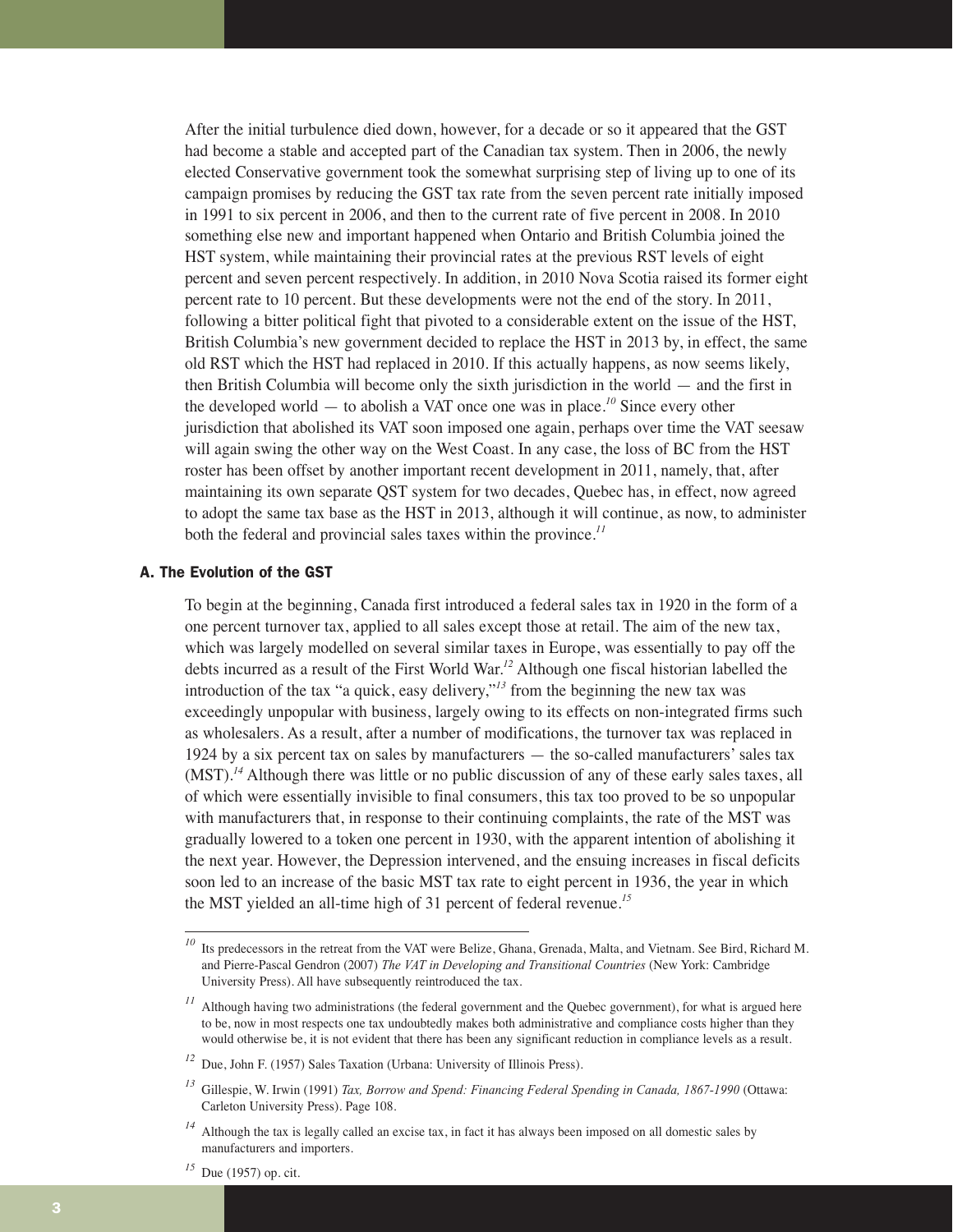After the initial turbulence died down, however, for a decade or so it appeared that the GST had become a stable and accepted part of the Canadian tax system. Then in 2006, the newly elected Conservative government took the somewhat surprising step of living up to one of its campaign promises by reducing the GST tax rate from the seven percent rate initially imposed in 1991 to six percent in 2006, and then to the current rate of five percent in 2008. In 2010 something else new and important happened when Ontario and British Columbia joined the HST system, while maintaining their provincial rates at the previous RST levels of eight percent and seven percent respectively. In addition, in 2010 Nova Scotia raised its former eight percent rate to 10 percent. But these developments were not the end of the story. In 2011, following a bitter political fight that pivoted to a considerable extent on the issue of the HST, British Columbia's new government decided to replace the HST in 2013 by, in effect, the same old RST which the HST had replaced in 2010. If this actually happens, as now seems likely, then British Columbia will become only the sixth jurisdiction in the world — and the first in the developed world — to abolish a VAT once one was in place.[10] Since every other jurisdiction that abolished its VAT soon imposed one again, perhaps over time the VAT seesaw will again swing the other way on the West Coast. In any case, the loss of BC from the HST roster has been offset by another important recent development in 2011, namely, that, after maintaining its own separate QST system for two decades, Quebec has, in effect, now agreed to adopt the same tax base as the HST in 2013, although it will continue, as now, to administer both the federal and provincial sales taxes within the province.[11]

### A. The Evolution of the GST

To begin at the beginning, Canada first introduced a federal sales tax in 1920 in the form of a one percent turnover tax, applied to all sales except those at retail. The aim of the new tax, which was largely modelled on several similar taxes in Europe, was essentially to pay off the debts incurred as a result of the First World War.[12] Although one fiscal historian labelled the introduction of the tax "a quick, easy delivery,"[13] from the beginning the new tax was exceedingly unpopular with business, largely owing to its effects on non-integrated firms such as wholesalers. As a result, after a number of modifications, the turnover tax was replaced in 1924 by a six percent tax on sales by manufacturers — the so-called manufacturers' sales tax (MST).[14] Although there was little or no public discussion of any of these early sales taxes, all of which were essentially invisible to final consumers, this tax too proved to be so unpopular with manufacturers that, in response to their continuing complaints, the rate of the MST was gradually lowered to a token one percent in 1930, with the apparent intention of abolishing it the next year. However, the Depression intervened, and the ensuing increases in fiscal deficits soon led to an increase of the basic MST tax rate to eight percent in 1936, the year in which the MST yielded an all-time high of 31 percent of federal revenue.[15]

---

[10] Its predecessors in the retreat from the VAT were Belize, Ghana, Grenada, Malta, and Vietnam. See Bird, Richard M. and Pierre-Pascal Gendron (2007) *The VAT in Developing and Transitional Countries* (New York: Cambridge University Press). All have subsequently reintroduced the tax.

[11] Although having two administrations (the federal government and the Quebec government), for what is argued here to be, now in most respects one tax undoubtedly makes both administrative and compliance costs higher than they would otherwise be, it is not evident that there has been any significant reduction in compliance levels as a result.

[12] Due, John F. (1957) Sales Taxation (Urbana: University of Illinois Press).

[13] Gillespie, W. Irwin (1991) *Tax, Borrow and Spend: Financing Federal Spending in Canada, 1867-1990* (Ottawa: Carleton University Press). Page 108.

[14] Although the tax is legally called an excise tax, in fact it has always been imposed on all domestic sales by manufacturers and importers.

[15] Due (1957) op. cit.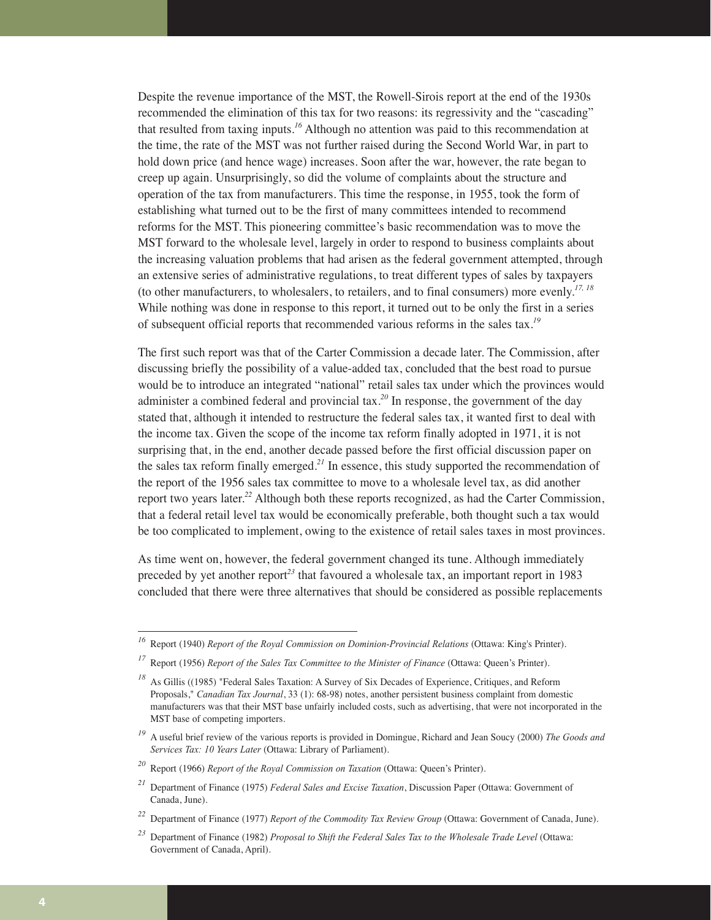Despite the revenue importance of the MST, the Rowell-Sirois report at the end of the 1930s recommended the elimination of this tax for two reasons: its regressivity and the "cascading" that resulted from taxing inputs.[16] Although no attention was paid to this recommendation at the time, the rate of the MST was not further raised during the Second World War, in part to hold down price (and hence wage) increases. Soon after the war, however, the rate began to creep up again. Unsurprisingly, so did the volume of complaints about the structure and operation of the tax from manufacturers. This time the response, in 1955, took the form of establishing what turned out to be the first of many committees intended to recommend reforms for the MST. This pioneering committee's basic recommendation was to move the MST forward to the wholesale level, largely in order to respond to business complaints about the increasing valuation problems that had arisen as the federal government attempted, through an extensive series of administrative regulations, to treat different types of sales by taxpayers (to other manufacturers, to wholesalers, to retailers, and to final consumers) more evenly.[17, 18] While nothing was done in response to this report, it turned out to be only the first in a series of subsequent official reports that recommended various reforms in the sales tax.[19]

The first such report was that of the Carter Commission a decade later. The Commission, after discussing briefly the possibility of a value-added tax, concluded that the best road to pursue would be to introduce an integrated "national" retail sales tax under which the provinces would administer a combined federal and provincial tax.[20] In response, the government of the day stated that, although it intended to restructure the federal sales tax, it wanted first to deal with the income tax. Given the scope of the income tax reform finally adopted in 1971, it is not surprising that, in the end, another decade passed before the first official discussion paper on the sales tax reform finally emerged.[21] In essence, this study supported the recommendation of the report of the 1956 sales tax committee to move to a wholesale level tax, as did another report two years later.[22] Although both these reports recognized, as had the Carter Commission, that a federal retail level tax would be economically preferable, both thought such a tax would be too complicated to implement, owing to the existence of retail sales taxes in most provinces.

As time went on, however, the federal government changed its tune. Although immediately preceded by yet another report[23] that favoured a wholesale tax, an important report in 1983 concluded that there were three alternatives that should be considered as possible replacements

---

[16] Report (1940) *Report of the Royal Commission on Dominion-Provincial Relations* (Ottawa: King's Printer).

[17] Report (1956) *Report of the Sales Tax Committee to the Minister of Finance* (Ottawa: Queen's Printer).

[18] As Gillis ((1985) "Federal Sales Taxation: A Survey of Six Decades of Experience, Critiques, and Reform Proposals," *Canadian Tax Journal*, 33 (1): 68-98) notes, another persistent business complaint from domestic manufacturers was that their MST base unfairly included costs, such as advertising, that were not incorporated in the MST base of competing importers.

[19] A useful brief review of the various reports is provided in Domingue, Richard and Jean Soucy (2000) *The Goods and Services Tax: 10 Years Later* (Ottawa: Library of Parliament).

[20] Report (1966) *Report of the Royal Commission on Taxation* (Ottawa: Queen's Printer).

[21] Department of Finance (1975) *Federal Sales and Excise Taxation*, Discussion Paper (Ottawa: Government of Canada, June).

[22] Department of Finance (1977) *Report of the Commodity Tax Review Group* (Ottawa: Government of Canada, June).

[23] Department of Finance (1982) *Proposal to Shift the Federal Sales Tax to the Wholesale Trade Level* (Ottawa: Government of Canada, April).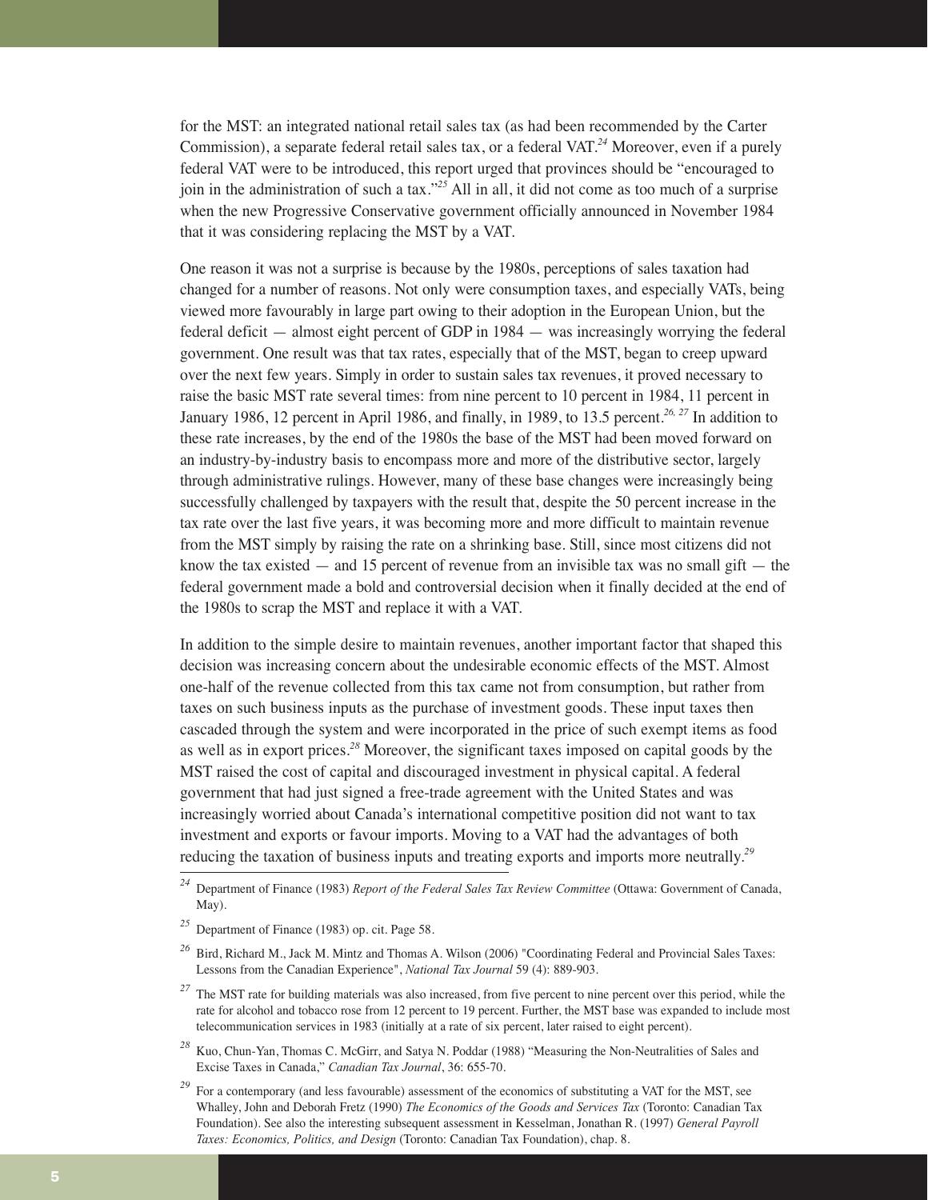for the MST: an integrated national retail sales tax (as had been recommended by the Carter Commission), a separate federal retail sales tax, or a federal VAT.[24] Moreover, even if a purely federal VAT were to be introduced, this report urged that provinces should be "encouraged to join in the administration of such a tax."[25] All in all, it did not come as too much of a surprise when the new Progressive Conservative government officially announced in November 1984 that it was considering replacing the MST by a VAT.

One reason it was not a surprise is because by the 1980s, perceptions of sales taxation had changed for a number of reasons. Not only were consumption taxes, and especially VATs, being viewed more favourably in large part owing to their adoption in the European Union, but the federal deficit — almost eight percent of GDP in 1984 — was increasingly worrying the federal government. One result was that tax rates, especially that of the MST, began to creep upward over the next few years. Simply in order to sustain sales tax revenues, it proved necessary to raise the basic MST rate several times: from nine percent to 10 percent in 1984, 11 percent in January 1986, 12 percent in April 1986, and finally, in 1989, to 13.5 percent.[26, 27] In addition to these rate increases, by the end of the 1980s the base of the MST had been moved forward on an industry-by-industry basis to encompass more and more of the distributive sector, largely through administrative rulings. However, many of these base changes were increasingly being successfully challenged by taxpayers with the result that, despite the 50 percent increase in the tax rate over the last five years, it was becoming more and more difficult to maintain revenue from the MST simply by raising the rate on a shrinking base. Still, since most citizens did not know the tax existed — and 15 percent of revenue from an invisible tax was no small gift — the federal government made a bold and controversial decision when it finally decided at the end of the 1980s to scrap the MST and replace it with a VAT.

In addition to the simple desire to maintain revenues, another important factor that shaped this decision was increasing concern about the undesirable economic effects of the MST. Almost one-half of the revenue collected from this tax came not from consumption, but rather from taxes on such business inputs as the purchase of investment goods. These input taxes then cascaded through the system and were incorporated in the price of such exempt items as food as well as in export prices.[28] Moreover, the significant taxes imposed on capital goods by the MST raised the cost of capital and discouraged investment in physical capital. A federal government that had just signed a free-trade agreement with the United States and was increasingly worried about Canada's international competitive position did not want to tax investment and exports or favour imports. Moving to a VAT had the advantages of both reducing the taxation of business inputs and treating exports and imports more neutrally.[29]

---

[24] Department of Finance (1983) *Report of the Federal Sales Tax Review Committee* (Ottawa: Government of Canada, May).

[25] Department of Finance (1983) op. cit. Page 58.

[26] Bird, Richard M., Jack M. Mintz and Thomas A. Wilson (2006) "Coordinating Federal and Provincial Sales Taxes: Lessons from the Canadian Experience", *National Tax Journal* 59 (4): 889-903.

[27] The MST rate for building materials was also increased, from five percent to nine percent over this period, while the rate for alcohol and tobacco rose from 12 percent to 19 percent. Further, the MST base was expanded to include most telecommunication services in 1983 (initially at a rate of six percent, later raised to eight percent).

[28] Kuo, Chun-Yan, Thomas C. McGirr, and Satya N. Poddar (1988) "Measuring the Non-Neutralities of Sales and Excise Taxes in Canada," *Canadian Tax Journal*, 36: 655-70.

[29] For a contemporary (and less favourable) assessment of the economics of substituting a VAT for the MST, see Whalley, John and Deborah Fretz (1990) *The Economics of the Goods and Services Tax* (Toronto: Canadian Tax Foundation). See also the interesting subsequent assessment in Kesselman, Jonathan R. (1997) *General Payroll Taxes: Economics, Politics, and Design* (Toronto: Canadian Tax Foundation), chap. 8.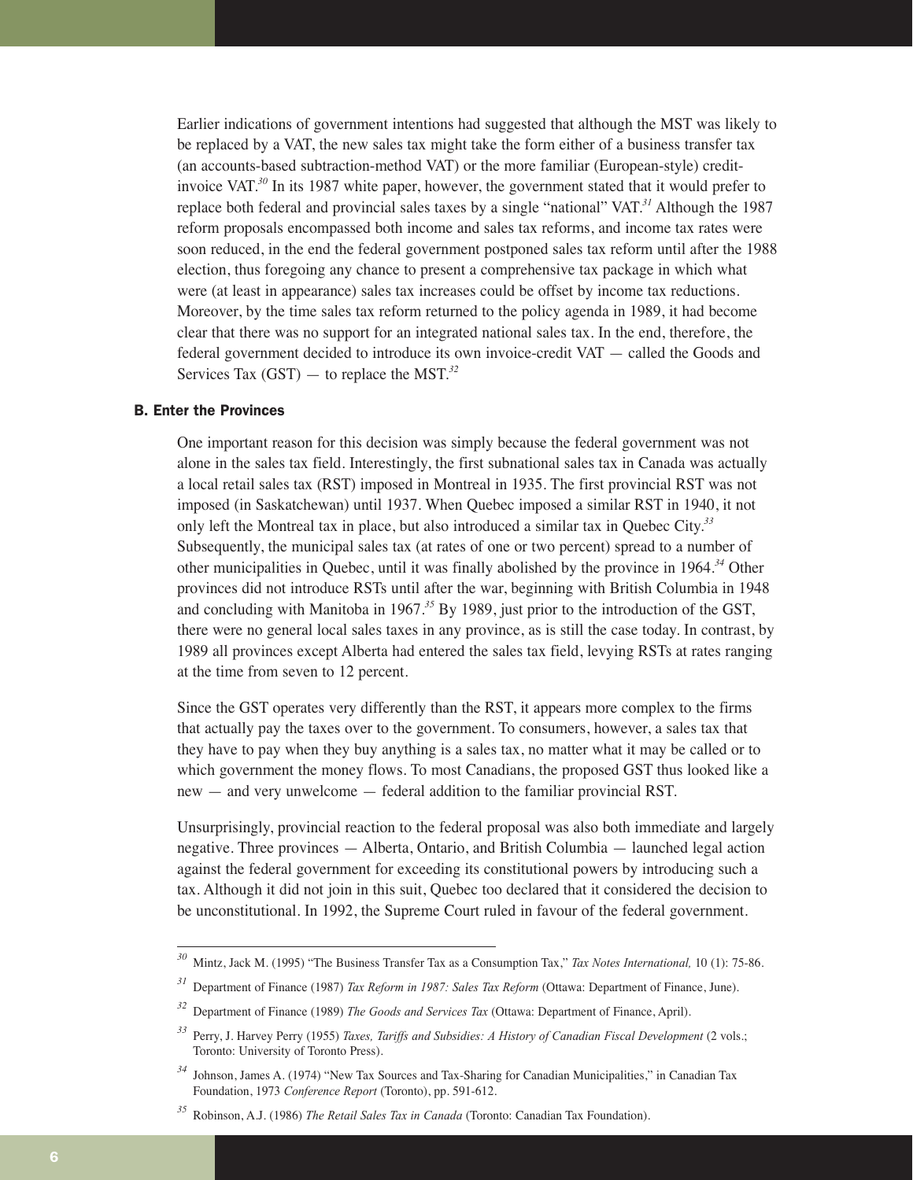Earlier indications of government intentions had suggested that although the MST was likely to be replaced by a VAT, the new sales tax might take the form either of a business transfer tax (an accounts-based subtraction-method VAT) or the more familiar (European-style) credit-invoice VAT.[30] In its 1987 white paper, however, the government stated that it would prefer to replace both federal and provincial sales taxes by a single "national" VAT.[31] Although the 1987 reform proposals encompassed both income and sales tax reforms, and income tax rates were soon reduced, in the end the federal government postponed sales tax reform until after the 1988 election, thus foregoing any chance to present a comprehensive tax package in which what were (at least in appearance) sales tax increases could be offset by income tax reductions. Moreover, by the time sales tax reform returned to the policy agenda in 1989, it had become clear that there was no support for an integrated national sales tax. In the end, therefore, the federal government decided to introduce its own invoice-credit VAT — called the Goods and Services Tax (GST) — to replace the MST.[32]

### B. Enter the Provinces

One important reason for this decision was simply because the federal government was not alone in the sales tax field. Interestingly, the first subnational sales tax in Canada was actually a local retail sales tax (RST) imposed in Montreal in 1935. The first provincial RST was not imposed (in Saskatchewan) until 1937. When Quebec imposed a similar RST in 1940, it not only left the Montreal tax in place, but also introduced a similar tax in Quebec City.[33] Subsequently, the municipal sales tax (at rates of one or two percent) spread to a number of other municipalities in Quebec, until it was finally abolished by the province in 1964.[34] Other provinces did not introduce RSTs until after the war, beginning with British Columbia in 1948 and concluding with Manitoba in 1967.[35] By 1989, just prior to the introduction of the GST, there were no general local sales taxes in any province, as is still the case today. In contrast, by 1989 all provinces except Alberta had entered the sales tax field, levying RSTs at rates ranging at the time from seven to 12 percent.

Since the GST operates very differently than the RST, it appears more complex to the firms that actually pay the taxes over to the government. To consumers, however, a sales tax that they have to pay when they buy anything is a sales tax, no matter what it may be called or to which government the money flows. To most Canadians, the proposed GST thus looked like a new — and very unwelcome — federal addition to the familiar provincial RST.

Unsurprisingly, provincial reaction to the federal proposal was also both immediate and largely negative. Three provinces — Alberta, Ontario, and British Columbia — launched legal action against the federal government for exceeding its constitutional powers by introducing such a tax. Although it did not join in this suit, Quebec too declared that it considered the decision to be unconstitutional. In 1992, the Supreme Court ruled in favour of the federal government.

---

[30] Mintz, Jack M. (1995) "The Business Transfer Tax as a Consumption Tax," *Tax Notes International,* 10 (1): 75-86.

[31] Department of Finance (1987) *Tax Reform in 1987: Sales Tax Reform* (Ottawa: Department of Finance, June).

[32] Department of Finance (1989) *The Goods and Services Tax* (Ottawa: Department of Finance, April).

[33] Perry, J. Harvey Perry (1955) *Taxes, Tariffs and Subsidies: A History of Canadian Fiscal Development* (2 vols.; Toronto: University of Toronto Press).

[34] Johnson, James A. (1974) "New Tax Sources and Tax-Sharing for Canadian Municipalities," in Canadian Tax Foundation, 1973 *Conference Report* (Toronto), pp. 591-612.

[35] Robinson, A.J. (1986) *The Retail Sales Tax in Canada* (Toronto: Canadian Tax Foundation).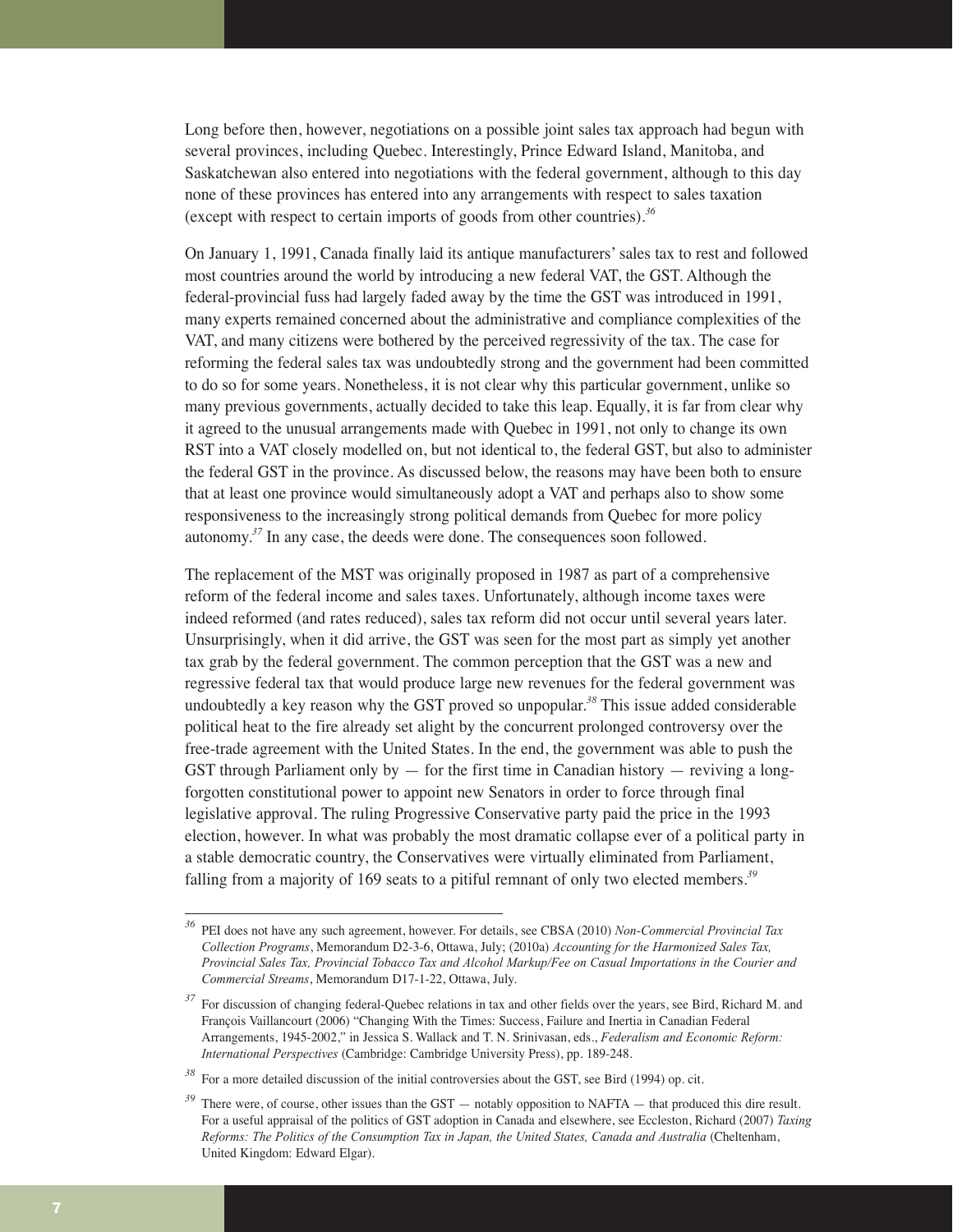Long before then, however, negotiations on a possible joint sales tax approach had begun with several provinces, including Quebec. Interestingly, Prince Edward Island, Manitoba, and Saskatchewan also entered into negotiations with the federal government, although to this day none of these provinces has entered into any arrangements with respect to sales taxation (except with respect to certain imports of goods from other countries).[36]

On January 1, 1991, Canada finally laid its antique manufacturers' sales tax to rest and followed most countries around the world by introducing a new federal VAT, the GST. Although the federal-provincial fuss had largely faded away by the time the GST was introduced in 1991, many experts remained concerned about the administrative and compliance complexities of the VAT, and many citizens were bothered by the perceived regressivity of the tax. The case for reforming the federal sales tax was undoubtedly strong and the government had been committed to do so for some years. Nonetheless, it is not clear why this particular government, unlike so many previous governments, actually decided to take this leap. Equally, it is far from clear why it agreed to the unusual arrangements made with Quebec in 1991, not only to change its own RST into a VAT closely modelled on, but not identical to, the federal GST, but also to administer the federal GST in the province. As discussed below, the reasons may have been both to ensure that at least one province would simultaneously adopt a VAT and perhaps also to show some responsiveness to the increasingly strong political demands from Quebec for more policy autonomy.[37] In any case, the deeds were done. The consequences soon followed.

The replacement of the MST was originally proposed in 1987 as part of a comprehensive reform of the federal income and sales taxes. Unfortunately, although income taxes were indeed reformed (and rates reduced), sales tax reform did not occur until several years later. Unsurprisingly, when it did arrive, the GST was seen for the most part as simply yet another tax grab by the federal government. The common perception that the GST was a new and regressive federal tax that would produce large new revenues for the federal government was undoubtedly a key reason why the GST proved so unpopular.[38] This issue added considerable political heat to the fire already set alight by the concurrent prolonged controversy over the free-trade agreement with the United States. In the end, the government was able to push the GST through Parliament only by — for the first time in Canadian history — reviving a long-forgotten constitutional power to appoint new Senators in order to force through final legislative approval. The ruling Progressive Conservative party paid the price in the 1993 election, however. In what was probably the most dramatic collapse ever of a political party in a stable democratic country, the Conservatives were virtually eliminated from Parliament, falling from a majority of 169 seats to a pitiful remnant of only two elected members.[39]

---

[36] PEI does not have any such agreement, however. For details, see CBSA (2010) *Non-Commercial Provincial Tax Collection Programs*, Memorandum D2-3-6, Ottawa, July; (2010a) *Accounting for the Harmonized Sales Tax, Provincial Sales Tax, Provincial Tobacco Tax and Alcohol Markup/Fee on Casual Importations in the Courier and Commercial Streams*, Memorandum D17-1-22, Ottawa, July.

[37] For discussion of changing federal-Quebec relations in tax and other fields over the years, see Bird, Richard M. and François Vaillancourt (2006) "Changing With the Times: Success, Failure and Inertia in Canadian Federal Arrangements, 1945-2002," in Jessica S. Wallack and T. N. Srinivasan, eds., *Federalism and Economic Reform: International Perspectives* (Cambridge: Cambridge University Press), pp. 189-248.

[38] For a more detailed discussion of the initial controversies about the GST, see Bird (1994) op. cit.

[39] There were, of course, other issues than the GST — notably opposition to NAFTA — that produced this dire result. For a useful appraisal of the politics of GST adoption in Canada and elsewhere, see Eccleston, Richard (2007) *Taxing Reforms: The Politics of the Consumption Tax in Japan, the United States, Canada and Australia* (Cheltenham, United Kingdom: Edward Elgar).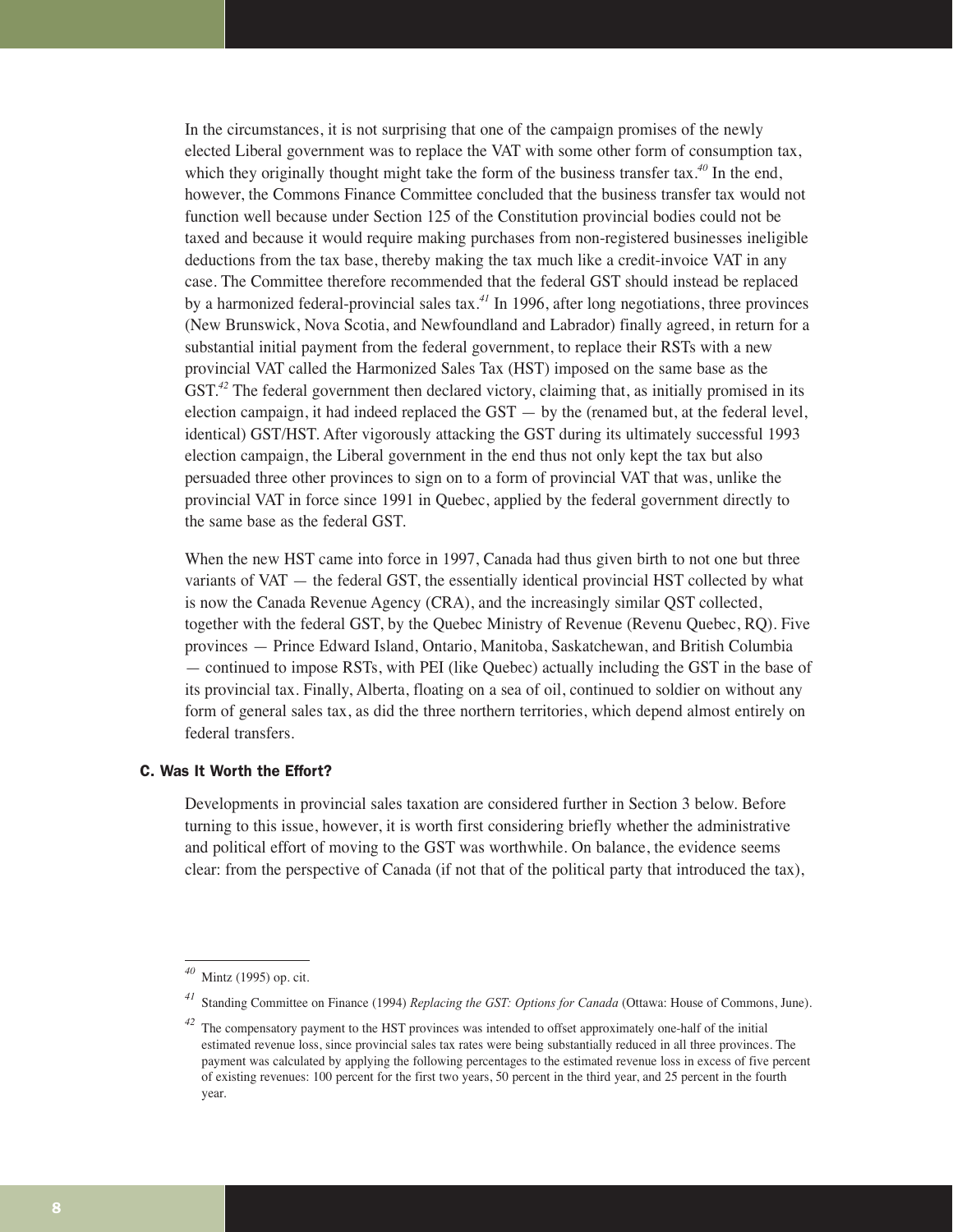In the circumstances, it is not surprising that one of the campaign promises of the newly elected Liberal government was to replace the VAT with some other form of consumption tax, which they originally thought might take the form of the business transfer tax.[40] In the end, however, the Commons Finance Committee concluded that the business transfer tax would not function well because under Section 125 of the Constitution provincial bodies could not be taxed and because it would require making purchases from non-registered businesses ineligible deductions from the tax base, thereby making the tax much like a credit-invoice VAT in any case. The Committee therefore recommended that the federal GST should instead be replaced by a harmonized federal-provincial sales tax.[41] In 1996, after long negotiations, three provinces (New Brunswick, Nova Scotia, and Newfoundland and Labrador) finally agreed, in return for a substantial initial payment from the federal government, to replace their RSTs with a new provincial VAT called the Harmonized Sales Tax (HST) imposed on the same base as the GST.[42] The federal government then declared victory, claiming that, as initially promised in its election campaign, it had indeed replaced the GST — by the (renamed but, at the federal level, identical) GST/HST. After vigorously attacking the GST during its ultimately successful 1993 election campaign, the Liberal government in the end thus not only kept the tax but also persuaded three other provinces to sign on to a form of provincial VAT that was, unlike the provincial VAT in force since 1991 in Quebec, applied by the federal government directly to the same base as the federal GST.

When the new HST came into force in 1997, Canada had thus given birth to not one but three variants of VAT — the federal GST, the essentially identical provincial HST collected by what is now the Canada Revenue Agency (CRA), and the increasingly similar QST collected, together with the federal GST, by the Quebec Ministry of Revenue (Revenu Quebec, RQ). Five provinces — Prince Edward Island, Ontario, Manitoba, Saskatchewan, and British Columbia — continued to impose RSTs, with PEI (like Quebec) actually including the GST in the base of its provincial tax. Finally, Alberta, floating on a sea of oil, continued to soldier on without any form of general sales tax, as did the three northern territories, which depend almost entirely on federal transfers.

### C. Was It Worth the Effort?

Developments in provincial sales taxation are considered further in Section 3 below. Before turning to this issue, however, it is worth first considering briefly whether the administrative and political effort of moving to the GST was worthwhile. On balance, the evidence seems clear: from the perspective of Canada (if not that of the political party that introduced the tax),

---

[40] Mintz (1995) op. cit.

[41] Standing Committee on Finance (1994) *Replacing the GST: Options for Canada* (Ottawa: House of Commons, June).

[42] The compensatory payment to the HST provinces was intended to offset approximately one-half of the initial estimated revenue loss, since provincial sales tax rates were being substantially reduced in all three provinces. The payment was calculated by applying the following percentages to the estimated revenue loss in excess of five percent of existing revenues: 100 percent for the first two years, 50 percent in the third year, and 25 percent in the fourth year.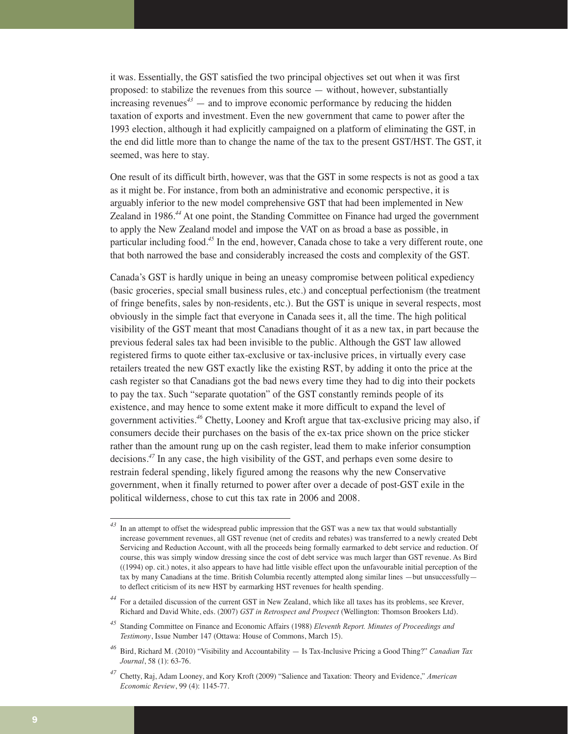it was. Essentially, the GST satisfied the two principal objectives set out when it was first proposed: to stabilize the revenues from this source — without, however, substantially increasing revenues[43] — and to improve economic performance by reducing the hidden taxation of exports and investment. Even the new government that came to power after the 1993 election, although it had explicitly campaigned on a platform of eliminating the GST, in the end did little more than to change the name of the tax to the present GST/HST. The GST, it seemed, was here to stay.

One result of its difficult birth, however, was that the GST in some respects is not as good a tax as it might be. For instance, from both an administrative and economic perspective, it is arguably inferior to the new model comprehensive GST that had been implemented in New Zealand in 1986.[44] At one point, the Standing Committee on Finance had urged the government to apply the New Zealand model and impose the VAT on as broad a base as possible, in particular including food.[45] In the end, however, Canada chose to take a very different route, one that both narrowed the base and considerably increased the costs and complexity of the GST.

Canada's GST is hardly unique in being an uneasy compromise between political expediency (basic groceries, special small business rules, etc.) and conceptual perfectionism (the treatment of fringe benefits, sales by non-residents, etc.). But the GST is unique in several respects, most obviously in the simple fact that everyone in Canada sees it, all the time. The high political visibility of the GST meant that most Canadians thought of it as a new tax, in part because the previous federal sales tax had been invisible to the public. Although the GST law allowed registered firms to quote either tax-exclusive or tax-inclusive prices, in virtually every case retailers treated the new GST exactly like the existing RST, by adding it onto the price at the cash register so that Canadians got the bad news every time they had to dig into their pockets to pay the tax. Such "separate quotation" of the GST constantly reminds people of its existence, and may hence to some extent make it more difficult to expand the level of government activities.[46] Chetty, Looney and Kroft argue that tax-exclusive pricing may also, if consumers decide their purchases on the basis of the ex-tax price shown on the price sticker rather than the amount rung up on the cash register, lead them to make inferior consumption decisions.[47] In any case, the high visibility of the GST, and perhaps even some desire to restrain federal spending, likely figured among the reasons why the new Conservative government, when it finally returned to power after over a decade of post-GST exile in the political wilderness, chose to cut this tax rate in 2006 and 2008.

---

[43] In an attempt to offset the widespread public impression that the GST was a new tax that would substantially increase government revenues, all GST revenue (net of credits and rebates) was transferred to a newly created Debt Servicing and Reduction Account, with all the proceeds being formally earmarked to debt service and reduction. Of course, this was simply window dressing since the cost of debt service was much larger than GST revenue. As Bird ((1994) op. cit.) notes, it also appears to have had little visible effect upon the unfavourable initial perception of the tax by many Canadians at the time. British Columbia recently attempted along similar lines —but unsuccessfully—to deflect criticism of its new HST by earmarking HST revenues for health spending.

[44] For a detailed discussion of the current GST in New Zealand, which like all taxes has its problems, see Krever, Richard and David White, eds. (2007) *GST in Retrospect and Prospect* (Wellington: Thomson Brookers Ltd).

[45] Standing Committee on Finance and Economic Affairs (1988) *Eleventh Report. Minutes of Proceedings and Testimony*, Issue Number 147 (Ottawa: House of Commons, March 15).

[46] Bird, Richard M. (2010) "Visibility and Accountability — Is Tax-Inclusive Pricing a Good Thing?" *Canadian Tax Journal*, 58 (1): 63-76.

[47] Chetty, Raj, Adam Looney, and Kory Kroft (2009) "Salience and Taxation: Theory and Evidence," *American Economic Review*, 99 (4): 1145-77.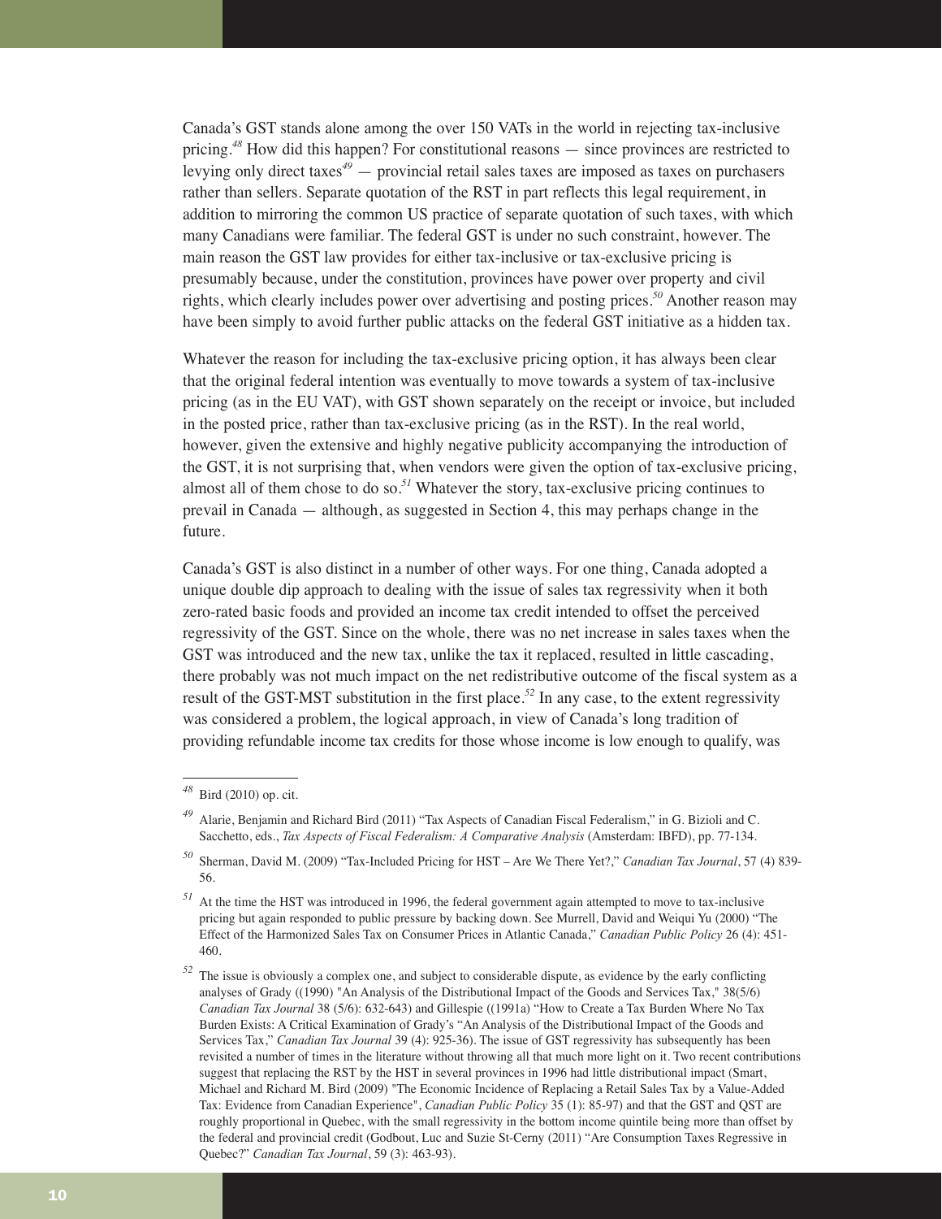Canada's GST stands alone among the over 150 VATs in the world in rejecting tax-inclusive pricing.[48] How did this happen? For constitutional reasons — since provinces are restricted to levying only direct taxes[49] — provincial retail sales taxes are imposed as taxes on purchasers rather than sellers. Separate quotation of the RST in part reflects this legal requirement, in addition to mirroring the common US practice of separate quotation of such taxes, with which many Canadians were familiar. The federal GST is under no such constraint, however. The main reason the GST law provides for either tax-inclusive or tax-exclusive pricing is presumably because, under the constitution, provinces have power over property and civil rights, which clearly includes power over advertising and posting prices.[50] Another reason may have been simply to avoid further public attacks on the federal GST initiative as a hidden tax.

Whatever the reason for including the tax-exclusive pricing option, it has always been clear that the original federal intention was eventually to move towards a system of tax-inclusive pricing (as in the EU VAT), with GST shown separately on the receipt or invoice, but included in the posted price, rather than tax-exclusive pricing (as in the RST). In the real world, however, given the extensive and highly negative publicity accompanying the introduction of the GST, it is not surprising that, when vendors were given the option of tax-exclusive pricing, almost all of them chose to do so.[51] Whatever the story, tax-exclusive pricing continues to prevail in Canada — although, as suggested in Section 4, this may perhaps change in the future.

Canada's GST is also distinct in a number of other ways. For one thing, Canada adopted a unique double dip approach to dealing with the issue of sales tax regressivity when it both zero-rated basic foods and provided an income tax credit intended to offset the perceived regressivity of the GST. Since on the whole, there was no net increase in sales taxes when the GST was introduced and the new tax, unlike the tax it replaced, resulted in little cascading, there probably was not much impact on the net redistributive outcome of the fiscal system as a result of the GST-MST substitution in the first place.[52] In any case, to the extent regressivity was considered a problem, the logical approach, in view of Canada's long tradition of providing refundable income tax credits for those whose income is low enough to qualify, was

---

[48] Bird (2010) op. cit.

[49] Alarie, Benjamin and Richard Bird (2011) "Tax Aspects of Canadian Fiscal Federalism," in G. Bizioli and C. Sacchetto, eds., *Tax Aspects of Fiscal Federalism: A Comparative Analysis* (Amsterdam: IBFD), pp. 77-134.

[50] Sherman, David M. (2009) "Tax-Included Pricing for HST – Are We There Yet?," *Canadian Tax Journal*, 57 (4) 839-56.

[51] At the time the HST was introduced in 1996, the federal government again attempted to move to tax-inclusive pricing but again responded to public pressure by backing down. See Murrell, David and Weiqui Yu (2000) "The Effect of the Harmonized Sales Tax on Consumer Prices in Atlantic Canada," *Canadian Public Policy* 26 (4): 451-460.

[52] The issue is obviously a complex one, and subject to considerable dispute, as evidence by the early conflicting analyses of Grady ((1990) "An Analysis of the Distributional Impact of the Goods and Services Tax," 38(5/6) *Canadian Tax Journal* 38 (5/6): 632-643) and Gillespie ((1991a) "How to Create a Tax Burden Where No Tax Burden Exists: A Critical Examination of Grady's "An Analysis of the Distributional Impact of the Goods and Services Tax," *Canadian Tax Journal* 39 (4): 925-36). The issue of GST regressivity has subsequently has been revisited a number of times in the literature without throwing all that much more light on it. Two recent contributions suggest that replacing the RST by the HST in several provinces in 1996 had little distributional impact (Smart, Michael and Richard M. Bird (2009) "The Economic Incidence of Replacing a Retail Sales Tax by a Value-Added Tax: Evidence from Canadian Experience", *Canadian Public Policy* 35 (1): 85-97) and that the GST and QST are roughly proportional in Quebec, with the small regressivity in the bottom income quintile being more than offset by the federal and provincial credit (Godbout, Luc and Suzie St-Cerny (2011) "Are Consumption Taxes Regressive in Quebec?" *Canadian Tax Journal*, 59 (3): 463-93).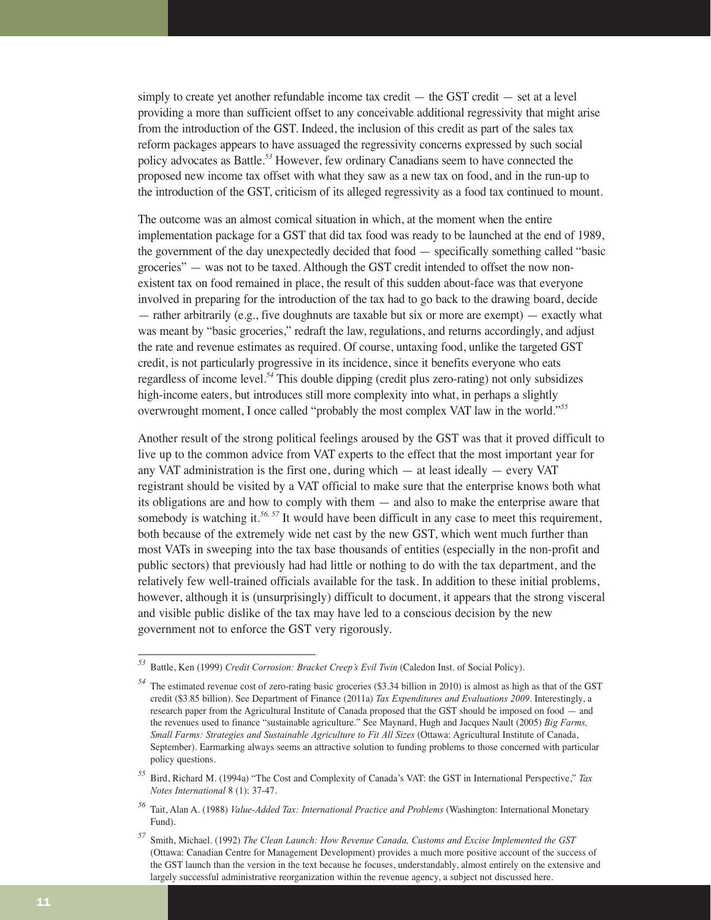simply to create yet another refundable income tax credit — the GST credit — set at a level providing a more than sufficient offset to any conceivable additional regressivity that might arise from the introduction of the GST. Indeed, the inclusion of this credit as part of the sales tax reform packages appears to have assuaged the regressivity concerns expressed by such social policy advocates as Battle.[53] However, few ordinary Canadians seem to have connected the proposed new income tax offset with what they saw as a new tax on food, and in the run-up to the introduction of the GST, criticism of its alleged regressivity as a food tax continued to mount.

The outcome was an almost comical situation in which, at the moment when the entire implementation package for a GST that did tax food was ready to be launched at the end of 1989, the government of the day unexpectedly decided that food — specifically something called "basic groceries" — was not to be taxed. Although the GST credit intended to offset the now non-existent tax on food remained in place, the result of this sudden about-face was that everyone involved in preparing for the introduction of the tax had to go back to the drawing board, decide — rather arbitrarily (e.g., five doughnuts are taxable but six or more are exempt) — exactly what was meant by "basic groceries," redraft the law, regulations, and returns accordingly, and adjust the rate and revenue estimates as required. Of course, untaxing food, unlike the targeted GST credit, is not particularly progressive in its incidence, since it benefits everyone who eats regardless of income level.[54] This double dipping (credit plus zero-rating) not only subsidizes high-income eaters, but introduces still more complexity into what, in perhaps a slightly overwrought moment, I once called "probably the most complex VAT law in the world."[55]

Another result of the strong political feelings aroused by the GST was that it proved difficult to live up to the common advice from VAT experts to the effect that the most important year for any VAT administration is the first one, during which — at least ideally — every VAT registrant should be visited by a VAT official to make sure that the enterprise knows both what its obligations are and how to comply with them — and also to make the enterprise aware that somebody is watching it.[56, 57] It would have been difficult in any case to meet this requirement, both because of the extremely wide net cast by the new GST, which went much further than most VATs in sweeping into the tax base thousands of entities (especially in the non-profit and public sectors) that previously had had little or nothing to do with the tax department, and the relatively few well-trained officials available for the task. In addition to these initial problems, however, although it is (unsurprisingly) difficult to document, it appears that the strong visceral and visible public dislike of the tax may have led to a conscious decision by the new government not to enforce the GST very rigorously.

---

[53] Battle, Ken (1999) *Credit Corrosion: Bracket Creep's Evil Twin* (Caledon Inst. of Social Policy).

[54] The estimated revenue cost of zero-rating basic groceries ($3.34 billion in 2010) is almost as high as that of the GST credit ($3.85 billion). See Department of Finance (2011a) *Tax Expenditures and Evaluations 2009*. Interestingly, a research paper from the Agricultural Institute of Canada proposed that the GST should be imposed on food — and the revenues used to finance "sustainable agriculture." See Maynard, Hugh and Jacques Nault (2005) *Big Farms, Small Farms: Strategies and Sustainable Agriculture to Fit All Sizes* (Ottawa: Agricultural Institute of Canada, September). Earmarking always seems an attractive solution to funding problems to those concerned with particular policy questions.

[55] Bird, Richard M. (1994a) "The Cost and Complexity of Canada's VAT: the GST in International Perspective," *Tax Notes International* 8 (1): 37-47.

[56] Tait, Alan A. (1988) *Value-Added Tax: International Practice and Problems* (Washington: International Monetary Fund).

[57] Smith, Michael. (1992) *The Clean Launch: How Revenue Canada, Customs and Excise Implemented the GST* (Ottawa: Canadian Centre for Management Development) provides a much more positive account of the success of the GST launch than the version in the text because he focuses, understandably, almost entirely on the extensive and largely successful administrative reorganization within the revenue agency, a subject not discussed here.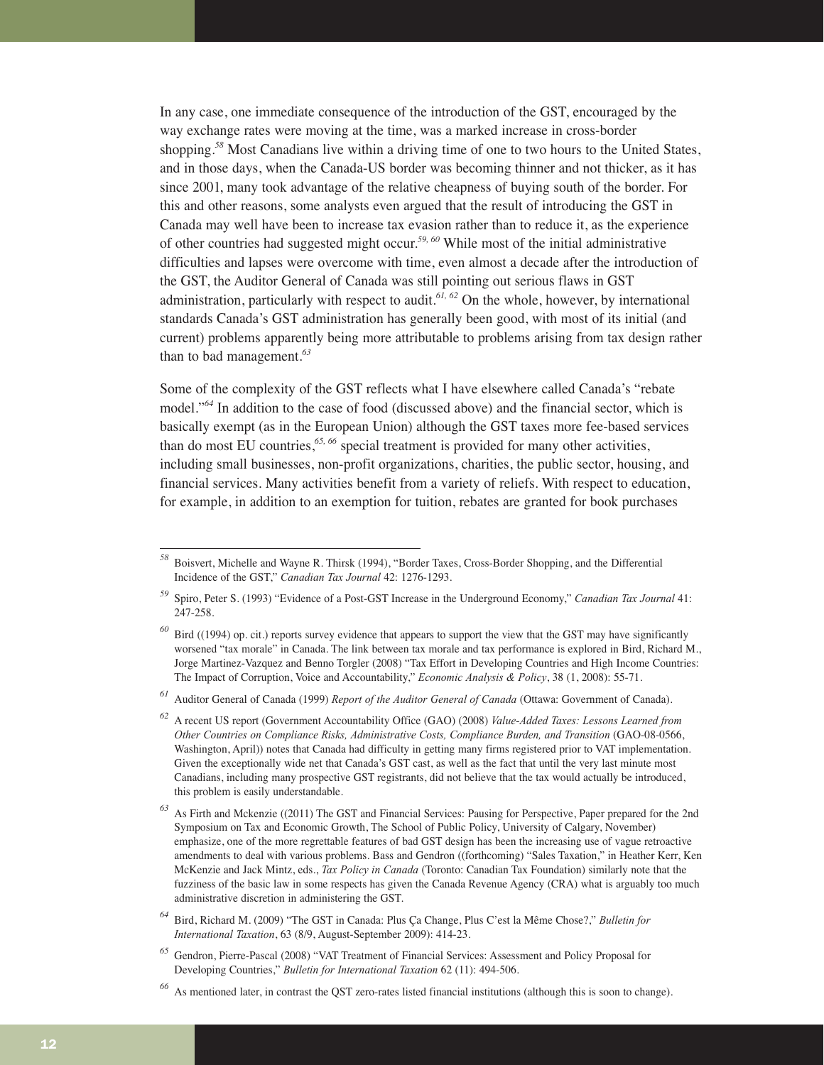In any case, one immediate consequence of the introduction of the GST, encouraged by the way exchange rates were moving at the time, was a marked increase in cross-border shopping.[58] Most Canadians live within a driving time of one to two hours to the United States, and in those days, when the Canada-US border was becoming thinner and not thicker, as it has since 2001, many took advantage of the relative cheapness of buying south of the border. For this and other reasons, some analysts even argued that the result of introducing the GST in Canada may well have been to increase tax evasion rather than to reduce it, as the experience of other countries had suggested might occur.[59, 60] While most of the initial administrative difficulties and lapses were overcome with time, even almost a decade after the introduction of the GST, the Auditor General of Canada was still pointing out serious flaws in GST administration, particularly with respect to audit.[61, 62] On the whole, however, by international standards Canada's GST administration has generally been good, with most of its initial (and current) problems apparently being more attributable to problems arising from tax design rather than to bad management.[63]

Some of the complexity of the GST reflects what I have elsewhere called Canada's "rebate model."[64] In addition to the case of food (discussed above) and the financial sector, which is basically exempt (as in the European Union) although the GST taxes more fee-based services than do most EU countries,[65, 66] special treatment is provided for many other activities, including small businesses, non-profit organizations, charities, the public sector, housing, and financial services. Many activities benefit from a variety of reliefs. With respect to education, for example, in addition to an exemption for tuition, rebates are granted for book purchases

---

[58] Boisvert, Michelle and Wayne R. Thirsk (1994), "Border Taxes, Cross-Border Shopping, and the Differential Incidence of the GST," *Canadian Tax Journal* 42: 1276-1293.

[59] Spiro, Peter S. (1993) "Evidence of a Post-GST Increase in the Underground Economy," *Canadian Tax Journal* 41: 247-258.

[60] Bird ((1994) op. cit.) reports survey evidence that appears to support the view that the GST may have significantly worsened "tax morale" in Canada. The link between tax morale and tax performance is explored in Bird, Richard M., Jorge Martinez-Vazquez and Benno Torgler (2008) "Tax Effort in Developing Countries and High Income Countries: The Impact of Corruption, Voice and Accountability," *Economic Analysis & Policy*, 38 (1, 2008): 55-71.

[61] Auditor General of Canada (1999) *Report of the Auditor General of Canada* (Ottawa: Government of Canada).

[62] A recent US report (Government Accountability Office (GAO) (2008) *Value-Added Taxes: Lessons Learned from Other Countries on Compliance Risks, Administrative Costs, Compliance Burden, and Transition* (GAO-08-0566, Washington, April)) notes that Canada had difficulty in getting many firms registered prior to VAT implementation. Given the exceptionally wide net that Canada's GST cast, as well as the fact that until the very last minute most Canadians, including many prospective GST registrants, did not believe that the tax would actually be introduced, this problem is easily understandable.

[63] As Firth and Mckenzie ((2011) The GST and Financial Services: Pausing for Perspective, Paper prepared for the 2nd Symposium on Tax and Economic Growth, The School of Public Policy, University of Calgary, November) emphasize, one of the more regrettable features of bad GST design has been the increasing use of vague retroactive amendments to deal with various problems. Bass and Gendron ((forthcoming) "Sales Taxation," in Heather Kerr, Ken McKenzie and Jack Mintz, eds., *Tax Policy in Canada* (Toronto: Canadian Tax Foundation) similarly note that the fuzziness of the basic law in some respects has given the Canada Revenue Agency (CRA) what is arguably too much administrative discretion in administering the GST.

[64] Bird, Richard M. (2009) "The GST in Canada: Plus Ça Change, Plus C'est la Même Chose?," *Bulletin for International Taxation*, 63 (8/9, August-September 2009): 414-23.

[65] Gendron, Pierre-Pascal (2008) "VAT Treatment of Financial Services: Assessment and Policy Proposal for Developing Countries," *Bulletin for International Taxation* 62 (11): 494-506.

[66] As mentioned later, in contrast the QST zero-rates listed financial institutions (although this is soon to change).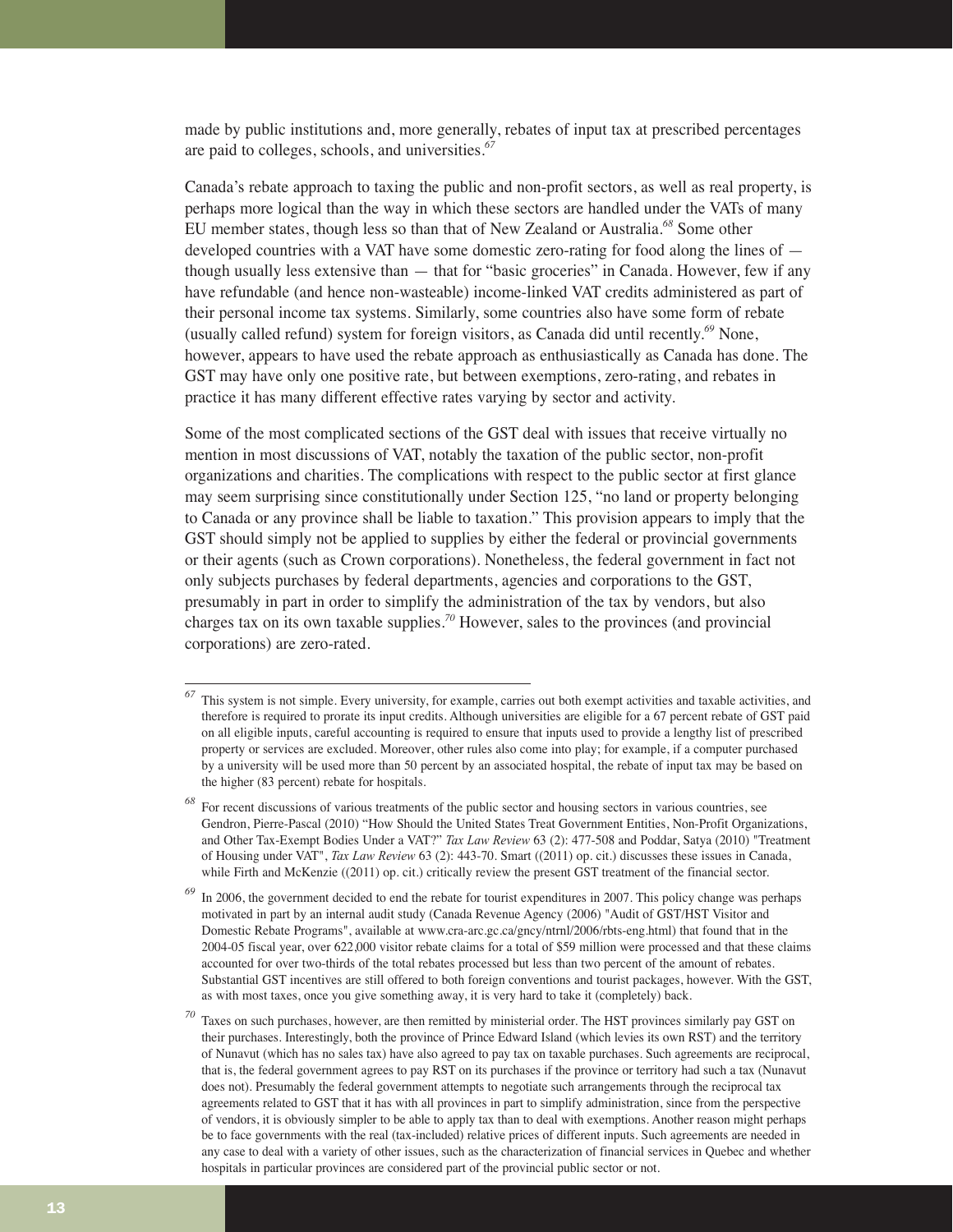made by public institutions and, more generally, rebates of input tax at prescribed percentages are paid to colleges, schools, and universities.[67]

Canada's rebate approach to taxing the public and non-profit sectors, as well as real property, is perhaps more logical than the way in which these sectors are handled under the VATs of many EU member states, though less so than that of New Zealand or Australia.[68] Some other developed countries with a VAT have some domestic zero-rating for food along the lines of — though usually less extensive than — that for "basic groceries" in Canada. However, few if any have refundable (and hence non-wasteable) income-linked VAT credits administered as part of their personal income tax systems. Similarly, some countries also have some form of rebate (usually called refund) system for foreign visitors, as Canada did until recently.[69] None, however, appears to have used the rebate approach as enthusiastically as Canada has done. The GST may have only one positive rate, but between exemptions, zero-rating, and rebates in practice it has many different effective rates varying by sector and activity.

Some of the most complicated sections of the GST deal with issues that receive virtually no mention in most discussions of VAT, notably the taxation of the public sector, non-profit organizations and charities. The complications with respect to the public sector at first glance may seem surprising since constitutionally under Section 125, "no land or property belonging to Canada or any province shall be liable to taxation." This provision appears to imply that the GST should simply not be applied to supplies by either the federal or provincial governments or their agents (such as Crown corporations). Nonetheless, the federal government in fact not only subjects purchases by federal departments, agencies and corporations to the GST, presumably in part in order to simplify the administration of the tax by vendors, but also charges tax on its own taxable supplies.[70] However, sales to the provinces (and provincial corporations) are zero-rated.

---

[67] This system is not simple. Every university, for example, carries out both exempt activities and taxable activities, and therefore is required to prorate its input credits. Although universities are eligible for a 67 percent rebate of GST paid on all eligible inputs, careful accounting is required to ensure that inputs used to provide a lengthy list of prescribed property or services are excluded. Moreover, other rules also come into play; for example, if a computer purchased by a university will be used more than 50 percent by an associated hospital, the rebate of input tax may be based on the higher (83 percent) rebate for hospitals.

[68] For recent discussions of various treatments of the public sector and housing sectors in various countries, see Gendron, Pierre-Pascal (2010) "How Should the United States Treat Government Entities, Non-Profit Organizations, and Other Tax-Exempt Bodies Under a VAT?" *Tax Law Review* 63 (2): 477-508 and Poddar, Satya (2010) "Treatment of Housing under VAT", *Tax Law Review* 63 (2): 443-70. Smart ((2011) op. cit.) discusses these issues in Canada, while Firth and McKenzie ((2011) op. cit.) critically review the present GST treatment of the financial sector.

[69] In 2006, the government decided to end the rebate for tourist expenditures in 2007. This policy change was perhaps motivated in part by an internal audit study (Canada Revenue Agency (2006) "Audit of GST/HST Visitor and Domestic Rebate Programs", available at www.cra-arc.gc.ca/gncy/ntrnl/2006/rbts-eng.html) that found that in the 2004-05 fiscal year, over 622,000 visitor rebate claims for a total of $59 million were processed and that these claims accounted for over two-thirds of the total rebates processed but less than two percent of the amount of rebates. Substantial GST incentives are still offered to both foreign conventions and tourist packages, however. With the GST, as with most taxes, once you give something away, it is very hard to take it (completely) back.

[70] Taxes on such purchases, however, are then remitted by ministerial order. The HST provinces similarly pay GST on their purchases. Interestingly, both the province of Prince Edward Island (which levies its own RST) and the territory of Nunavut (which has no sales tax) have also agreed to pay tax on taxable purchases. Such agreements are reciprocal, that is, the federal government agrees to pay RST on its purchases if the province or territory had such a tax (Nunavut does not). Presumably the federal government attempts to negotiate such arrangements through the reciprocal tax agreements related to GST that it has with all provinces in part to simplify administration, since from the perspective of vendors, it is obviously simpler to be able to apply tax than to deal with exemptions. Another reason might perhaps be to face governments with the real (tax-included) relative prices of different inputs. Such agreements are needed in any case to deal with a variety of other issues, such as the characterization of financial services in Quebec and whether hospitals in particular provinces are considered part of the provincial public sector or not.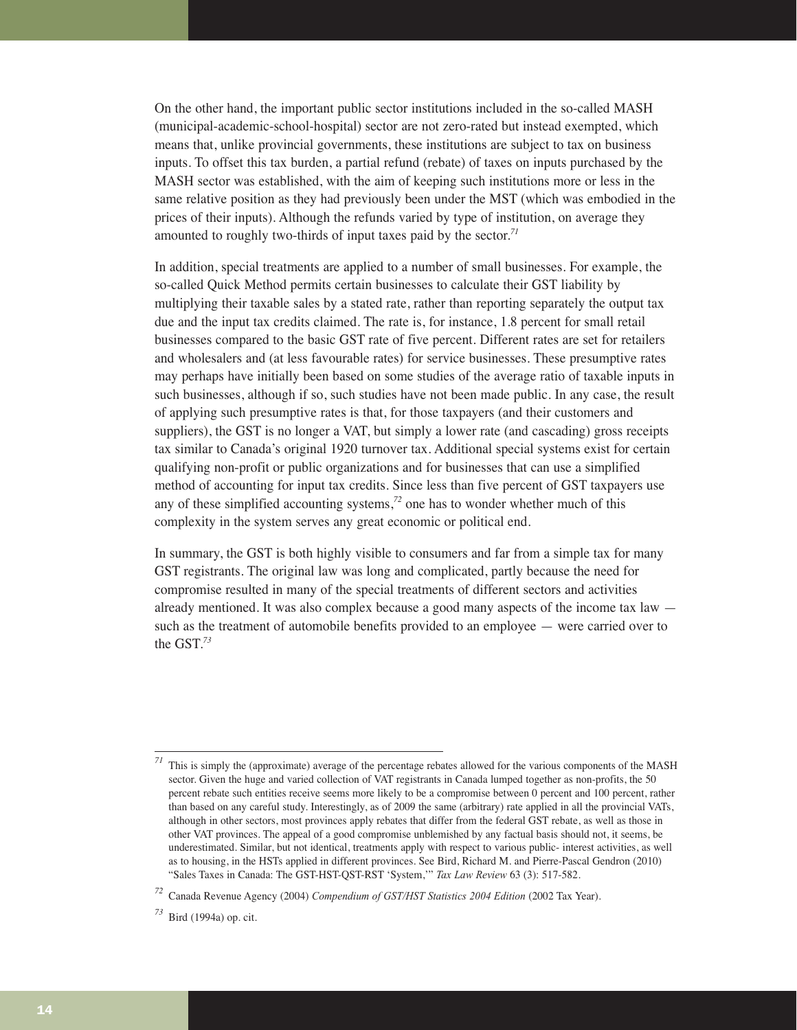On the other hand, the important public sector institutions included in the so-called MASH (municipal-academic-school-hospital) sector are not zero-rated but instead exempted, which means that, unlike provincial governments, these institutions are subject to tax on business inputs. To offset this tax burden, a partial refund (rebate) of taxes on inputs purchased by the MASH sector was established, with the aim of keeping such institutions more or less in the same relative position as they had previously been under the MST (which was embodied in the prices of their inputs). Although the refunds varied by type of institution, on average they amounted to roughly two-thirds of input taxes paid by the sector.[71]

In addition, special treatments are applied to a number of small businesses. For example, the so-called Quick Method permits certain businesses to calculate their GST liability by multiplying their taxable sales by a stated rate, rather than reporting separately the output tax due and the input tax credits claimed. The rate is, for instance, 1.8 percent for small retail businesses compared to the basic GST rate of five percent. Different rates are set for retailers and wholesalers and (at less favourable rates) for service businesses. These presumptive rates may perhaps have initially been based on some studies of the average ratio of taxable inputs in such businesses, although if so, such studies have not been made public. In any case, the result of applying such presumptive rates is that, for those taxpayers (and their customers and suppliers), the GST is no longer a VAT, but simply a lower rate (and cascading) gross receipts tax similar to Canada's original 1920 turnover tax. Additional special systems exist for certain qualifying non-profit or public organizations and for businesses that can use a simplified method of accounting for input tax credits. Since less than five percent of GST taxpayers use any of these simplified accounting systems,[72] one has to wonder whether much of this complexity in the system serves any great economic or political end.

In summary, the GST is both highly visible to consumers and far from a simple tax for many GST registrants. The original law was long and complicated, partly because the need for compromise resulted in many of the special treatments of different sectors and activities already mentioned. It was also complex because a good many aspects of the income tax law — such as the treatment of automobile benefits provided to an employee — were carried over to the GST.[73]

---

[71] This is simply the (approximate) average of the percentage rebates allowed for the various components of the MASH sector. Given the huge and varied collection of VAT registrants in Canada lumped together as non-profits, the 50 percent rebate such entities receive seems more likely to be a compromise between 0 percent and 100 percent, rather than based on any careful study. Interestingly, as of 2009 the same (arbitrary) rate applied in all the provincial VATs, although in other sectors, most provinces apply rebates that differ from the federal GST rebate, as well as those in other VAT provinces. The appeal of a good compromise unblemished by any factual basis should not, it seems, be underestimated. Similar, but not identical, treatments apply with respect to various public- interest activities, as well as to housing, in the HSTs applied in different provinces. See Bird, Richard M. and Pierre-Pascal Gendron (2010) "Sales Taxes in Canada: The GST-HST-QST-RST 'System,'" *Tax Law Review* 63 (3): 517-582.

[72] Canada Revenue Agency (2004) *Compendium of GST/HST Statistics 2004 Edition* (2002 Tax Year).

[73] Bird (1994a) op. cit.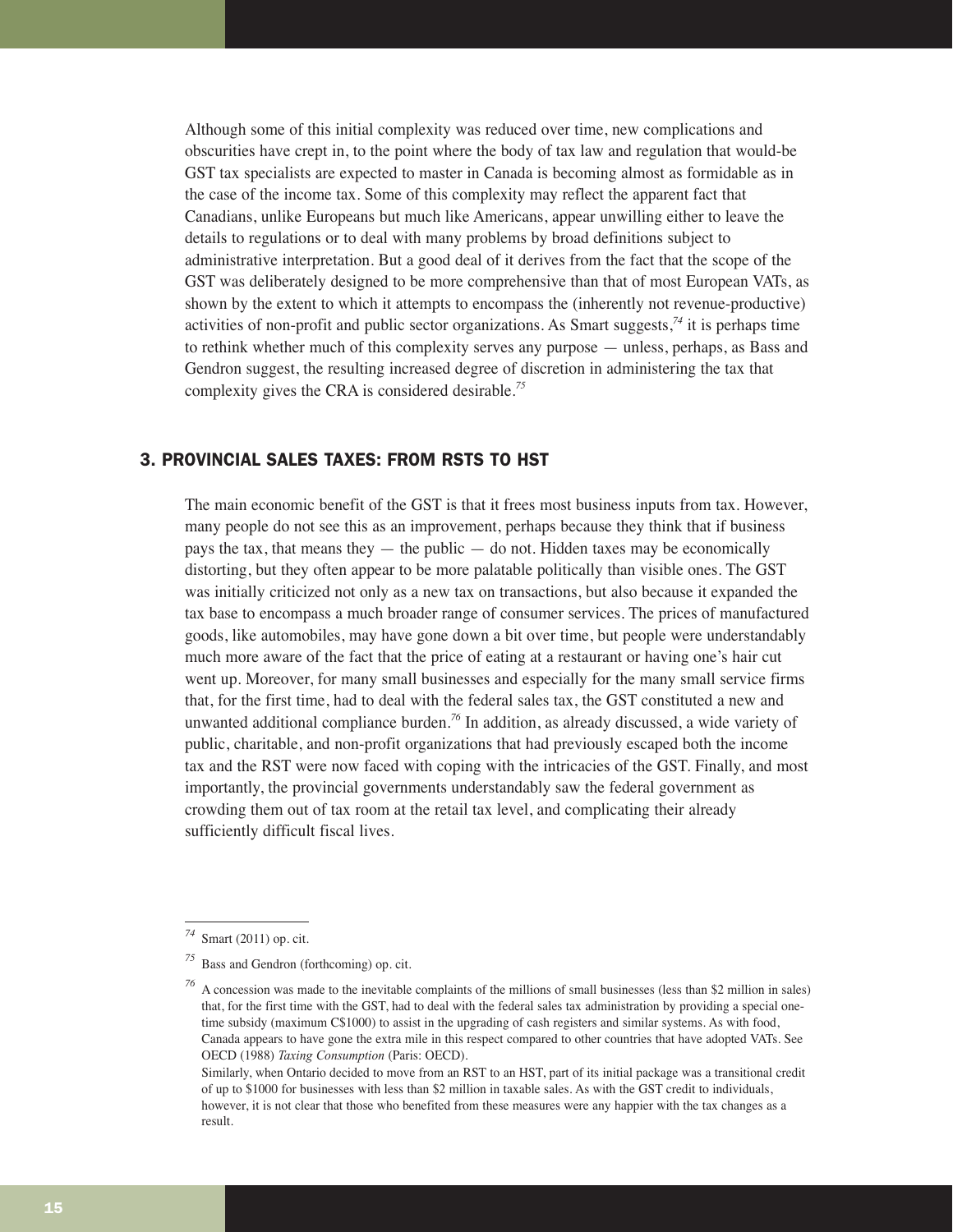Although some of this initial complexity was reduced over time, new complications and obscurities have crept in, to the point where the body of tax law and regulation that would-be GST tax specialists are expected to master in Canada is becoming almost as formidable as in the case of the income tax. Some of this complexity may reflect the apparent fact that Canadians, unlike Europeans but much like Americans, appear unwilling either to leave the details to regulations or to deal with many problems by broad definitions subject to administrative interpretation. But a good deal of it derives from the fact that the scope of the GST was deliberately designed to be more comprehensive than that of most European VATs, as shown by the extent to which it attempts to encompass the (inherently not revenue-productive) activities of non-profit and public sector organizations. As Smart suggests,[74] it is perhaps time to rethink whether much of this complexity serves any purpose — unless, perhaps, as Bass and Gendron suggest, the resulting increased degree of discretion in administering the tax that complexity gives the CRA is considered desirable.[75]

## 3. PROVINCIAL SALES TAXES: FROM RSTS TO HST

The main economic benefit of the GST is that it frees most business inputs from tax. However, many people do not see this as an improvement, perhaps because they think that if business pays the tax, that means they — the public — do not. Hidden taxes may be economically distorting, but they often appear to be more palatable politically than visible ones. The GST was initially criticized not only as a new tax on transactions, but also because it expanded the tax base to encompass a much broader range of consumer services. The prices of manufactured goods, like automobiles, may have gone down a bit over time, but people were understandably much more aware of the fact that the price of eating at a restaurant or having one's hair cut went up. Moreover, for many small businesses and especially for the many small service firms that, for the first time, had to deal with the federal sales tax, the GST constituted a new and unwanted additional compliance burden.[76] In addition, as already discussed, a wide variety of public, charitable, and non-profit organizations that had previously escaped both the income tax and the RST were now faced with coping with the intricacies of the GST. Finally, and most importantly, the provincial governments understandably saw the federal government as crowding them out of tax room at the retail tax level, and complicating their already sufficiently difficult fiscal lives.

---

[74] Smart (2011) op. cit.

[75] Bass and Gendron (forthcoming) op. cit.

[76] A concession was made to the inevitable complaints of the millions of small businesses (less than $2 million in sales) that, for the first time with the GST, had to deal with the federal sales tax administration by providing a special one-time subsidy (maximum C$1000) to assist in the upgrading of cash registers and similar systems. As with food, Canada appears to have gone the extra mile in this respect compared to other countries that have adopted VATs. See OECD (1988) *Taxing Consumption* (Paris: OECD).
Similarly, when Ontario decided to move from an RST to an HST, part of its initial package was a transitional credit of up to $1000 for businesses with less than $2 million in taxable sales. As with the GST credit to individuals, however, it is not clear that those who benefited from these measures were any happier with the tax changes as a result.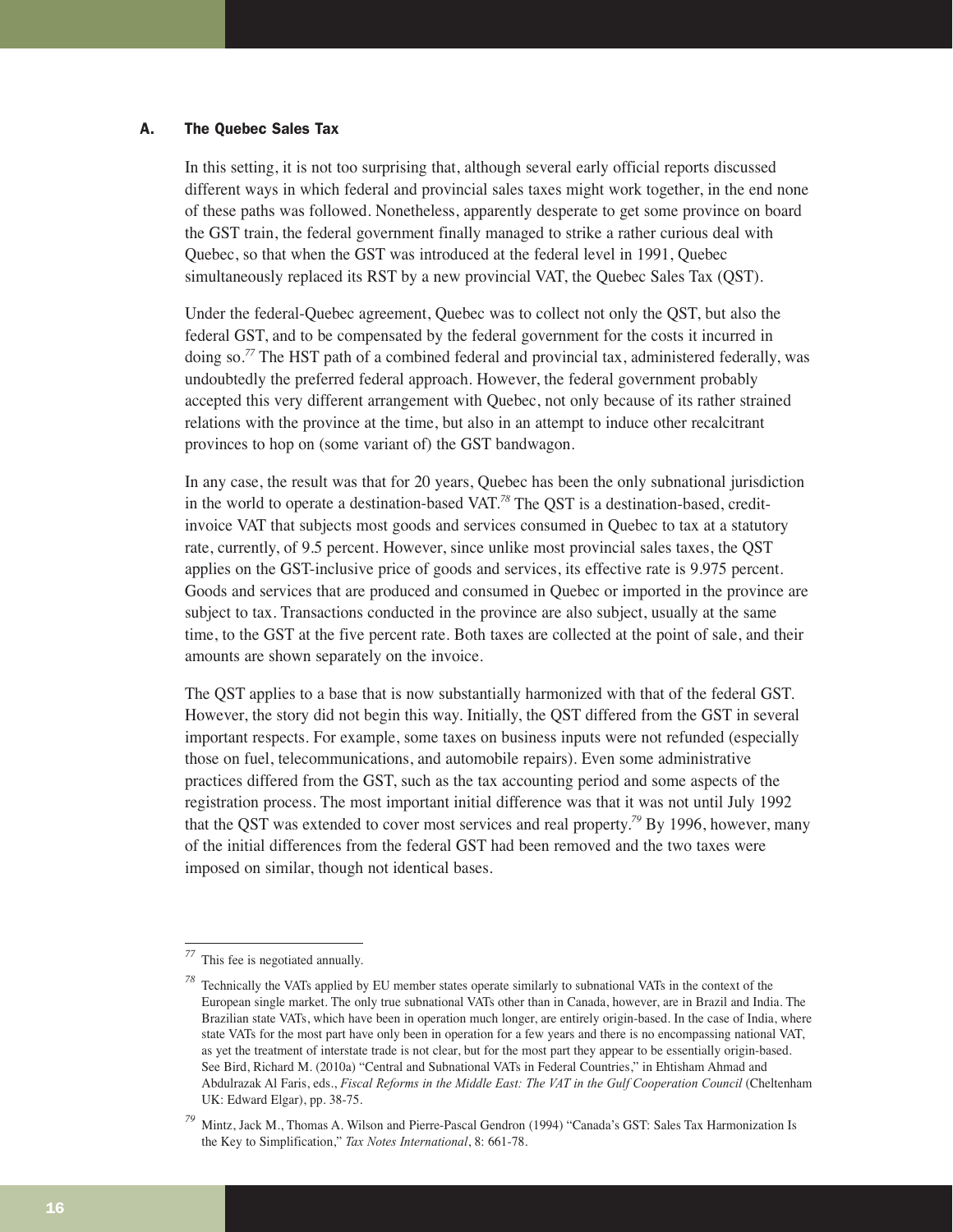### A. The Quebec Sales Tax

In this setting, it is not too surprising that, although several early official reports discussed different ways in which federal and provincial sales taxes might work together, in the end none of these paths was followed. Nonetheless, apparently desperate to get some province on board the GST train, the federal government finally managed to strike a rather curious deal with Quebec, so that when the GST was introduced at the federal level in 1991, Quebec simultaneously replaced its RST by a new provincial VAT, the Quebec Sales Tax (QST).

Under the federal-Quebec agreement, Quebec was to collect not only the QST, but also the federal GST, and to be compensated by the federal government for the costs it incurred in doing so.[77] The HST path of a combined federal and provincial tax, administered federally, was undoubtedly the preferred federal approach. However, the federal government probably accepted this very different arrangement with Quebec, not only because of its rather strained relations with the province at the time, but also in an attempt to induce other recalcitrant provinces to hop on (some variant of) the GST bandwagon.

In any case, the result was that for 20 years, Quebec has been the only subnational jurisdiction in the world to operate a destination-based VAT.[78] The QST is a destination-based, credit-invoice VAT that subjects most goods and services consumed in Quebec to tax at a statutory rate, currently, of 9.5 percent. However, since unlike most provincial sales taxes, the QST applies on the GST-inclusive price of goods and services, its effective rate is 9.975 percent. Goods and services that are produced and consumed in Quebec or imported in the province are subject to tax. Transactions conducted in the province are also subject, usually at the same time, to the GST at the five percent rate. Both taxes are collected at the point of sale, and their amounts are shown separately on the invoice.

The QST applies to a base that is now substantially harmonized with that of the federal GST. However, the story did not begin this way. Initially, the QST differed from the GST in several important respects. For example, some taxes on business inputs were not refunded (especially those on fuel, telecommunications, and automobile repairs). Even some administrative practices differed from the GST, such as the tax accounting period and some aspects of the registration process. The most important initial difference was that it was not until July 1992 that the QST was extended to cover most services and real property.[79] By 1996, however, many of the initial differences from the federal GST had been removed and the two taxes were imposed on similar, though not identical bases.

---

[77] This fee is negotiated annually.

[78] Technically the VATs applied by EU member states operate similarly to subnational VATs in the context of the European single market. The only true subnational VATs other than in Canada, however, are in Brazil and India. The Brazilian state VATs, which have been in operation much longer, are entirely origin-based. In the case of India, where state VATs for the most part have only been in operation for a few years and there is no encompassing national VAT, as yet the treatment of interstate trade is not clear, but for the most part they appear to be essentially origin-based. See Bird, Richard M. (2010a) "Central and Subnational VATs in Federal Countries," in Ehtisham Ahmad and Abdulrazak Al Faris, eds., *Fiscal Reforms in the Middle East: The VAT in the Gulf Cooperation Council* (Cheltenham UK: Edward Elgar), pp. 38-75.

[79] Mintz, Jack M., Thomas A. Wilson and Pierre-Pascal Gendron (1994) "Canada's GST: Sales Tax Harmonization Is the Key to Simplification," *Tax Notes International*, 8: 661-78.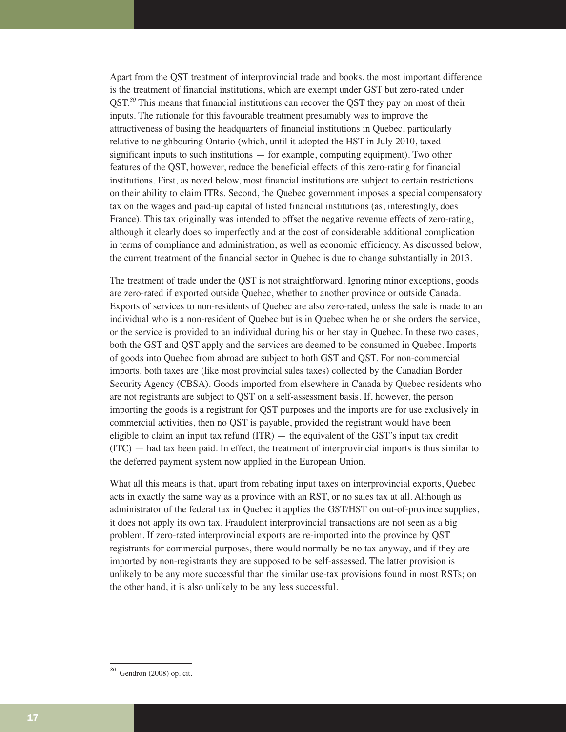Apart from the QST treatment of interprovincial trade and books, the most important difference is the treatment of financial institutions, which are exempt under GST but zero-rated under QST.[80] This means that financial institutions can recover the QST they pay on most of their inputs. The rationale for this favourable treatment presumably was to improve the attractiveness of basing the headquarters of financial institutions in Quebec, particularly relative to neighbouring Ontario (which, until it adopted the HST in July 2010, taxed significant inputs to such institutions — for example, computing equipment). Two other features of the QST, however, reduce the beneficial effects of this zero-rating for financial institutions. First, as noted below, most financial institutions are subject to certain restrictions on their ability to claim ITRs. Second, the Quebec government imposes a special compensatory tax on the wages and paid-up capital of listed financial institutions (as, interestingly, does France). This tax originally was intended to offset the negative revenue effects of zero-rating, although it clearly does so imperfectly and at the cost of considerable additional complication in terms of compliance and administration, as well as economic efficiency. As discussed below, the current treatment of the financial sector in Quebec is due to change substantially in 2013.

The treatment of trade under the QST is not straightforward. Ignoring minor exceptions, goods are zero-rated if exported outside Quebec, whether to another province or outside Canada. Exports of services to non-residents of Quebec are also zero-rated, unless the sale is made to an individual who is a non-resident of Quebec but is in Quebec when he or she orders the service, or the service is provided to an individual during his or her stay in Quebec. In these two cases, both the GST and QST apply and the services are deemed to be consumed in Quebec. Imports of goods into Quebec from abroad are subject to both GST and QST. For non-commercial imports, both taxes are (like most provincial sales taxes) collected by the Canadian Border Security Agency (CBSA). Goods imported from elsewhere in Canada by Quebec residents who are not registrants are subject to QST on a self-assessment basis. If, however, the person importing the goods is a registrant for QST purposes and the imports are for use exclusively in commercial activities, then no QST is payable, provided the registrant would have been eligible to claim an input tax refund (ITR) — the equivalent of the GST's input tax credit (ITC) — had tax been paid. In effect, the treatment of interprovincial imports is thus similar to the deferred payment system now applied in the European Union.

What all this means is that, apart from rebating input taxes on interprovincial exports, Quebec acts in exactly the same way as a province with an RST, or no sales tax at all. Although as administrator of the federal tax in Quebec it applies the GST/HST on out-of-province supplies, it does not apply its own tax. Fraudulent interprovincial transactions are not seen as a big problem. If zero-rated interprovincial exports are re-imported into the province by QST registrants for commercial purposes, there would normally be no tax anyway, and if they are imported by non-registrants they are supposed to be self-assessed. The latter provision is unlikely to be any more successful than the similar use-tax provisions found in most RSTs; on the other hand, it is also unlikely to be any less successful.

---

[80] Gendron (2008) op. cit.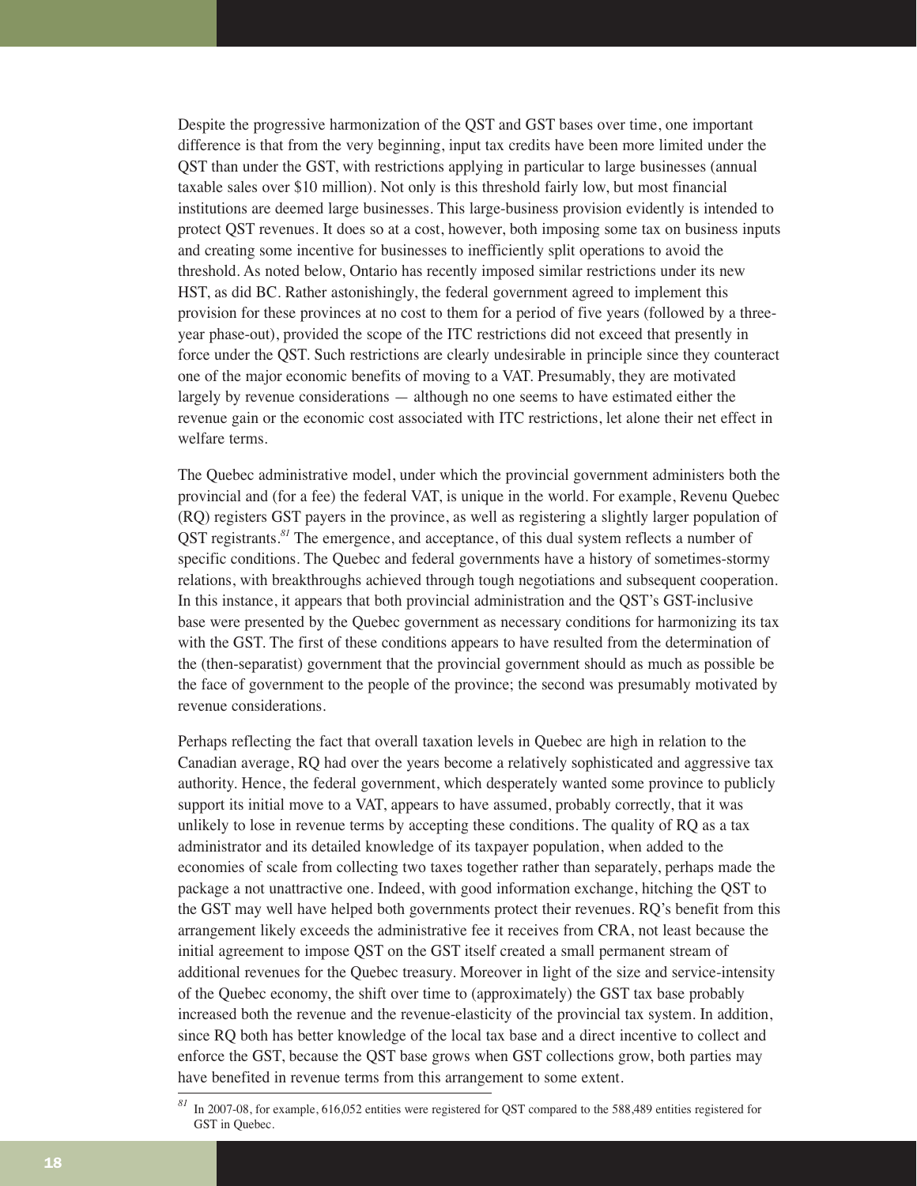Despite the progressive harmonization of the QST and GST bases over time, one important difference is that from the very beginning, input tax credits have been more limited under the QST than under the GST, with restrictions applying in particular to large businesses (annual taxable sales over $10 million). Not only is this threshold fairly low, but most financial institutions are deemed large businesses. This large-business provision evidently is intended to protect QST revenues. It does so at a cost, however, both imposing some tax on business inputs and creating some incentive for businesses to inefficiently split operations to avoid the threshold. As noted below, Ontario has recently imposed similar restrictions under its new HST, as did BC. Rather astonishingly, the federal government agreed to implement this provision for these provinces at no cost to them for a period of five years (followed by a three-year phase-out), provided the scope of the ITC restrictions did not exceed that presently in force under the QST. Such restrictions are clearly undesirable in principle since they counteract one of the major economic benefits of moving to a VAT. Presumably, they are motivated largely by revenue considerations — although no one seems to have estimated either the revenue gain or the economic cost associated with ITC restrictions, let alone their net effect in welfare terms.

The Quebec administrative model, under which the provincial government administers both the provincial and (for a fee) the federal VAT, is unique in the world. For example, Revenu Quebec (RQ) registers GST payers in the province, as well as registering a slightly larger population of QST registrants.[81] The emergence, and acceptance, of this dual system reflects a number of specific conditions. The Quebec and federal governments have a history of sometimes-stormy relations, with breakthroughs achieved through tough negotiations and subsequent cooperation. In this instance, it appears that both provincial administration and the QST's GST-inclusive base were presented by the Quebec government as necessary conditions for harmonizing its tax with the GST. The first of these conditions appears to have resulted from the determination of the (then-separatist) government that the provincial government should as much as possible be the face of government to the people of the province; the second was presumably motivated by revenue considerations.

Perhaps reflecting the fact that overall taxation levels in Quebec are high in relation to the Canadian average, RQ had over the years become a relatively sophisticated and aggressive tax authority. Hence, the federal government, which desperately wanted some province to publicly support its initial move to a VAT, appears to have assumed, probably correctly, that it was unlikely to lose in revenue terms by accepting these conditions. The quality of RQ as a tax administrator and its detailed knowledge of its taxpayer population, when added to the economies of scale from collecting two taxes together rather than separately, perhaps made the package a not unattractive one. Indeed, with good information exchange, hitching the QST to the GST may well have helped both governments protect their revenues. RQ's benefit from this arrangement likely exceeds the administrative fee it receives from CRA, not least because the initial agreement to impose QST on the GST itself created a small permanent stream of additional revenues for the Quebec treasury. Moreover in light of the size and service-intensity of the Quebec economy, the shift over time to (approximately) the GST tax base probably increased both the revenue and the revenue-elasticity of the provincial tax system. In addition, since RQ both has better knowledge of the local tax base and a direct incentive to collect and enforce the GST, because the QST base grows when GST collections grow, both parties may have benefited in revenue terms from this arrangement to some extent.

[81] In 2007-08, for example, 616,052 entities were registered for QST compared to the 588,489 entities registered for GST in Quebec.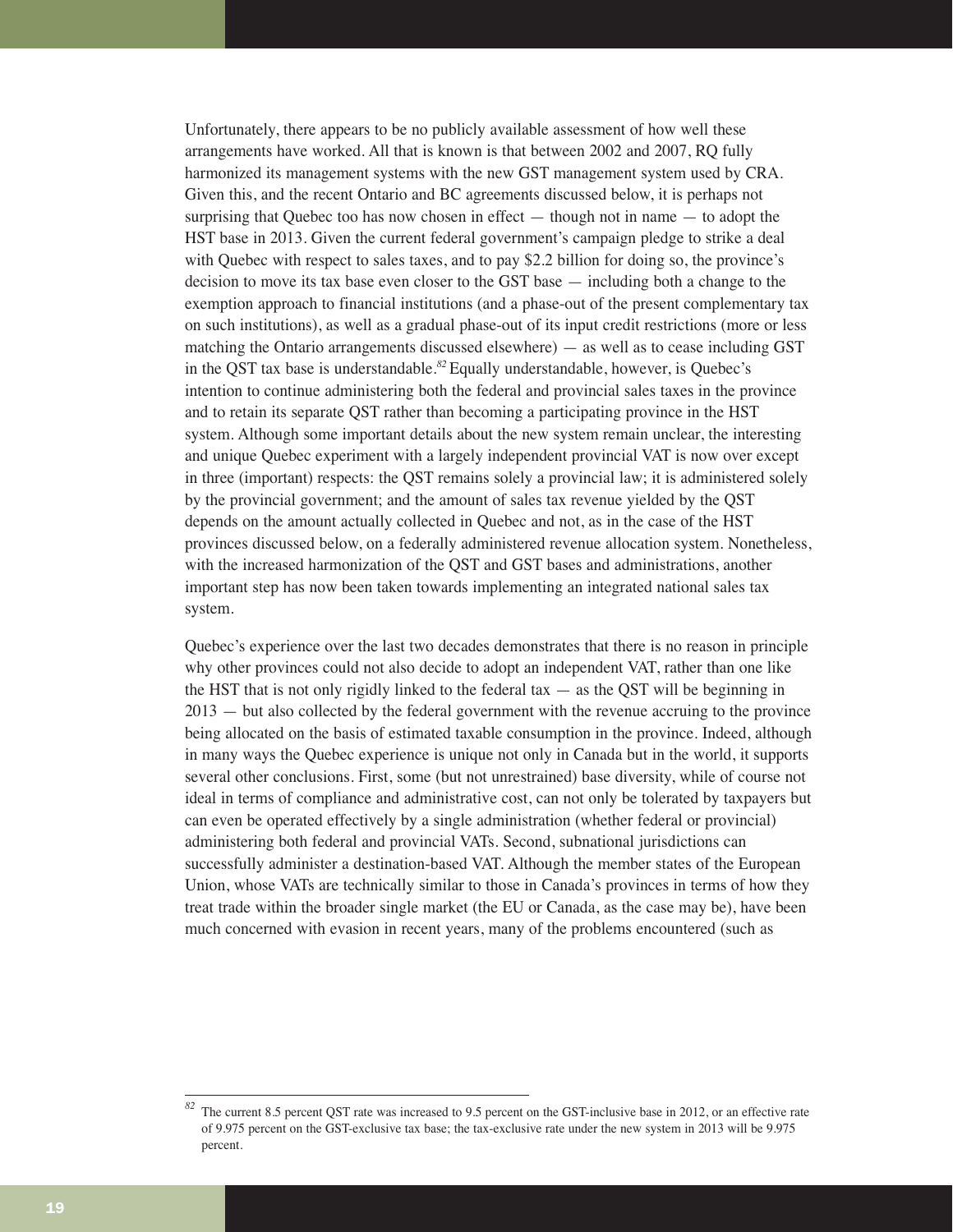Unfortunately, there appears to be no publicly available assessment of how well these arrangements have worked. All that is known is that between 2002 and 2007, RQ fully harmonized its management systems with the new GST management system used by CRA. Given this, and the recent Ontario and BC agreements discussed below, it is perhaps not surprising that Quebec too has now chosen in effect — though not in name — to adopt the HST base in 2013. Given the current federal government's campaign pledge to strike a deal with Quebec with respect to sales taxes, and to pay $2.2 billion for doing so, the province's decision to move its tax base even closer to the GST base — including both a change to the exemption approach to financial institutions (and a phase-out of the present complementary tax on such institutions), as well as a gradual phase-out of its input credit restrictions (more or less matching the Ontario arrangements discussed elsewhere) — as well as to cease including GST in the QST tax base is understandable.[82] Equally understandable, however, is Quebec's intention to continue administering both the federal and provincial sales taxes in the province and to retain its separate QST rather than becoming a participating province in the HST system. Although some important details about the new system remain unclear, the interesting and unique Quebec experiment with a largely independent provincial VAT is now over except in three (important) respects: the QST remains solely a provincial law; it is administered solely by the provincial government; and the amount of sales tax revenue yielded by the QST depends on the amount actually collected in Quebec and not, as in the case of the HST provinces discussed below, on a federally administered revenue allocation system. Nonetheless, with the increased harmonization of the QST and GST bases and administrations, another important step has now been taken towards implementing an integrated national sales tax system.

Quebec's experience over the last two decades demonstrates that there is no reason in principle why other provinces could not also decide to adopt an independent VAT, rather than one like the HST that is not only rigidly linked to the federal tax — as the QST will be beginning in 2013 — but also collected by the federal government with the revenue accruing to the province being allocated on the basis of estimated taxable consumption in the province. Indeed, although in many ways the Quebec experience is unique not only in Canada but in the world, it supports several other conclusions. First, some (but not unrestrained) base diversity, while of course not ideal in terms of compliance and administrative cost, can not only be tolerated by taxpayers but can even be operated effectively by a single administration (whether federal or provincial) administering both federal and provincial VATs. Second, subnational jurisdictions can successfully administer a destination-based VAT. Although the member states of the European Union, whose VATs are technically similar to those in Canada's provinces in terms of how they treat trade within the broader single market (the EU or Canada, as the case may be), have been much concerned with evasion in recent years, many of the problems encountered (such as

---

[82] The current 8.5 percent QST rate was increased to 9.5 percent on the GST-inclusive base in 2012, or an effective rate of 9.975 percent on the GST-exclusive tax base; the tax-exclusive rate under the new system in 2013 will be 9.975 percent.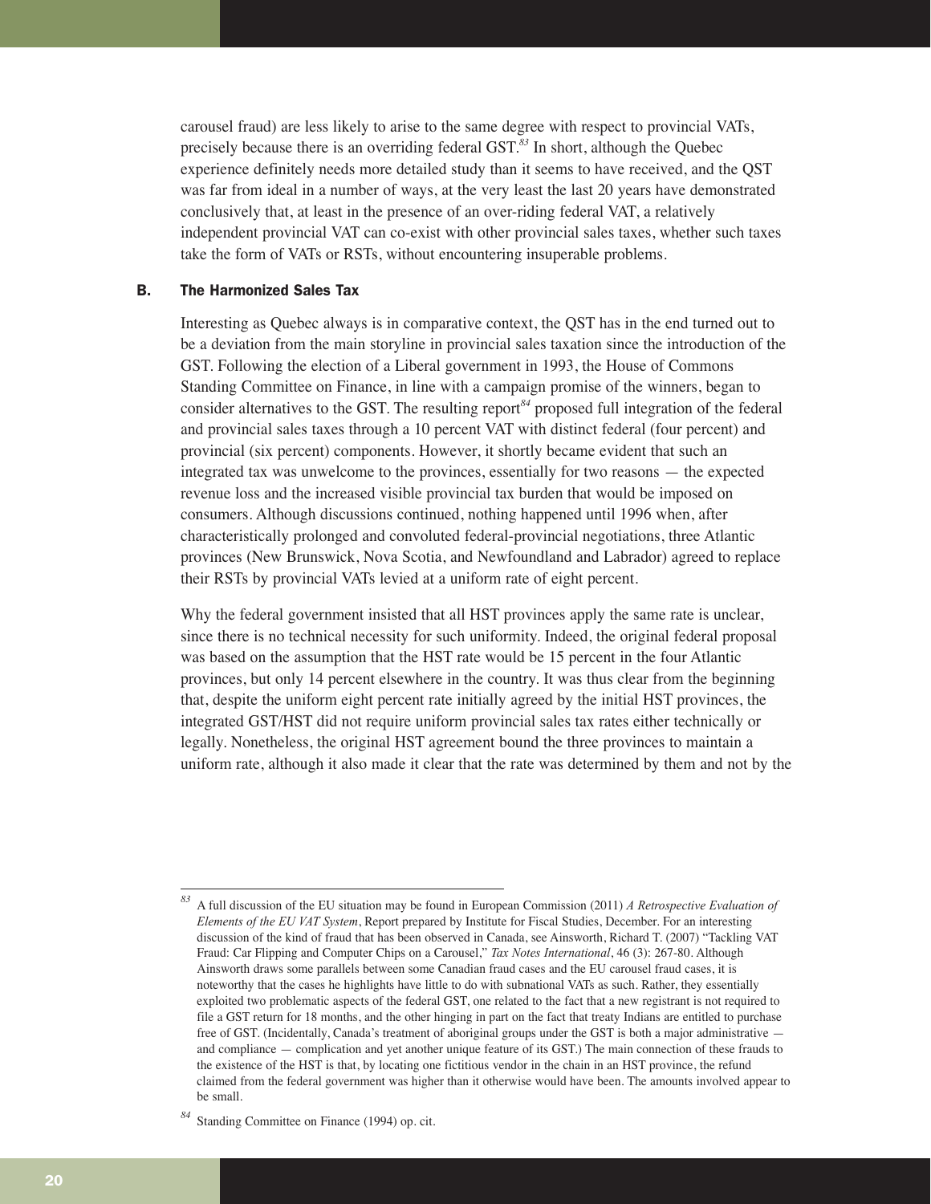carousel fraud) are less likely to arise to the same degree with respect to provincial VATs, precisely because there is an overriding federal GST.[83] In short, although the Quebec experience definitely needs more detailed study than it seems to have received, and the QST was far from ideal in a number of ways, at the very least the last 20 years have demonstrated conclusively that, at least in the presence of an over-riding federal VAT, a relatively independent provincial VAT can co-exist with other provincial sales taxes, whether such taxes take the form of VATs or RSTs, without encountering insuperable problems.

### B. The Harmonized Sales Tax

Interesting as Quebec always is in comparative context, the QST has in the end turned out to be a deviation from the main storyline in provincial sales taxation since the introduction of the GST. Following the election of a Liberal government in 1993, the House of Commons Standing Committee on Finance, in line with a campaign promise of the winners, began to consider alternatives to the GST. The resulting report[84] proposed full integration of the federal and provincial sales taxes through a 10 percent VAT with distinct federal (four percent) and provincial (six percent) components. However, it shortly became evident that such an integrated tax was unwelcome to the provinces, essentially for two reasons — the expected revenue loss and the increased visible provincial tax burden that would be imposed on consumers. Although discussions continued, nothing happened until 1996 when, after characteristically prolonged and convoluted federal-provincial negotiations, three Atlantic provinces (New Brunswick, Nova Scotia, and Newfoundland and Labrador) agreed to replace their RSTs by provincial VATs levied at a uniform rate of eight percent.

Why the federal government insisted that all HST provinces apply the same rate is unclear, since there is no technical necessity for such uniformity. Indeed, the original federal proposal was based on the assumption that the HST rate would be 15 percent in the four Atlantic provinces, but only 14 percent elsewhere in the country. It was thus clear from the beginning that, despite the uniform eight percent rate initially agreed by the initial HST provinces, the integrated GST/HST did not require uniform provincial sales tax rates either technically or legally. Nonetheless, the original HST agreement bound the three provinces to maintain a uniform rate, although it also made it clear that the rate was determined by them and not by the

---

[83] A full discussion of the EU situation may be found in European Commission (2011) *A Retrospective Evaluation of Elements of the EU VAT System*, Report prepared by Institute for Fiscal Studies, December. For an interesting discussion of the kind of fraud that has been observed in Canada, see Ainsworth, Richard T. (2007) "Tackling VAT Fraud: Car Flipping and Computer Chips on a Carousel," *Tax Notes International*, 46 (3): 267-80. Although Ainsworth draws some parallels between some Canadian fraud cases and the EU carousel fraud cases, it is noteworthy that the cases he highlights have little to do with subnational VATs as such. Rather, they essentially exploited two problematic aspects of the federal GST, one related to the fact that a new registrant is not required to file a GST return for 18 months, and the other hinging in part on the fact that treaty Indians are entitled to purchase free of GST. (Incidentally, Canada's treatment of aboriginal groups under the GST is both a major administrative — and compliance — complication and yet another unique feature of its GST.) The main connection of these frauds to the existence of the HST is that, by locating one fictitious vendor in the chain in an HST province, the refund claimed from the federal government was higher than it otherwise would have been. The amounts involved appear to be small.

[84] Standing Committee on Finance (1994) op. cit.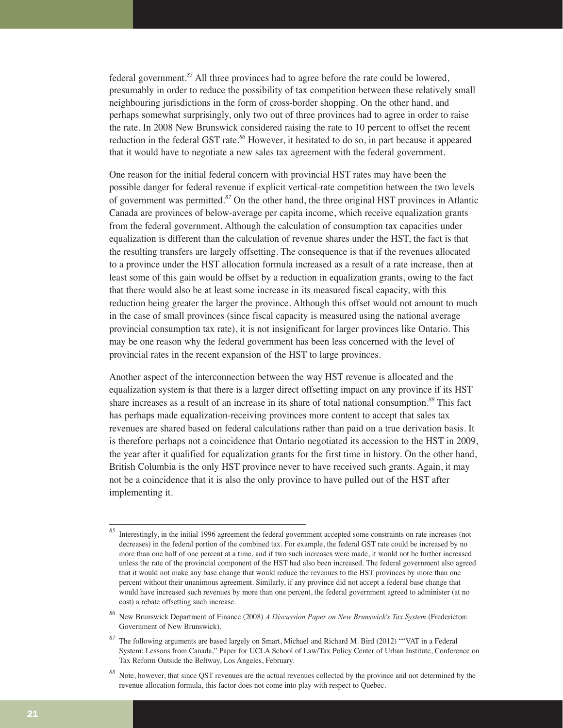federal government.[85] All three provinces had to agree before the rate could be lowered, presumably in order to reduce the possibility of tax competition between these relatively small neighbouring jurisdictions in the form of cross-border shopping. On the other hand, and perhaps somewhat surprisingly, only two out of three provinces had to agree in order to raise the rate. In 2008 New Brunswick considered raising the rate to 10 percent to offset the recent reduction in the federal GST rate.[86] However, it hesitated to do so, in part because it appeared that it would have to negotiate a new sales tax agreement with the federal government.

One reason for the initial federal concern with provincial HST rates may have been the possible danger for federal revenue if explicit vertical-rate competition between the two levels of government was permitted.[87] On the other hand, the three original HST provinces in Atlantic Canada are provinces of below-average per capita income, which receive equalization grants from the federal government. Although the calculation of consumption tax capacities under equalization is different than the calculation of revenue shares under the HST, the fact is that the resulting transfers are largely offsetting. The consequence is that if the revenues allocated to a province under the HST allocation formula increased as a result of a rate increase, then at least some of this gain would be offset by a reduction in equalization grants, owing to the fact that there would also be at least some increase in its measured fiscal capacity, with this reduction being greater the larger the province. Although this offset would not amount to much in the case of small provinces (since fiscal capacity is measured using the national average provincial consumption tax rate), it is not insignificant for larger provinces like Ontario. This may be one reason why the federal government has been less concerned with the level of provincial rates in the recent expansion of the HST to large provinces.

Another aspect of the interconnection between the way HST revenue is allocated and the equalization system is that there is a larger direct offsetting impact on any province if its HST share increases as a result of an increase in its share of total national consumption.[88] This fact has perhaps made equalization-receiving provinces more content to accept that sales tax revenues are shared based on federal calculations rather than paid on a true derivation basis. It is therefore perhaps not a coincidence that Ontario negotiated its accession to the HST in 2009, the year after it qualified for equalization grants for the first time in history. On the other hand, British Columbia is the only HST province never to have received such grants. Again, it may not be a coincidence that it is also the only province to have pulled out of the HST after implementing it.

---

[85] Interestingly, in the initial 1996 agreement the federal government accepted some constraints on rate increases (not decreases) in the federal portion of the combined tax. For example, the federal GST rate could be increased by no more than one half of one percent at a time, and if two such increases were made, it would not be further increased unless the rate of the provincial component of the HST had also been increased. The federal government also agreed that it would not make any base change that would reduce the revenues to the HST provinces by more than one percent without their unanimous agreement. Similarly, if any province did not accept a federal base change that would have increased such revenues by more than one percent, the federal government agreed to administer (at no cost) a rebate offsetting such increase.

[86] New Brunswick Department of Finance (2008) *A Discussion Paper on New Brunswick's Tax System* (Fredericton: Government of New Brunswick).

[87] The following arguments are based largely on Smart, Michael and Richard M. Bird (2012) ""VAT in a Federal System: Lessons from Canada," Paper for UCLA School of Law/Tax Policy Center of Urban Institute, Conference on Tax Reform Outside the Beltway, Los Angeles, February.

[88] Note, however, that since QST revenues are the actual revenues collected by the province and not determined by the revenue allocation formula, this factor does not come into play with respect to Quebec.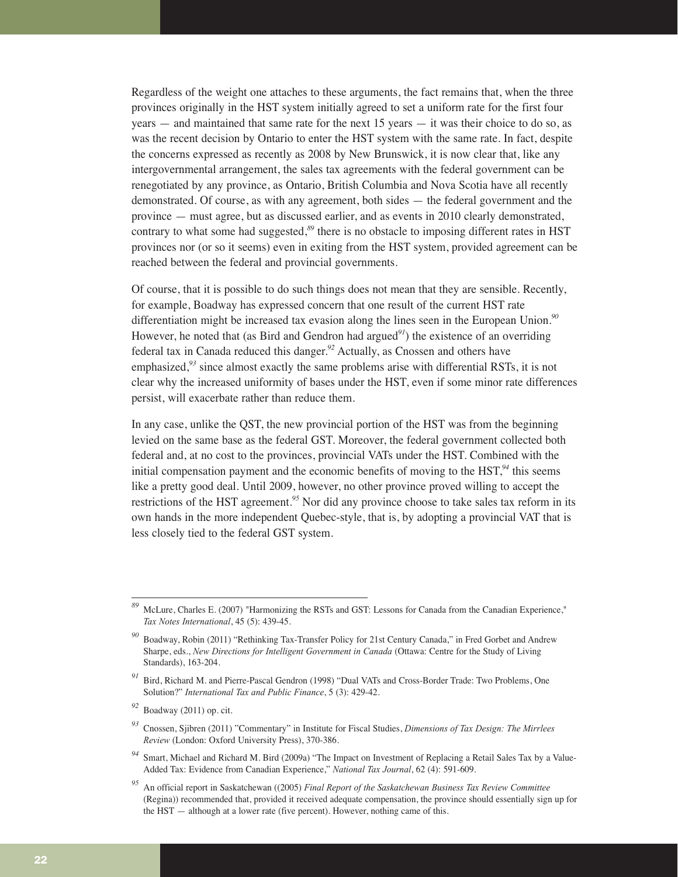Regardless of the weight one attaches to these arguments, the fact remains that, when the three provinces originally in the HST system initially agreed to set a uniform rate for the first four years — and maintained that same rate for the next 15 years — it was their choice to do so, as was the recent decision by Ontario to enter the HST system with the same rate. In fact, despite the concerns expressed as recently as 2008 by New Brunswick, it is now clear that, like any intergovernmental arrangement, the sales tax agreements with the federal government can be renegotiated by any province, as Ontario, British Columbia and Nova Scotia have all recently demonstrated. Of course, as with any agreement, both sides — the federal government and the province — must agree, but as discussed earlier, and as events in 2010 clearly demonstrated, contrary to what some had suggested,[89] there is no obstacle to imposing different rates in HST provinces nor (or so it seems) even in exiting from the HST system, provided agreement can be reached between the federal and provincial governments.

Of course, that it is possible to do such things does not mean that they are sensible. Recently, for example, Boadway has expressed concern that one result of the current HST rate differentiation might be increased tax evasion along the lines seen in the European Union.[90] However, he noted that (as Bird and Gendron had argued[91]) the existence of an overriding federal tax in Canada reduced this danger.[92] Actually, as Cnossen and others have emphasized,[93] since almost exactly the same problems arise with differential RSTs, it is not clear why the increased uniformity of bases under the HST, even if some minor rate differences persist, will exacerbate rather than reduce them.

In any case, unlike the QST, the new provincial portion of the HST was from the beginning levied on the same base as the federal GST. Moreover, the federal government collected both federal and, at no cost to the provinces, provincial VATs under the HST. Combined with the initial compensation payment and the economic benefits of moving to the HST,[94] this seems like a pretty good deal. Until 2009, however, no other province proved willing to accept the restrictions of the HST agreement.[95] Nor did any province choose to take sales tax reform in its own hands in the more independent Quebec-style, that is, by adopting a provincial VAT that is less closely tied to the federal GST system.

---

[89] McLure, Charles E. (2007) "Harmonizing the RSTs and GST: Lessons for Canada from the Canadian Experience," *Tax Notes International*, 45 (5): 439-45.

[90] Boadway, Robin (2011) "Rethinking Tax-Transfer Policy for 21st Century Canada," in Fred Gorbet and Andrew Sharpe, eds., *New Directions for Intelligent Government in Canada* (Ottawa: Centre for the Study of Living Standards), 163-204.

[91] Bird, Richard M. and Pierre-Pascal Gendron (1998) "Dual VATs and Cross-Border Trade: Two Problems, One Solution?" *International Tax and Public Finance*, 5 (3): 429-42.

[92] Boadway (2011) op. cit.

[93] Cnossen, Sjibren (2011) "Commentary" in Institute for Fiscal Studies, *Dimensions of Tax Design: The Mirrlees Review* (London: Oxford University Press), 370-386.

[94] Smart, Michael and Richard M. Bird (2009a) "The Impact on Investment of Replacing a Retail Sales Tax by a Value-Added Tax: Evidence from Canadian Experience," *National Tax Journal*, 62 (4): 591-609.

[95] An official report in Saskatchewan ((2005) *Final Report of the Saskatchewan Business Tax Review Committee* (Regina)) recommended that, provided it received adequate compensation, the province should essentially sign up for the HST — although at a lower rate (five percent). However, nothing came of this.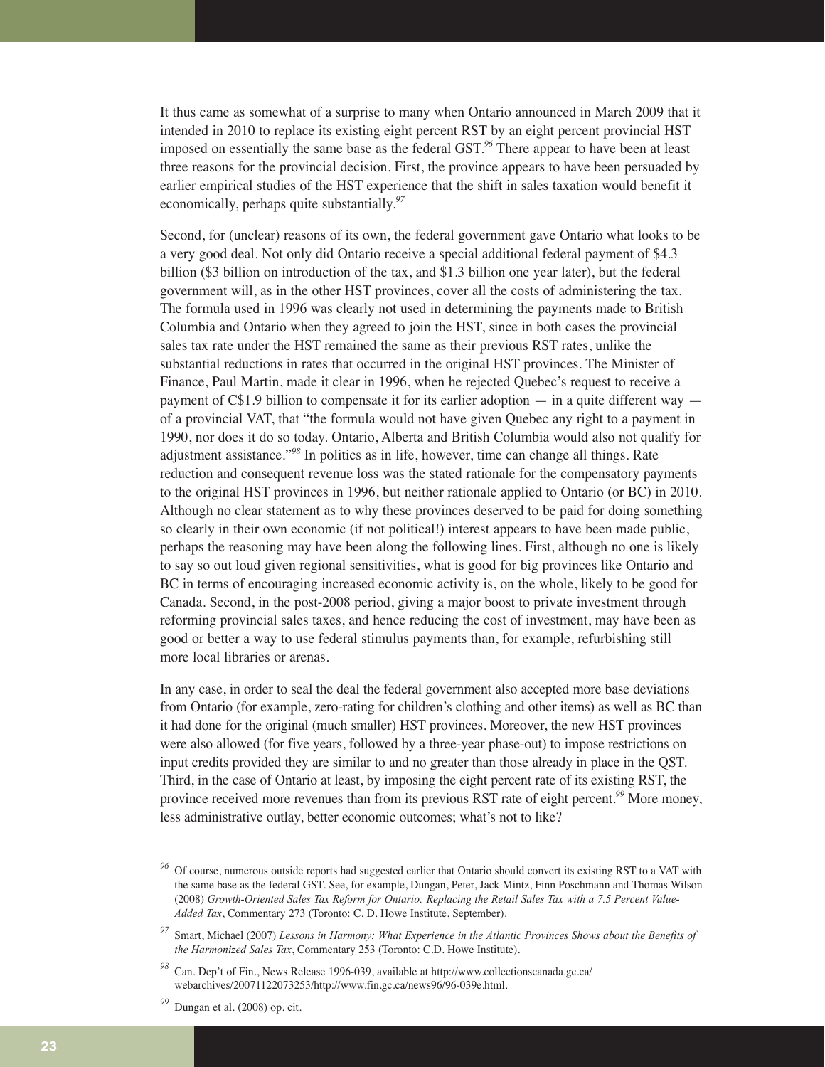It thus came as somewhat of a surprise to many when Ontario announced in March 2009 that it intended in 2010 to replace its existing eight percent RST by an eight percent provincial HST imposed on essentially the same base as the federal GST.[96] There appear to have been at least three reasons for the provincial decision. First, the province appears to have been persuaded by earlier empirical studies of the HST experience that the shift in sales taxation would benefit it economically, perhaps quite substantially.[97]

Second, for (unclear) reasons of its own, the federal government gave Ontario what looks to be a very good deal. Not only did Ontario receive a special additional federal payment of $4.3 billion ($3 billion on introduction of the tax, and $1.3 billion one year later), but the federal government will, as in the other HST provinces, cover all the costs of administering the tax. The formula used in 1996 was clearly not used in determining the payments made to British Columbia and Ontario when they agreed to join the HST, since in both cases the provincial sales tax rate under the HST remained the same as their previous RST rates, unlike the substantial reductions in rates that occurred in the original HST provinces. The Minister of Finance, Paul Martin, made it clear in 1996, when he rejected Quebec's request to receive a payment of C$1.9 billion to compensate it for its earlier adoption — in a quite different way — of a provincial VAT, that "the formula would not have given Quebec any right to a payment in 1990, nor does it do so today. Ontario, Alberta and British Columbia would also not qualify for adjustment assistance."[98] In politics as in life, however, time can change all things. Rate reduction and consequent revenue loss was the stated rationale for the compensatory payments to the original HST provinces in 1996, but neither rationale applied to Ontario (or BC) in 2010. Although no clear statement as to why these provinces deserved to be paid for doing something so clearly in their own economic (if not political!) interest appears to have been made public, perhaps the reasoning may have been along the following lines. First, although no one is likely to say so out loud given regional sensitivities, what is good for big provinces like Ontario and BC in terms of encouraging increased economic activity is, on the whole, likely to be good for Canada. Second, in the post-2008 period, giving a major boost to private investment through reforming provincial sales taxes, and hence reducing the cost of investment, may have been as good or better a way to use federal stimulus payments than, for example, refurbishing still more local libraries or arenas.

In any case, in order to seal the deal the federal government also accepted more base deviations from Ontario (for example, zero-rating for children's clothing and other items) as well as BC than it had done for the original (much smaller) HST provinces. Moreover, the new HST provinces were also allowed (for five years, followed by a three-year phase-out) to impose restrictions on input credits provided they are similar to and no greater than those already in place in the QST. Third, in the case of Ontario at least, by imposing the eight percent rate of its existing RST, the province received more revenues than from its previous RST rate of eight percent.[99] More money, less administrative outlay, better economic outcomes; what's not to like?

---

[96] Of course, numerous outside reports had suggested earlier that Ontario should convert its existing RST to a VAT with the same base as the federal GST. See, for example, Dungan, Peter, Jack Mintz, Finn Poschmann and Thomas Wilson (2008) *Growth-Oriented Sales Tax Reform for Ontario: Replacing the Retail Sales Tax with a 7.5 Percent Value-Added Tax*, Commentary 273 (Toronto: C. D. Howe Institute, September).

[97] Smart, Michael (2007) *Lessons in Harmony: What Experience in the Atlantic Provinces Shows about the Benefits of the Harmonized Sales Tax*, Commentary 253 (Toronto: C.D. Howe Institute).

[98] Can. Dep't of Fin., News Release 1996-039, available at http://www.collectionscanada.gc.ca/webarchives/20071122073253/http://www.fin.gc.ca/news96/96-039e.html.

[99] Dungan et al. (2008) op. cit.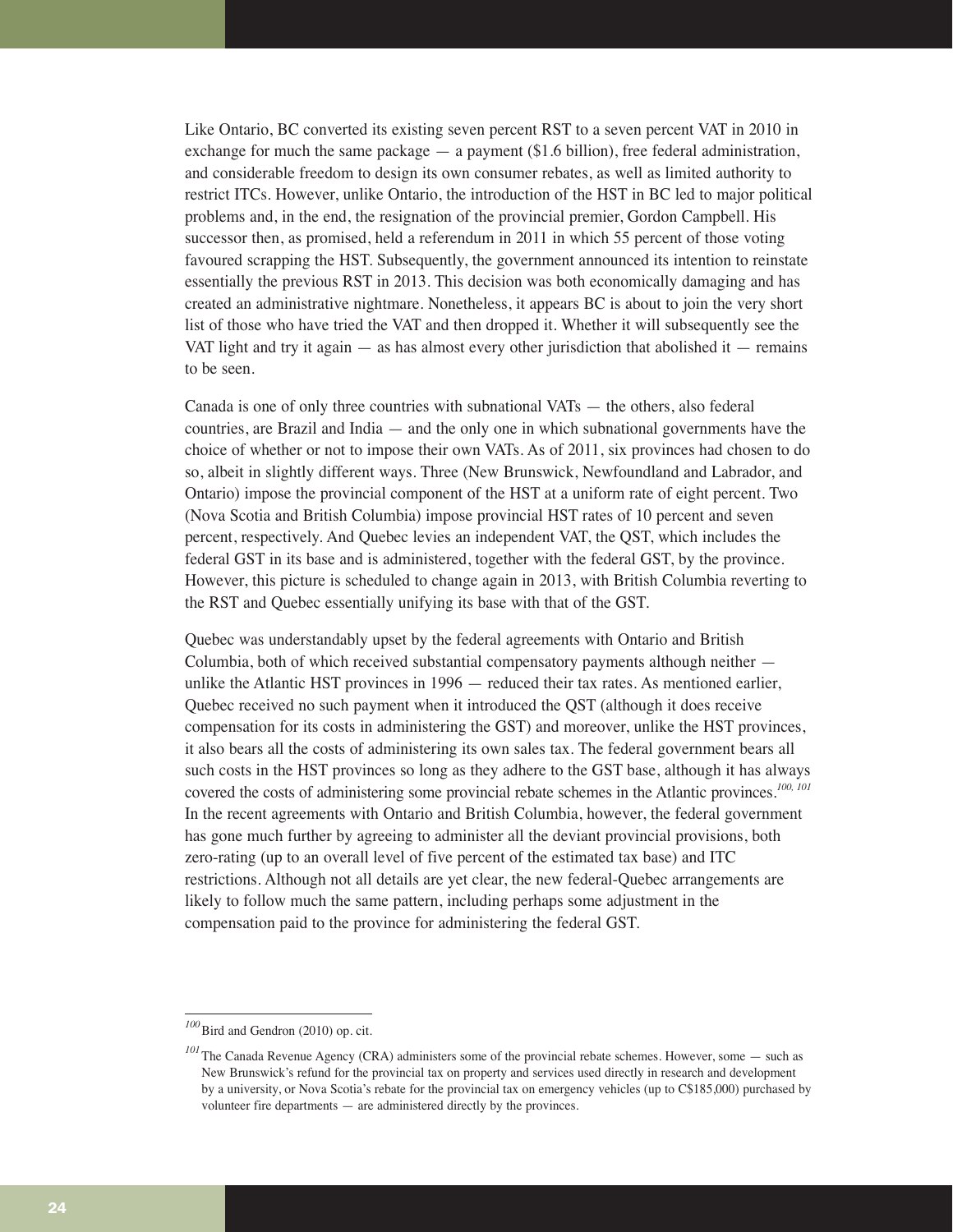Like Ontario, BC converted its existing seven percent RST to a seven percent VAT in 2010 in exchange for much the same package — a payment ($1.6 billion), free federal administration, and considerable freedom to design its own consumer rebates, as well as limited authority to restrict ITCs. However, unlike Ontario, the introduction of the HST in BC led to major political problems and, in the end, the resignation of the provincial premier, Gordon Campbell. His successor then, as promised, held a referendum in 2011 in which 55 percent of those voting favoured scrapping the HST. Subsequently, the government announced its intention to reinstate essentially the previous RST in 2013. This decision was both economically damaging and has created an administrative nightmare. Nonetheless, it appears BC is about to join the very short list of those who have tried the VAT and then dropped it. Whether it will subsequently see the VAT light and try it again — as has almost every other jurisdiction that abolished it — remains to be seen.

Canada is one of only three countries with subnational VATs — the others, also federal countries, are Brazil and India — and the only one in which subnational governments have the choice of whether or not to impose their own VATs. As of 2011, six provinces had chosen to do so, albeit in slightly different ways. Three (New Brunswick, Newfoundland and Labrador, and Ontario) impose the provincial component of the HST at a uniform rate of eight percent. Two (Nova Scotia and British Columbia) impose provincial HST rates of 10 percent and seven percent, respectively. And Quebec levies an independent VAT, the QST, which includes the federal GST in its base and is administered, together with the federal GST, by the province. However, this picture is scheduled to change again in 2013, with British Columbia reverting to the RST and Quebec essentially unifying its base with that of the GST.

Quebec was understandably upset by the federal agreements with Ontario and British Columbia, both of which received substantial compensatory payments although neither — unlike the Atlantic HST provinces in 1996 — reduced their tax rates. As mentioned earlier, Quebec received no such payment when it introduced the QST (although it does receive compensation for its costs in administering the GST) and moreover, unlike the HST provinces, it also bears all the costs of administering its own sales tax. The federal government bears all such costs in the HST provinces so long as they adhere to the GST base, although it has always covered the costs of administering some provincial rebate schemes in the Atlantic provinces.[100, 101] In the recent agreements with Ontario and British Columbia, however, the federal government has gone much further by agreeing to administer all the deviant provincial provisions, both zero-rating (up to an overall level of five percent of the estimated tax base) and ITC restrictions. Although not all details are yet clear, the new federal-Quebec arrangements are likely to follow much the same pattern, including perhaps some adjustment in the compensation paid to the province for administering the federal GST.

---

[100] Bird and Gendron (2010) op. cit.

[101] The Canada Revenue Agency (CRA) administers some of the provincial rebate schemes. However, some — such as New Brunswick's refund for the provincial tax on property and services used directly in research and development by a university, or Nova Scotia's rebate for the provincial tax on emergency vehicles (up to C$185,000) purchased by volunteer fire departments — are administered directly by the provinces.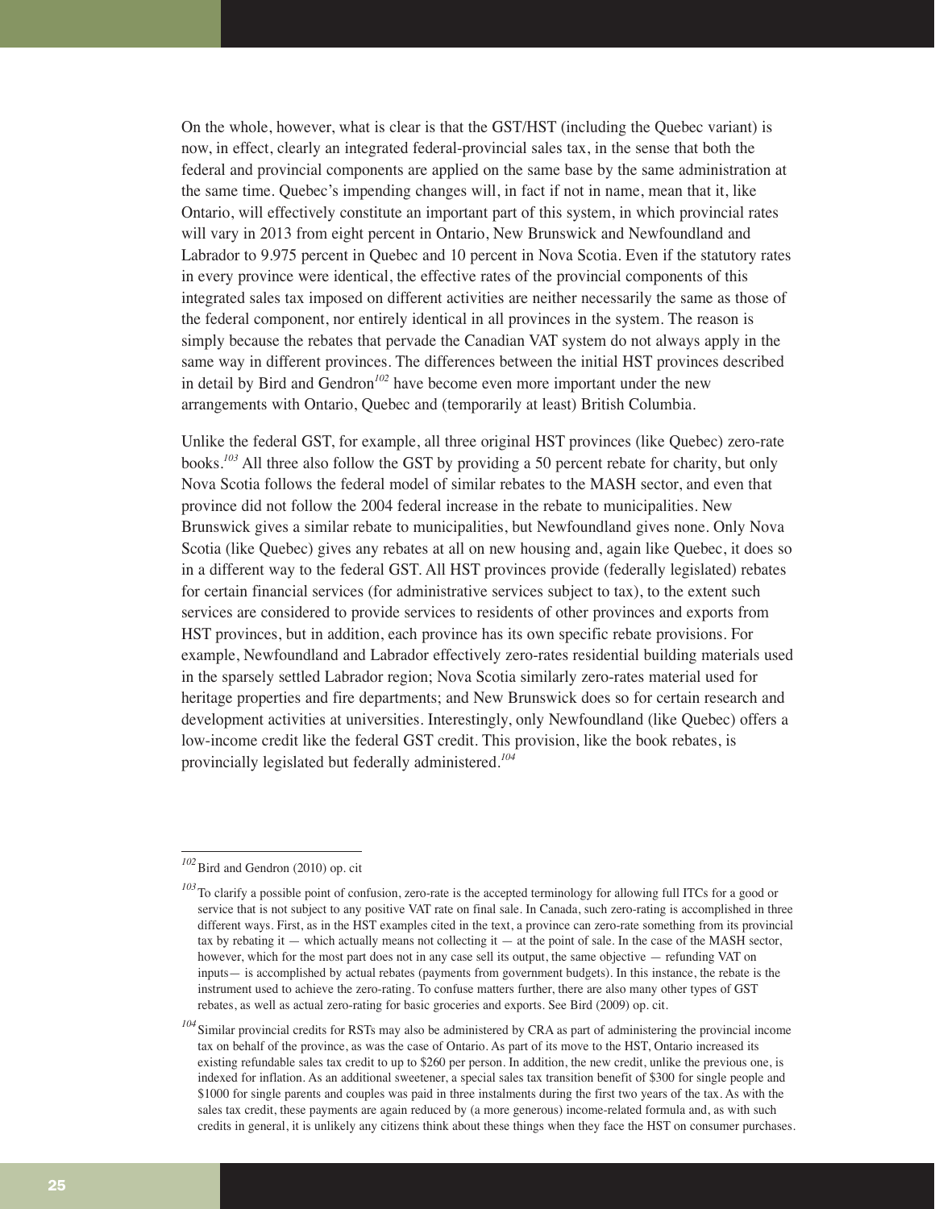On the whole, however, what is clear is that the GST/HST (including the Quebec variant) is now, in effect, clearly an integrated federal-provincial sales tax, in the sense that both the federal and provincial components are applied on the same base by the same administration at the same time. Quebec's impending changes will, in fact if not in name, mean that it, like Ontario, will effectively constitute an important part of this system, in which provincial rates will vary in 2013 from eight percent in Ontario, New Brunswick and Newfoundland and Labrador to 9.975 percent in Quebec and 10 percent in Nova Scotia. Even if the statutory rates in every province were identical, the effective rates of the provincial components of this integrated sales tax imposed on different activities are neither necessarily the same as those of the federal component, nor entirely identical in all provinces in the system. The reason is simply because the rebates that pervade the Canadian VAT system do not always apply in the same way in different provinces. The differences between the initial HST provinces described in detail by Bird and Gendron[102] have become even more important under the new arrangements with Ontario, Quebec and (temporarily at least) British Columbia.

Unlike the federal GST, for example, all three original HST provinces (like Quebec) zero-rate books.[103] All three also follow the GST by providing a 50 percent rebate for charity, but only Nova Scotia follows the federal model of similar rebates to the MASH sector, and even that province did not follow the 2004 federal increase in the rebate to municipalities. New Brunswick gives a similar rebate to municipalities, but Newfoundland gives none. Only Nova Scotia (like Quebec) gives any rebates at all on new housing and, again like Quebec, it does so in a different way to the federal GST. All HST provinces provide (federally legislated) rebates for certain financial services (for administrative services subject to tax), to the extent such services are considered to provide services to residents of other provinces and exports from HST provinces, but in addition, each province has its own specific rebate provisions. For example, Newfoundland and Labrador effectively zero-rates residential building materials used in the sparsely settled Labrador region; Nova Scotia similarly zero-rates material used for heritage properties and fire departments; and New Brunswick does so for certain research and development activities at universities. Interestingly, only Newfoundland (like Quebec) offers a low-income credit like the federal GST credit. This provision, like the book rebates, is provincially legislated but federally administered.[104]

---

[102] Bird and Gendron (2010) op. cit

[103] To clarify a possible point of confusion, zero-rate is the accepted terminology for allowing full ITCs for a good or service that is not subject to any positive VAT rate on final sale. In Canada, such zero-rating is accomplished in three different ways. First, as in the HST examples cited in the text, a province can zero-rate something from its provincial tax by rebating it — which actually means not collecting it — at the point of sale. In the case of the MASH sector, however, which for the most part does not in any case sell its output, the same objective — refunding VAT on inputs— is accomplished by actual rebates (payments from government budgets). In this instance, the rebate is the instrument used to achieve the zero-rating. To confuse matters further, there are also many other types of GST rebates, as well as actual zero-rating for basic groceries and exports. See Bird (2009) op. cit.

[104] Similar provincial credits for RSTs may also be administered by CRA as part of administering the provincial income tax on behalf of the province, as was the case of Ontario. As part of its move to the HST, Ontario increased its existing refundable sales tax credit to up to $260 per person. In addition, the new credit, unlike the previous one, is indexed for inflation. As an additional sweetener, a special sales tax transition benefit of $300 for single people and $1000 for single parents and couples was paid in three instalments during the first two years of the tax. As with the sales tax credit, these payments are again reduced by (a more generous) income-related formula and, as with such credits in general, it is unlikely any citizens think about these things when they face the HST on consumer purchases.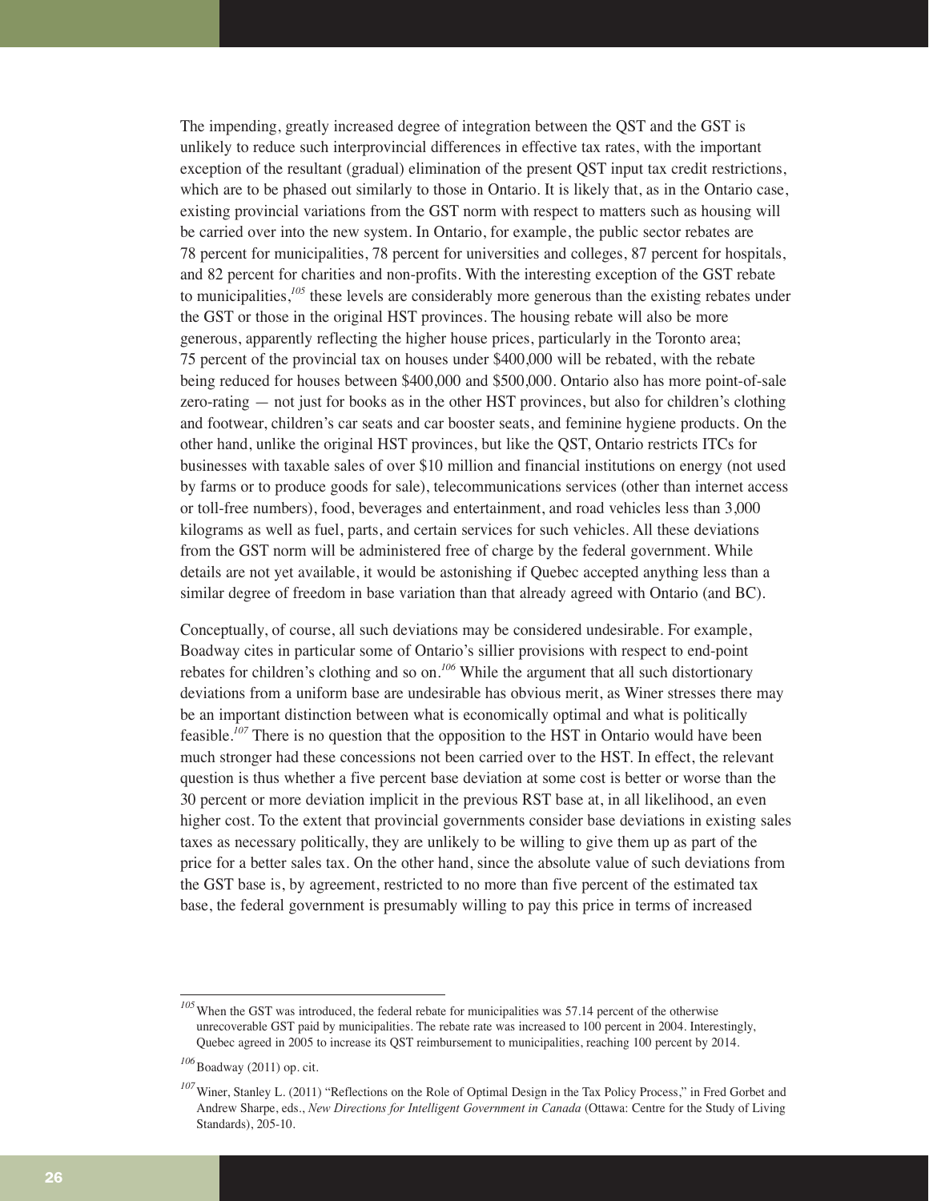The impending, greatly increased degree of integration between the QST and the GST is unlikely to reduce such interprovincial differences in effective tax rates, with the important exception of the resultant (gradual) elimination of the present QST input tax credit restrictions, which are to be phased out similarly to those in Ontario. It is likely that, as in the Ontario case, existing provincial variations from the GST norm with respect to matters such as housing will be carried over into the new system. In Ontario, for example, the public sector rebates are 78 percent for municipalities, 78 percent for universities and colleges, 87 percent for hospitals, and 82 percent for charities and non-profits. With the interesting exception of the GST rebate to municipalities,[105] these levels are considerably more generous than the existing rebates under the GST or those in the original HST provinces. The housing rebate will also be more generous, apparently reflecting the higher house prices, particularly in the Toronto area; 75 percent of the provincial tax on houses under $400,000 will be rebated, with the rebate being reduced for houses between $400,000 and $500,000. Ontario also has more point-of-sale zero-rating — not just for books as in the other HST provinces, but also for children's clothing and footwear, children's car seats and car booster seats, and feminine hygiene products. On the other hand, unlike the original HST provinces, but like the QST, Ontario restricts ITCs for businesses with taxable sales of over $10 million and financial institutions on energy (not used by farms or to produce goods for sale), telecommunications services (other than internet access or toll-free numbers), food, beverages and entertainment, and road vehicles less than 3,000 kilograms as well as fuel, parts, and certain services for such vehicles. All these deviations from the GST norm will be administered free of charge by the federal government. While details are not yet available, it would be astonishing if Quebec accepted anything less than a similar degree of freedom in base variation than that already agreed with Ontario (and BC).

Conceptually, of course, all such deviations may be considered undesirable. For example, Boadway cites in particular some of Ontario's sillier provisions with respect to end-point rebates for children's clothing and so on.[106] While the argument that all such distortionary deviations from a uniform base are undesirable has obvious merit, as Winer stresses there may be an important distinction between what is economically optimal and what is politically feasible.[107] There is no question that the opposition to the HST in Ontario would have been much stronger had these concessions not been carried over to the HST. In effect, the relevant question is thus whether a five percent base deviation at some cost is better or worse than the 30 percent or more deviation implicit in the previous RST base at, in all likelihood, an even higher cost. To the extent that provincial governments consider base deviations in existing sales taxes as necessary politically, they are unlikely to be willing to give them up as part of the price for a better sales tax. On the other hand, since the absolute value of such deviations from the GST base is, by agreement, restricted to no more than five percent of the estimated tax base, the federal government is presumably willing to pay this price in terms of increased

---

[105] When the GST was introduced, the federal rebate for municipalities was 57.14 percent of the otherwise unrecoverable GST paid by municipalities. The rebate rate was increased to 100 percent in 2004. Interestingly, Quebec agreed in 2005 to increase its QST reimbursement to municipalities, reaching 100 percent by 2014.

[106] Boadway (2011) op. cit.

[107] Winer, Stanley L. (2011) "Reflections on the Role of Optimal Design in the Tax Policy Process," in Fred Gorbet and Andrew Sharpe, eds., *New Directions for Intelligent Government in Canada* (Ottawa: Centre for the Study of Living Standards), 205-10.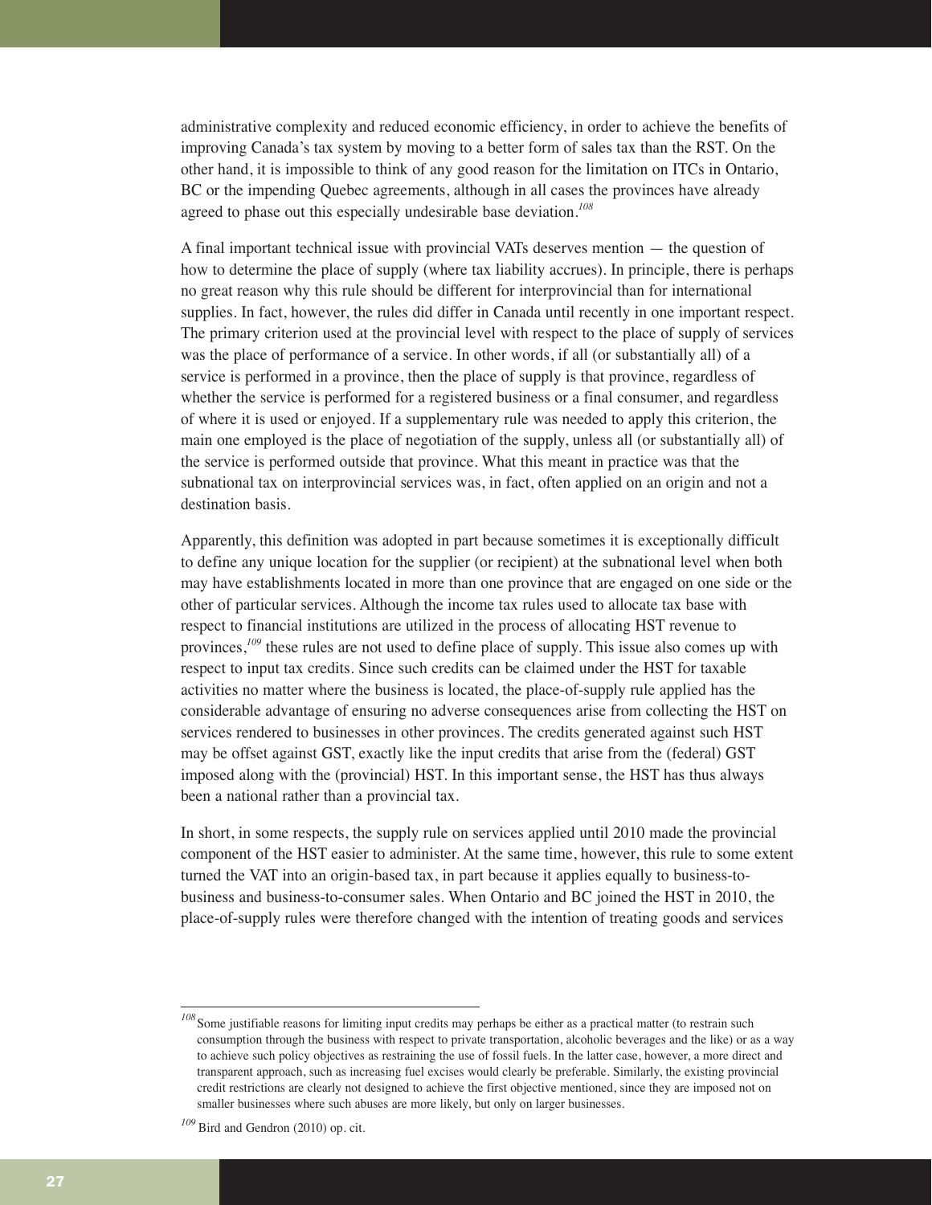administrative complexity and reduced economic efficiency, in order to achieve the benefits of improving Canada's tax system by moving to a better form of sales tax than the RST. On the other hand, it is impossible to think of any good reason for the limitation on ITCs in Ontario, BC or the impending Quebec agreements, although in all cases the provinces have already agreed to phase out this especially undesirable base deviation.[108]

A final important technical issue with provincial VATs deserves mention — the question of how to determine the place of supply (where tax liability accrues). In principle, there is perhaps no great reason why this rule should be different for interprovincial than for international supplies. In fact, however, the rules did differ in Canada until recently in one important respect. The primary criterion used at the provincial level with respect to the place of supply of services was the place of performance of a service. In other words, if all (or substantially all) of a service is performed in a province, then the place of supply is that province, regardless of whether the service is performed for a registered business or a final consumer, and regardless of where it is used or enjoyed. If a supplementary rule was needed to apply this criterion, the main one employed is the place of negotiation of the supply, unless all (or substantially all) of the service is performed outside that province. What this meant in practice was that the subnational tax on interprovincial services was, in fact, often applied on an origin and not a destination basis.

Apparently, this definition was adopted in part because sometimes it is exceptionally difficult to define any unique location for the supplier (or recipient) at the subnational level when both may have establishments located in more than one province that are engaged on one side or the other of particular services. Although the income tax rules used to allocate tax base with respect to financial institutions are utilized in the process of allocating HST revenue to provinces,[109] these rules are not used to define place of supply. This issue also comes up with respect to input tax credits. Since such credits can be claimed under the HST for taxable activities no matter where the business is located, the place-of-supply rule applied has the considerable advantage of ensuring no adverse consequences arise from collecting the HST on services rendered to businesses in other provinces. The credits generated against such HST may be offset against GST, exactly like the input credits that arise from the (federal) GST imposed along with the (provincial) HST. In this important sense, the HST has thus always been a national rather than a provincial tax.

In short, in some respects, the supply rule on services applied until 2010 made the provincial component of the HST easier to administer. At the same time, however, this rule to some extent turned the VAT into an origin-based tax, in part because it applies equally to business-to-business and business-to-consumer sales. When Ontario and BC joined the HST in 2010, the place-of-supply rules were therefore changed with the intention of treating goods and services

---

[108] Some justifiable reasons for limiting input credits may perhaps be either as a practical matter (to restrain such consumption through the business with respect to private transportation, alcoholic beverages and the like) or as a way to achieve such policy objectives as restraining the use of fossil fuels. In the latter case, however, a more direct and transparent approach, such as increasing fuel excises would clearly be preferable. Similarly, the existing provincial credit restrictions are clearly not designed to achieve the first objective mentioned, since they are imposed not on smaller businesses where such abuses are more likely, but only on larger businesses.

[109] Bird and Gendron (2010) op. cit.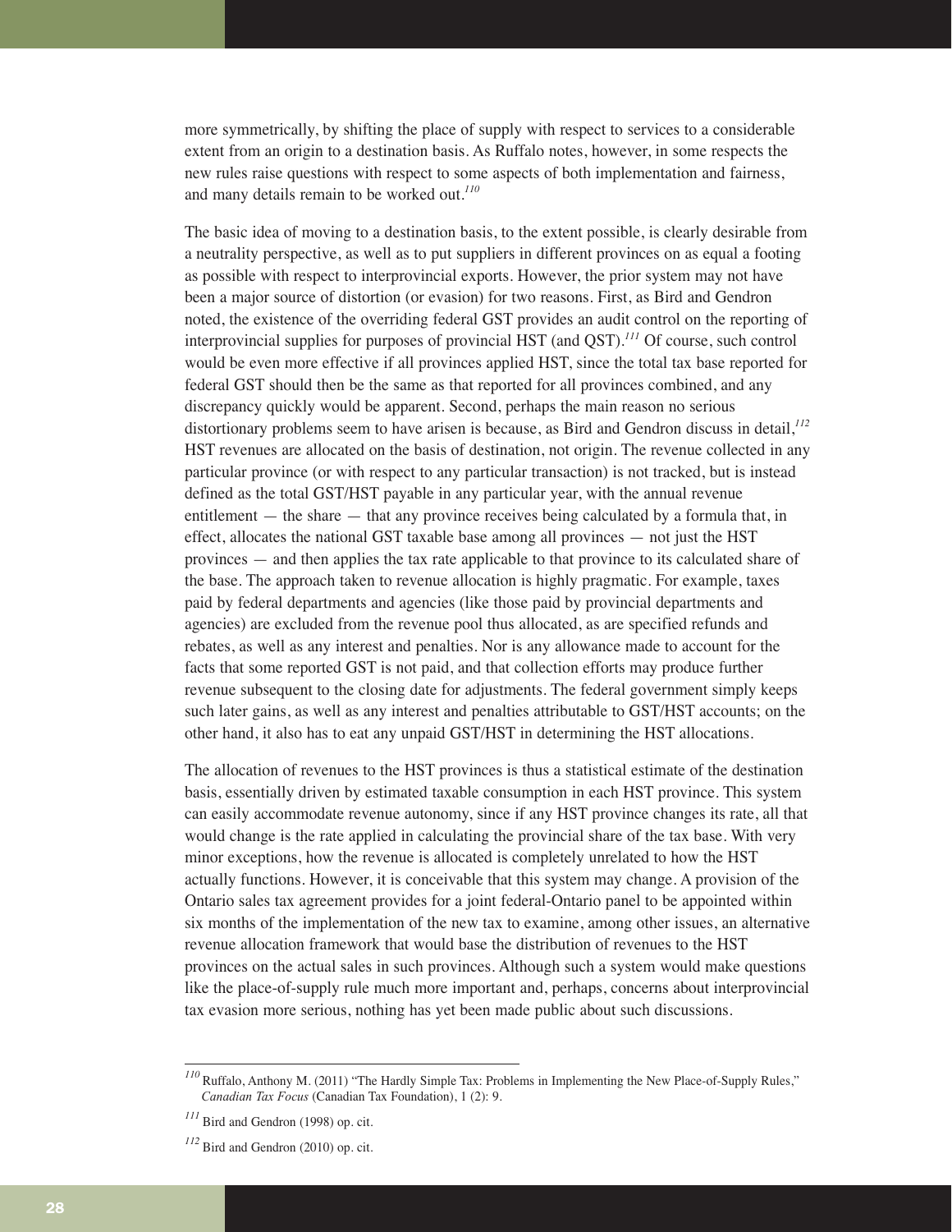more symmetrically, by shifting the place of supply with respect to services to a considerable extent from an origin to a destination basis. As Ruffalo notes, however, in some respects the new rules raise questions with respect to some aspects of both implementation and fairness, and many details remain to be worked out.[110]

The basic idea of moving to a destination basis, to the extent possible, is clearly desirable from a neutrality perspective, as well as to put suppliers in different provinces on as equal a footing as possible with respect to interprovincial exports. However, the prior system may not have been a major source of distortion (or evasion) for two reasons. First, as Bird and Gendron noted, the existence of the overriding federal GST provides an audit control on the reporting of interprovincial supplies for purposes of provincial HST (and QST).[111] Of course, such control would be even more effective if all provinces applied HST, since the total tax base reported for federal GST should then be the same as that reported for all provinces combined, and any discrepancy quickly would be apparent. Second, perhaps the main reason no serious distortionary problems seem to have arisen is because, as Bird and Gendron discuss in detail,[112] HST revenues are allocated on the basis of destination, not origin. The revenue collected in any particular province (or with respect to any particular transaction) is not tracked, but is instead defined as the total GST/HST payable in any particular year, with the annual revenue entitlement — the share — that any province receives being calculated by a formula that, in effect, allocates the national GST taxable base among all provinces — not just the HST provinces — and then applies the tax rate applicable to that province to its calculated share of the base. The approach taken to revenue allocation is highly pragmatic. For example, taxes paid by federal departments and agencies (like those paid by provincial departments and agencies) are excluded from the revenue pool thus allocated, as are specified refunds and rebates, as well as any interest and penalties. Nor is any allowance made to account for the facts that some reported GST is not paid, and that collection efforts may produce further revenue subsequent to the closing date for adjustments. The federal government simply keeps such later gains, as well as any interest and penalties attributable to GST/HST accounts; on the other hand, it also has to eat any unpaid GST/HST in determining the HST allocations.

The allocation of revenues to the HST provinces is thus a statistical estimate of the destination basis, essentially driven by estimated taxable consumption in each HST province. This system can easily accommodate revenue autonomy, since if any HST province changes its rate, all that would change is the rate applied in calculating the provincial share of the tax base. With very minor exceptions, how the revenue is allocated is completely unrelated to how the HST actually functions. However, it is conceivable that this system may change. A provision of the Ontario sales tax agreement provides for a joint federal-Ontario panel to be appointed within six months of the implementation of the new tax to examine, among other issues, an alternative revenue allocation framework that would base the distribution of revenues to the HST provinces on the actual sales in such provinces. Although such a system would make questions like the place-of-supply rule much more important and, perhaps, concerns about interprovincial tax evasion more serious, nothing has yet been made public about such discussions.

---

[110] Ruffalo, Anthony M. (2011) "The Hardly Simple Tax: Problems in Implementing the New Place-of-Supply Rules," *Canadian Tax Focus* (Canadian Tax Foundation), 1 (2): 9.

[111] Bird and Gendron (1998) op. cit.

[112] Bird and Gendron (2010) op. cit.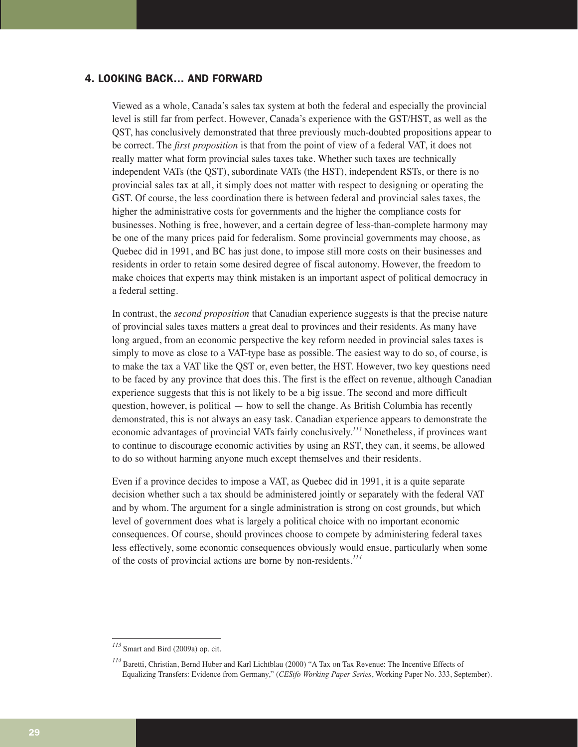## 4. LOOKING BACK… AND FORWARD

Viewed as a whole, Canada's sales tax system at both the federal and especially the provincial level is still far from perfect. However, Canada's experience with the GST/HST, as well as the QST, has conclusively demonstrated that three previously much-doubted propositions appear to be correct. The *first proposition* is that from the point of view of a federal VAT, it does not really matter what form provincial sales taxes take. Whether such taxes are technically independent VATs (the QST), subordinate VATs (the HST), independent RSTs, or there is no provincial sales tax at all, it simply does not matter with respect to designing or operating the GST. Of course, the less coordination there is between federal and provincial sales taxes, the higher the administrative costs for governments and the higher the compliance costs for businesses. Nothing is free, however, and a certain degree of less-than-complete harmony may be one of the many prices paid for federalism. Some provincial governments may choose, as Quebec did in 1991, and BC has just done, to impose still more costs on their businesses and residents in order to retain some desired degree of fiscal autonomy. However, the freedom to make choices that experts may think mistaken is an important aspect of political democracy in a federal setting.

In contrast, the *second proposition* that Canadian experience suggests is that the precise nature of provincial sales taxes matters a great deal to provinces and their residents. As many have long argued, from an economic perspective the key reform needed in provincial sales taxes is simply to move as close to a VAT-type base as possible. The easiest way to do so, of course, is to make the tax a VAT like the QST or, even better, the HST. However, two key questions need to be faced by any province that does this. The first is the effect on revenue, although Canadian experience suggests that this is not likely to be a big issue. The second and more difficult question, however, is political — how to sell the change. As British Columbia has recently demonstrated, this is not always an easy task. Canadian experience appears to demonstrate the economic advantages of provincial VATs fairly conclusively.[113] Nonetheless, if provinces want to continue to discourage economic activities by using an RST, they can, it seems, be allowed to do so without harming anyone much except themselves and their residents.

Even if a province decides to impose a VAT, as Quebec did in 1991, it is a quite separate decision whether such a tax should be administered jointly or separately with the federal VAT and by whom. The argument for a single administration is strong on cost grounds, but which level of government does what is largely a political choice with no important economic consequences. Of course, should provinces choose to compete by administering federal taxes less effectively, some economic consequences obviously would ensue, particularly when some of the costs of provincial actions are borne by non-residents.[114]

---

[113] Smart and Bird (2009a) op. cit.

[114] Baretti, Christian, Bernd Huber and Karl Lichtblau (2000) "A Tax on Tax Revenue: The Incentive Effects of Equalizing Transfers: Evidence from Germany," (*CESifo Working Paper Series*, Working Paper No. 333, September).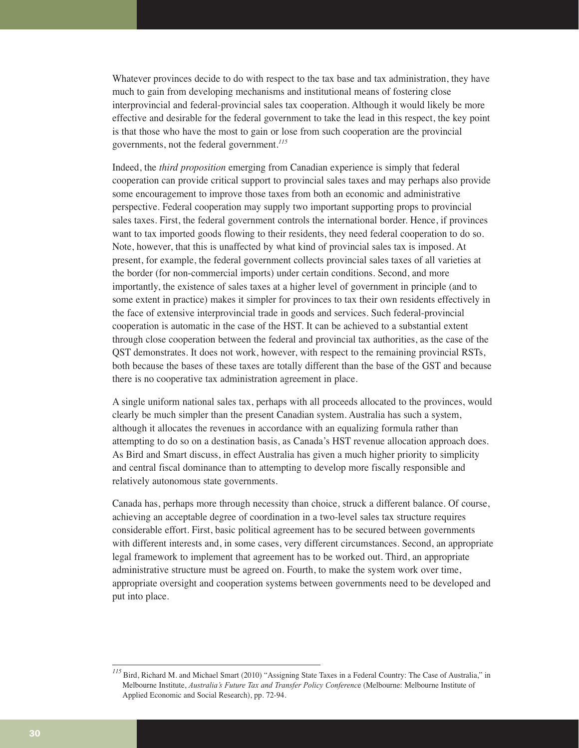Whatever provinces decide to do with respect to the tax base and tax administration, they have much to gain from developing mechanisms and institutional means of fostering close interprovincial and federal-provincial sales tax cooperation. Although it would likely be more effective and desirable for the federal government to take the lead in this respect, the key point is that those who have the most to gain or lose from such cooperation are the provincial governments, not the federal government.[115]

Indeed, the *third proposition* emerging from Canadian experience is simply that federal cooperation can provide critical support to provincial sales taxes and may perhaps also provide some encouragement to improve those taxes from both an economic and administrative perspective. Federal cooperation may supply two important supporting props to provincial sales taxes. First, the federal government controls the international border. Hence, if provinces want to tax imported goods flowing to their residents, they need federal cooperation to do so. Note, however, that this is unaffected by what kind of provincial sales tax is imposed. At present, for example, the federal government collects provincial sales taxes of all varieties at the border (for non-commercial imports) under certain conditions. Second, and more importantly, the existence of sales taxes at a higher level of government in principle (and to some extent in practice) makes it simpler for provinces to tax their own residents effectively in the face of extensive interprovincial trade in goods and services. Such federal-provincial cooperation is automatic in the case of the HST. It can be achieved to a substantial extent through close cooperation between the federal and provincial tax authorities, as the case of the QST demonstrates. It does not work, however, with respect to the remaining provincial RSTs, both because the bases of these taxes are totally different than the base of the GST and because there is no cooperative tax administration agreement in place.

A single uniform national sales tax, perhaps with all proceeds allocated to the provinces, would clearly be much simpler than the present Canadian system. Australia has such a system, although it allocates the revenues in accordance with an equalizing formula rather than attempting to do so on a destination basis, as Canada's HST revenue allocation approach does. As Bird and Smart discuss, in effect Australia has given a much higher priority to simplicity and central fiscal dominance than to attempting to develop more fiscally responsible and relatively autonomous state governments.

Canada has, perhaps more through necessity than choice, struck a different balance. Of course, achieving an acceptable degree of coordination in a two-level sales tax structure requires considerable effort. First, basic political agreement has to be secured between governments with different interests and, in some cases, very different circumstances. Second, an appropriate legal framework to implement that agreement has to be worked out. Third, an appropriate administrative structure must be agreed on. Fourth, to make the system work over time, appropriate oversight and cooperation systems between governments need to be developed and put into place.

---

[115] Bird, Richard M. and Michael Smart (2010) "Assigning State Taxes in a Federal Country: The Case of Australia," in Melbourne Institute, *Australia's Future Tax and Transfer Policy Conference* (Melbourne: Melbourne Institute of Applied Economic and Social Research), pp. 72-94.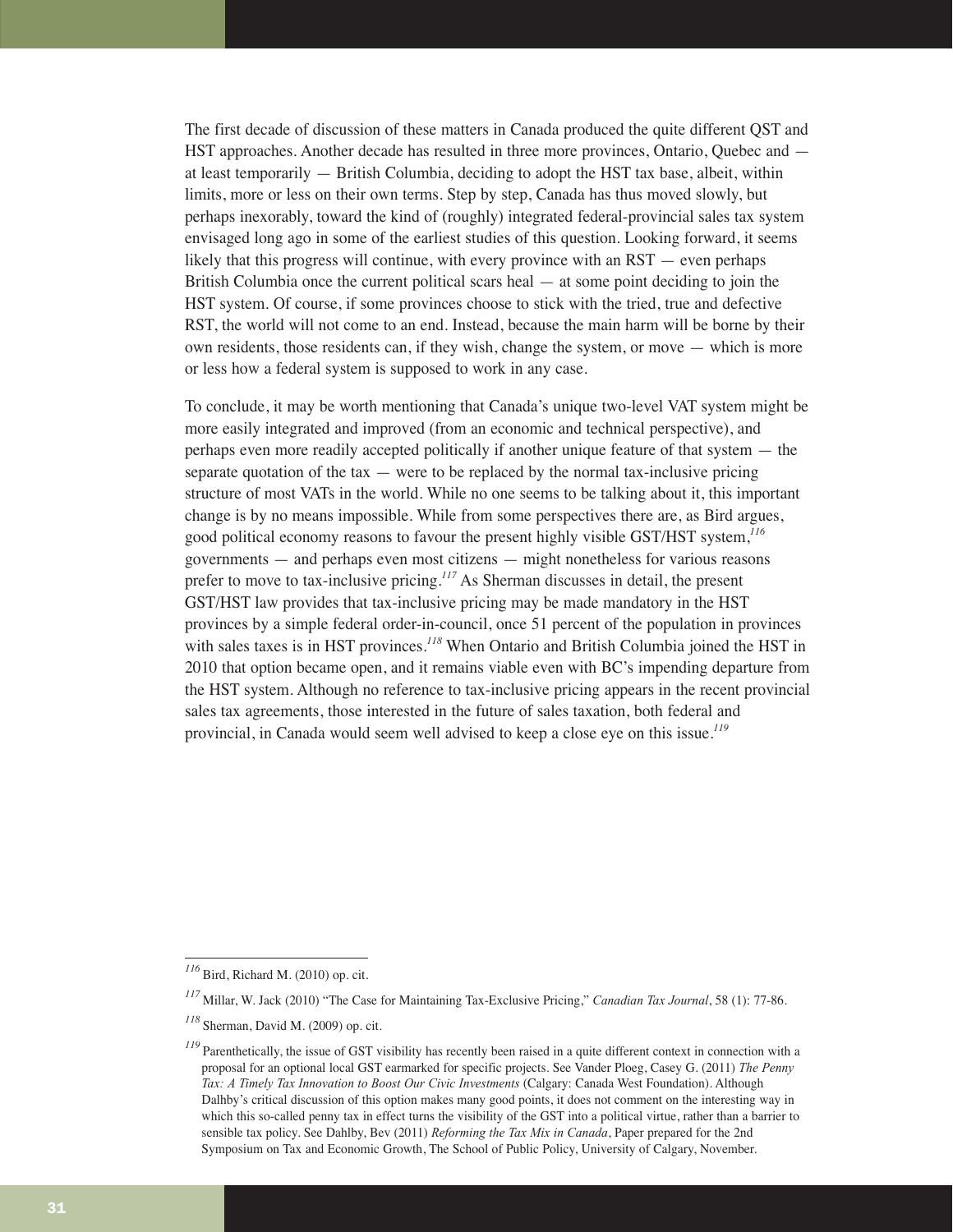The first decade of discussion of these matters in Canada produced the quite different QST and HST approaches. Another decade has resulted in three more provinces, Ontario, Quebec and — at least temporarily — British Columbia, deciding to adopt the HST tax base, albeit, within limits, more or less on their own terms. Step by step, Canada has thus moved slowly, but perhaps inexorably, toward the kind of (roughly) integrated federal-provincial sales tax system envisaged long ago in some of the earliest studies of this question. Looking forward, it seems likely that this progress will continue, with every province with an RST — even perhaps British Columbia once the current political scars heal — at some point deciding to join the HST system. Of course, if some provinces choose to stick with the tried, true and defective RST, the world will not come to an end. Instead, because the main harm will be borne by their own residents, those residents can, if they wish, change the system, or move — which is more or less how a federal system is supposed to work in any case.

To conclude, it may be worth mentioning that Canada's unique two-level VAT system might be more easily integrated and improved (from an economic and technical perspective), and perhaps even more readily accepted politically if another unique feature of that system — the separate quotation of the tax — were to be replaced by the normal tax-inclusive pricing structure of most VATs in the world. While no one seems to be talking about it, this important change is by no means impossible. While from some perspectives there are, as Bird argues, good political economy reasons to favour the present highly visible GST/HST system,[116] governments — and perhaps even most citizens — might nonetheless for various reasons prefer to move to tax-inclusive pricing.[117] As Sherman discusses in detail, the present GST/HST law provides that tax-inclusive pricing may be made mandatory in the HST provinces by a simple federal order-in-council, once 51 percent of the population in provinces with sales taxes is in HST provinces.[118] When Ontario and British Columbia joined the HST in 2010 that option became open, and it remains viable even with BC's impending departure from the HST system. Although no reference to tax-inclusive pricing appears in the recent provincial sales tax agreements, those interested in the future of sales taxation, both federal and provincial, in Canada would seem well advised to keep a close eye on this issue.[119]

---

[116] Bird, Richard M. (2010) op. cit.

[117] Millar, W. Jack (2010) "The Case for Maintaining Tax-Exclusive Pricing," *Canadian Tax Journal*, 58 (1): 77-86.

[118] Sherman, David M. (2009) op. cit.

[119] Parenthetically, the issue of GST visibility has recently been raised in a quite different context in connection with a proposal for an optional local GST earmarked for specific projects. See Vander Ploeg, Casey G. (2011) *The Penny Tax: A Timely Tax Innovation to Boost Our Civic Investments* (Calgary: Canada West Foundation). Although Dalhby's critical discussion of this option makes many good points, it does not comment on the interesting way in which this so-called penny tax in effect turns the visibility of the GST into a political virtue, rather than a barrier to sensible tax policy. See Dahlby, Bev (2011) *Reforming the Tax Mix in Canada*, Paper prepared for the 2nd Symposium on Tax and Economic Growth, The School of Public Policy, University of Calgary, November.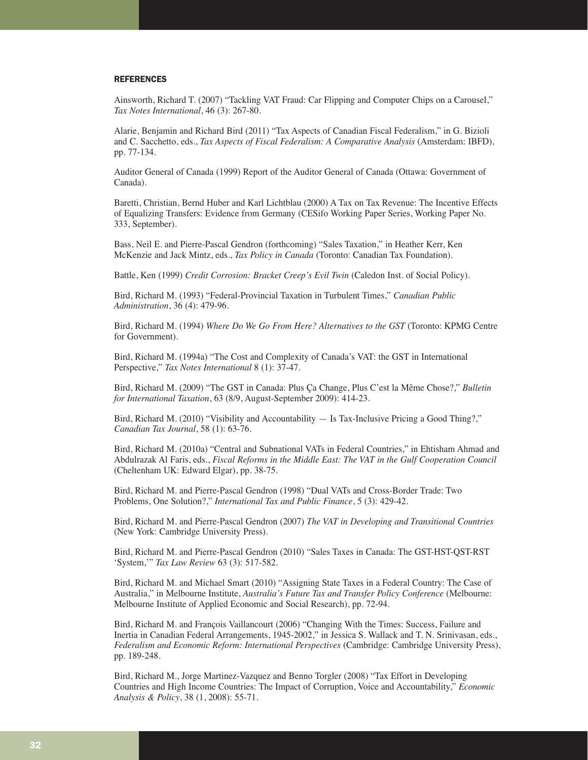## REFERENCES

Ainsworth, Richard T. (2007) "Tackling VAT Fraud: Car Flipping and Computer Chips on a Carousel," *Tax Notes International*, 46 (3): 267-80.

Alarie, Benjamin and Richard Bird (2011) "Tax Aspects of Canadian Fiscal Federalism," in G. Bizioli and C. Sacchetto, eds., *Tax Aspects of Fiscal Federalism: A Comparative Analysis* (Amsterdam: IBFD), pp. 77-134.

Auditor General of Canada (1999) Report of the Auditor General of Canada (Ottawa: Government of Canada).

Baretti, Christian, Bernd Huber and Karl Lichtblau (2000) A Tax on Tax Revenue: The Incentive Effects of Equalizing Transfers: Evidence from Germany (CESifo Working Paper Series, Working Paper No. 333, September).

Bass, Neil E. and Pierre-Pascal Gendron (forthcoming) "Sales Taxation," in Heather Kerr, Ken McKenzie and Jack Mintz, eds., *Tax Policy in Canada* (Toronto: Canadian Tax Foundation).

Battle, Ken (1999) *Credit Corrosion: Bracket Creep's Evil Twin* (Caledon Inst. of Social Policy).

Bird, Richard M. (1993) "Federal-Provincial Taxation in Turbulent Times," *Canadian Public Administration*, 36 (4): 479-96.

Bird, Richard M. (1994) *Where Do We Go From Here? Alternatives to the GST* (Toronto: KPMG Centre for Government).

Bird, Richard M. (1994a) "The Cost and Complexity of Canada's VAT: the GST in International Perspective," *Tax Notes International* 8 (1): 37-47.

Bird, Richard M. (2009) "The GST in Canada: Plus Ça Change, Plus C'est la Même Chose?," *Bulletin for International Taxation*, 63 (8/9, August-September 2009): 414-23.

Bird, Richard M. (2010) "Visibility and Accountability — Is Tax-Inclusive Pricing a Good Thing?," *Canadian Tax Journal*, 58 (1): 63-76.

Bird, Richard M. (2010a) "Central and Subnational VATs in Federal Countries," in Ehtisham Ahmad and Abdulrazak Al Faris, eds., *Fiscal Reforms in the Middle East: The VAT in the Gulf Cooperation Council* (Cheltenham UK: Edward Elgar), pp. 38-75.

Bird, Richard M. and Pierre-Pascal Gendron (1998) "Dual VATs and Cross-Border Trade: Two Problems, One Solution?," *International Tax and Public Finance*, 5 (3): 429-42.

Bird, Richard M. and Pierre-Pascal Gendron (2007) *The VAT in Developing and Transitional Countries* (New York: Cambridge University Press).

Bird, Richard M. and Pierre-Pascal Gendron (2010) "Sales Taxes in Canada: The GST-HST-QST-RST 'System,'" *Tax Law Review* 63 (3): 517-582.

Bird, Richard M. and Michael Smart (2010) "Assigning State Taxes in a Federal Country: The Case of Australia," in Melbourne Institute, *Australia's Future Tax and Transfer Policy Conference* (Melbourne: Melbourne Institute of Applied Economic and Social Research), pp. 72-94.

Bird, Richard M. and François Vaillancourt (2006) "Changing With the Times: Success, Failure and Inertia in Canadian Federal Arrangements, 1945-2002," in Jessica S. Wallack and T. N. Srinivasan, eds., *Federalism and Economic Reform: International Perspectives* (Cambridge: Cambridge University Press), pp. 189-248.

Bird, Richard M., Jorge Martinez-Vazquez and Benno Torgler (2008) "Tax Effort in Developing Countries and High Income Countries: The Impact of Corruption, Voice and Accountability," *Economic Analysis & Policy*, 38 (1, 2008): 55-71.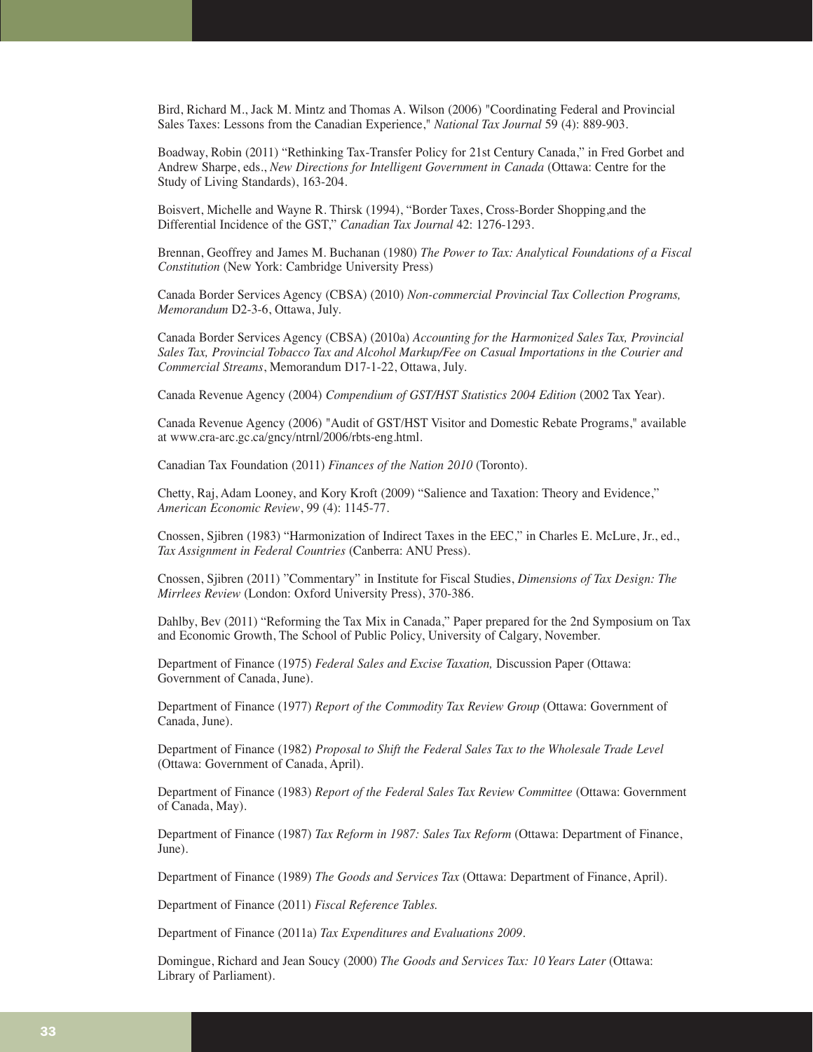Bird, Richard M., Jack M. Mintz and Thomas A. Wilson (2006) "Coordinating Federal and Provincial Sales Taxes: Lessons from the Canadian Experience," *National Tax Journal* 59 (4): 889-903.

Boadway, Robin (2011) "Rethinking Tax-Transfer Policy for 21st Century Canada," in Fred Gorbet and Andrew Sharpe, eds., *New Directions for Intelligent Government in Canada* (Ottawa: Centre for the Study of Living Standards), 163-204.

Boisvert, Michelle and Wayne R. Thirsk (1994), "Border Taxes, Cross-Border Shopping,and the Differential Incidence of the GST," *Canadian Tax Journal* 42: 1276-1293.

Brennan, Geoffrey and James M. Buchanan (1980) *The Power to Tax: Analytical Foundations of a Fiscal Constitution* (New York: Cambridge University Press)

Canada Border Services Agency (CBSA) (2010) *Non-commercial Provincial Tax Collection Programs, Memorandum* D2-3-6, Ottawa, July.

Canada Border Services Agency (CBSA) (2010a) *Accounting for the Harmonized Sales Tax, Provincial Sales Tax, Provincial Tobacco Tax and Alcohol Markup/Fee on Casual Importations in the Courier and Commercial Streams*, Memorandum D17-1-22, Ottawa, July.

Canada Revenue Agency (2004) *Compendium of GST/HST Statistics 2004 Edition* (2002 Tax Year).

Canada Revenue Agency (2006) "Audit of GST/HST Visitor and Domestic Rebate Programs," available at www.cra-arc.gc.ca/gncy/ntrnl/2006/rbts-eng.html.

Canadian Tax Foundation (2011) *Finances of the Nation 2010* (Toronto).

Chetty, Raj, Adam Looney, and Kory Kroft (2009) "Salience and Taxation: Theory and Evidence," *American Economic Review*, 99 (4): 1145-77.

Cnossen, Sjibren (1983) "Harmonization of Indirect Taxes in the EEC," in Charles E. McLure, Jr., ed., *Tax Assignment in Federal Countries* (Canberra: ANU Press).

Cnossen, Sjibren (2011) "Commentary" in Institute for Fiscal Studies, *Dimensions of Tax Design: The Mirrlees Review* (London: Oxford University Press), 370-386.

Dahlby, Bev (2011) "Reforming the Tax Mix in Canada," Paper prepared for the 2nd Symposium on Tax and Economic Growth, The School of Public Policy, University of Calgary, November.

Department of Finance (1975) *Federal Sales and Excise Taxation,* Discussion Paper (Ottawa: Government of Canada, June).

Department of Finance (1977) *Report of the Commodity Tax Review Group* (Ottawa: Government of Canada, June).

Department of Finance (1982) *Proposal to Shift the Federal Sales Tax to the Wholesale Trade Level* (Ottawa: Government of Canada, April).

Department of Finance (1983) *Report of the Federal Sales Tax Review Committee* (Ottawa: Government of Canada, May).

Department of Finance (1987) *Tax Reform in 1987: Sales Tax Reform* (Ottawa: Department of Finance, June).

Department of Finance (1989) *The Goods and Services Tax* (Ottawa: Department of Finance, April).

Department of Finance (2011) *Fiscal Reference Tables.*

Department of Finance (2011a) *Tax Expenditures and Evaluations 2009*.

Domingue, Richard and Jean Soucy (2000) *The Goods and Services Tax: 10 Years Later* (Ottawa: Library of Parliament).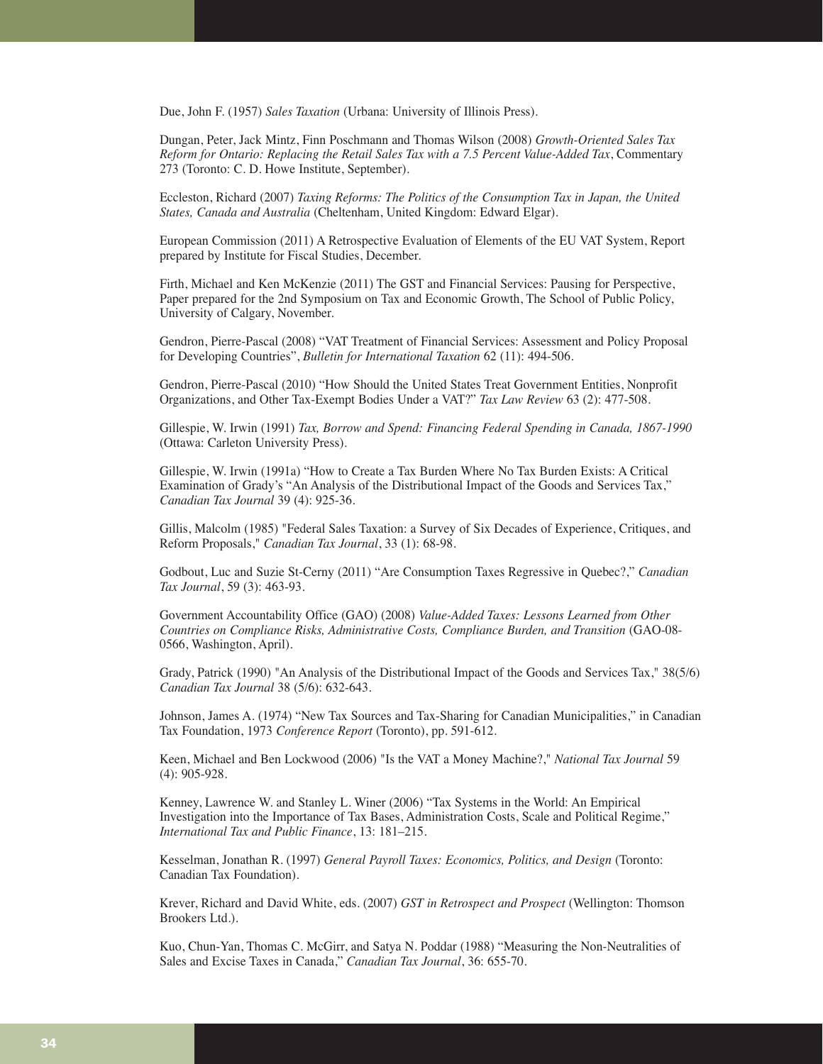Due, John F. (1957) *Sales Taxation* (Urbana: University of Illinois Press).

Dungan, Peter, Jack Mintz, Finn Poschmann and Thomas Wilson (2008) *Growth-Oriented Sales Tax Reform for Ontario: Replacing the Retail Sales Tax with a 7.5 Percent Value-Added Tax*, Commentary 273 (Toronto: C. D. Howe Institute, September).

Eccleston, Richard (2007) *Taxing Reforms: The Politics of the Consumption Tax in Japan, the United States, Canada and Australia* (Cheltenham, United Kingdom: Edward Elgar).

European Commission (2011) A Retrospective Evaluation of Elements of the EU VAT System, Report prepared by Institute for Fiscal Studies, December.

Firth, Michael and Ken McKenzie (2011) The GST and Financial Services: Pausing for Perspective, Paper prepared for the 2nd Symposium on Tax and Economic Growth, The School of Public Policy, University of Calgary, November.

Gendron, Pierre-Pascal (2008) "VAT Treatment of Financial Services: Assessment and Policy Proposal for Developing Countries", *Bulletin for International Taxation* 62 (11): 494-506.

Gendron, Pierre-Pascal (2010) "How Should the United States Treat Government Entities, Nonprofit Organizations, and Other Tax-Exempt Bodies Under a VAT?" *Tax Law Review* 63 (2): 477-508.

Gillespie, W. Irwin (1991) *Tax, Borrow and Spend: Financing Federal Spending in Canada, 1867-1990* (Ottawa: Carleton University Press).

Gillespie, W. Irwin (1991a) "How to Create a Tax Burden Where No Tax Burden Exists: A Critical Examination of Grady's "An Analysis of the Distributional Impact of the Goods and Services Tax," *Canadian Tax Journal* 39 (4): 925-36.

Gillis, Malcolm (1985) "Federal Sales Taxation: a Survey of Six Decades of Experience, Critiques, and Reform Proposals," *Canadian Tax Journal*, 33 (1): 68-98.

Godbout, Luc and Suzie St-Cerny (2011) "Are Consumption Taxes Regressive in Quebec?," *Canadian Tax Journal*, 59 (3): 463-93.

Government Accountability Office (GAO) (2008) *Value-Added Taxes: Lessons Learned from Other Countries on Compliance Risks, Administrative Costs, Compliance Burden, and Transition* (GAO-08-0566, Washington, April).

Grady, Patrick (1990) "An Analysis of the Distributional Impact of the Goods and Services Tax," 38(5/6) *Canadian Tax Journal* 38 (5/6): 632-643.

Johnson, James A. (1974) "New Tax Sources and Tax-Sharing for Canadian Municipalities," in Canadian Tax Foundation, 1973 *Conference Report* (Toronto), pp. 591-612.

Keen, Michael and Ben Lockwood (2006) "Is the VAT a Money Machine?," *National Tax Journal* 59 (4): 905-928.

Kenney, Lawrence W. and Stanley L. Winer (2006) "Tax Systems in the World: An Empirical Investigation into the Importance of Tax Bases, Administration Costs, Scale and Political Regime," *International Tax and Public Finance*, 13: 181–215.

Kesselman, Jonathan R. (1997) *General Payroll Taxes: Economics, Politics, and Design* (Toronto: Canadian Tax Foundation).

Krever, Richard and David White, eds. (2007) *GST in Retrospect and Prospect* (Wellington: Thomson Brookers Ltd.).

Kuo, Chun-Yan, Thomas C. McGirr, and Satya N. Poddar (1988) "Measuring the Non-Neutralities of Sales and Excise Taxes in Canada," *Canadian Tax Journal*, 36: 655-70.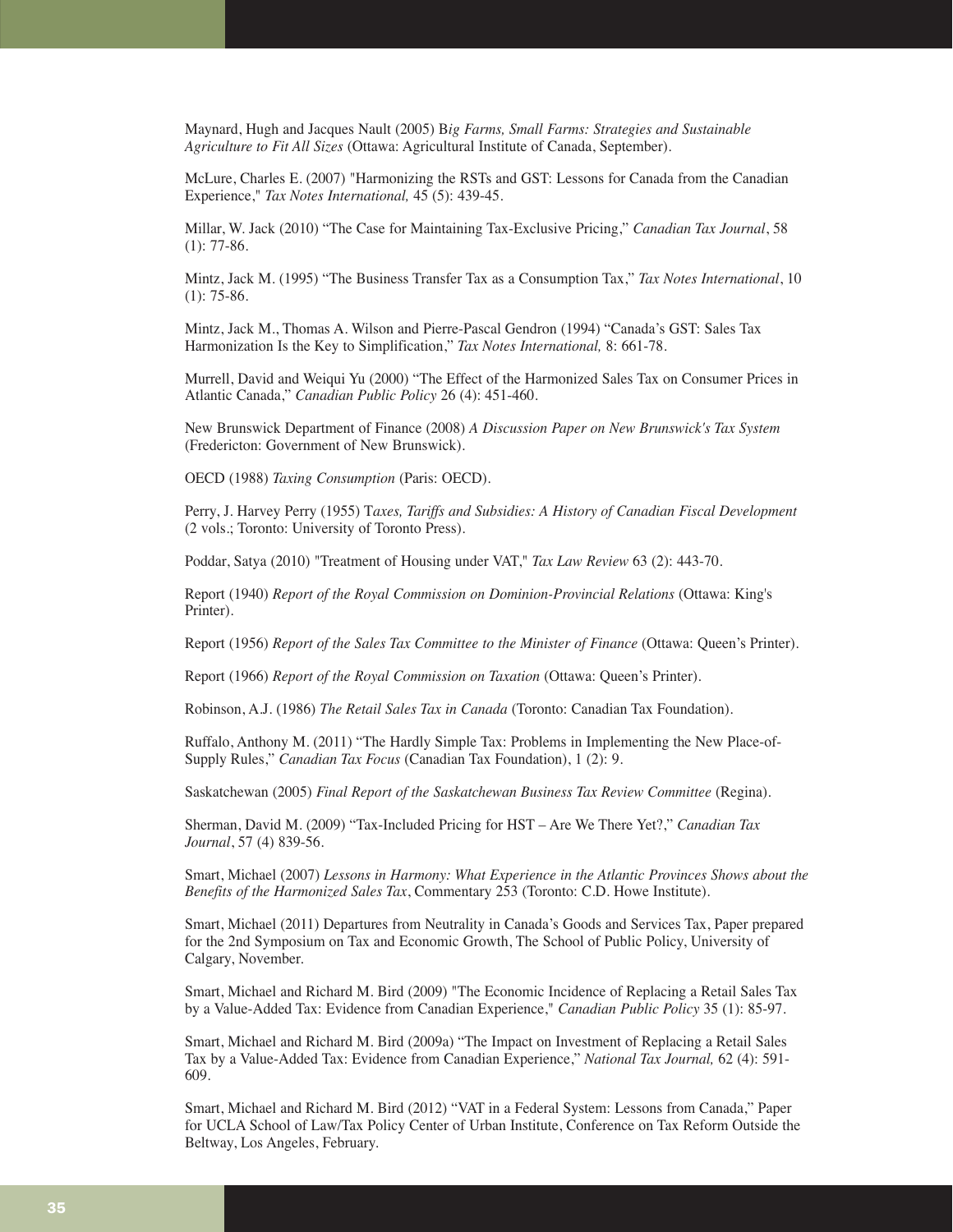Maynard, Hugh and Jacques Nault (2005) B*ig Farms, Small Farms: Strategies and Sustainable Agriculture to Fit All Sizes* (Ottawa: Agricultural Institute of Canada, September).

McLure, Charles E. (2007) "Harmonizing the RSTs and GST: Lessons for Canada from the Canadian Experience," *Tax Notes International,* 45 (5): 439-45.

Millar, W. Jack (2010) "The Case for Maintaining Tax-Exclusive Pricing," *Canadian Tax Journal*, 58 (1): 77-86.

Mintz, Jack M. (1995) "The Business Transfer Tax as a Consumption Tax," *Tax Notes International*, 10 (1): 75-86.

Mintz, Jack M., Thomas A. Wilson and Pierre-Pascal Gendron (1994) "Canada's GST: Sales Tax Harmonization Is the Key to Simplification," *Tax Notes International,* 8: 661-78.

Murrell, David and Weiqui Yu (2000) "The Effect of the Harmonized Sales Tax on Consumer Prices in Atlantic Canada," *Canadian Public Policy* 26 (4): 451-460.

New Brunswick Department of Finance (2008) *A Discussion Paper on New Brunswick's Tax System* (Fredericton: Government of New Brunswick).

OECD (1988) *Taxing Consumption* (Paris: OECD).

Perry, J. Harvey Perry (1955) T*axes, Tariffs and Subsidies: A History of Canadian Fiscal Development* (2 vols.; Toronto: University of Toronto Press).

Poddar, Satya (2010) "Treatment of Housing under VAT," *Tax Law Review* 63 (2): 443-70.

Report (1940) *Report of the Royal Commission on Dominion-Provincial Relations* (Ottawa: King's Printer).

Report (1956) *Report of the Sales Tax Committee to the Minister of Finance* (Ottawa: Queen's Printer).

Report (1966) *Report of the Royal Commission on Taxation* (Ottawa: Queen's Printer).

Robinson, A.J. (1986) *The Retail Sales Tax in Canada* (Toronto: Canadian Tax Foundation).

Ruffalo, Anthony M. (2011) "The Hardly Simple Tax: Problems in Implementing the New Place-of-Supply Rules," *Canadian Tax Focus* (Canadian Tax Foundation), 1 (2): 9.

Saskatchewan (2005) *Final Report of the Saskatchewan Business Tax Review Committee* (Regina).

Sherman, David M. (2009) "Tax-Included Pricing for HST – Are We There Yet?," *Canadian Tax Journal*, 57 (4) 839-56.

Smart, Michael (2007) *Lessons in Harmony: What Experience in the Atlantic Provinces Shows about the Benefits of the Harmonized Sales Tax*, Commentary 253 (Toronto: C.D. Howe Institute).

Smart, Michael (2011) Departures from Neutrality in Canada's Goods and Services Tax, Paper prepared for the 2nd Symposium on Tax and Economic Growth, The School of Public Policy, University of Calgary, November.

Smart, Michael and Richard M. Bird (2009) "The Economic Incidence of Replacing a Retail Sales Tax by a Value-Added Tax: Evidence from Canadian Experience," *Canadian Public Policy* 35 (1): 85-97.

Smart, Michael and Richard M. Bird (2009a) "The Impact on Investment of Replacing a Retail Sales Tax by a Value-Added Tax: Evidence from Canadian Experience," *National Tax Journal,* 62 (4): 591-609.

Smart, Michael and Richard M. Bird (2012) "VAT in a Federal System: Lessons from Canada," Paper for UCLA School of Law/Tax Policy Center of Urban Institute, Conference on Tax Reform Outside the Beltway, Los Angeles, February.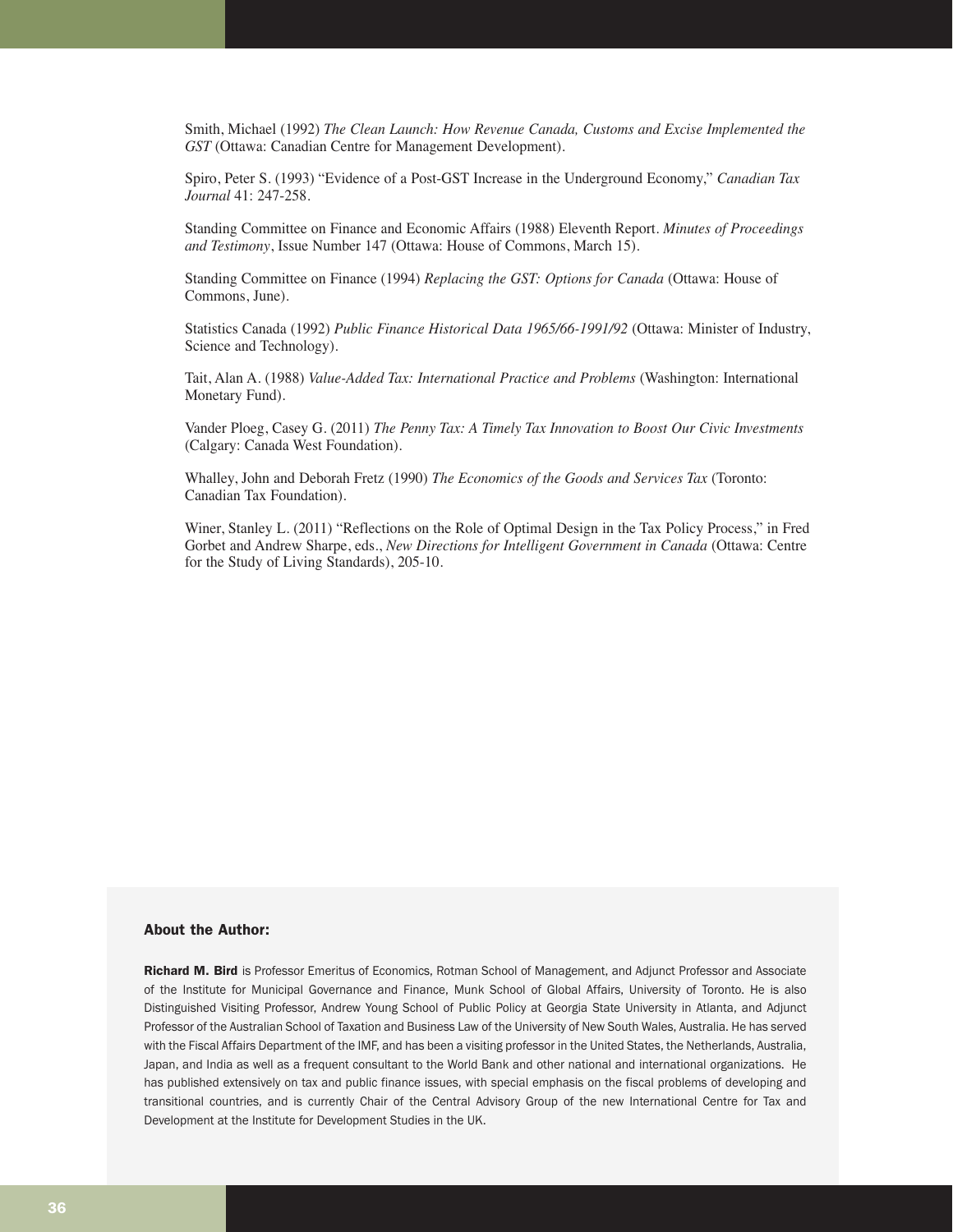Smith, Michael (1992) *The Clean Launch: How Revenue Canada, Customs and Excise Implemented the GST* (Ottawa: Canadian Centre for Management Development).

Spiro, Peter S. (1993) "Evidence of a Post-GST Increase in the Underground Economy," *Canadian Tax Journal* 41: 247-258.

Standing Committee on Finance and Economic Affairs (1988) Eleventh Report. *Minutes of Proceedings and Testimony*, Issue Number 147 (Ottawa: House of Commons, March 15).

Standing Committee on Finance (1994) *Replacing the GST: Options for Canada* (Ottawa: House of Commons, June).

Statistics Canada (1992) *Public Finance Historical Data 1965/66-1991/92* (Ottawa: Minister of Industry, Science and Technology).

Tait, Alan A. (1988) *Value-Added Tax: International Practice and Problems* (Washington: International Monetary Fund).

Vander Ploeg, Casey G. (2011) *The Penny Tax: A Timely Tax Innovation to Boost Our Civic Investments* (Calgary: Canada West Foundation).

Whalley, John and Deborah Fretz (1990) *The Economics of the Goods and Services Tax* (Toronto: Canadian Tax Foundation).

Winer, Stanley L. (2011) "Reflections on the Role of Optimal Design in the Tax Policy Process," in Fred Gorbet and Andrew Sharpe, eds., *New Directions for Intelligent Government in Canada* (Ottawa: Centre for the Study of Living Standards), 205-10.

### About the Author:

**Richard M. Bird** is Professor Emeritus of Economics, Rotman School of Management, and Adjunct Professor and Associate of the Institute for Municipal Governance and Finance, Munk School of Global Affairs, University of Toronto. He is also Distinguished Visiting Professor, Andrew Young School of Public Policy at Georgia State University in Atlanta, and Adjunct Professor of the Australian School of Taxation and Business Law of the University of New South Wales, Australia. He has served with the Fiscal Affairs Department of the IMF, and has been a visiting professor in the United States, the Netherlands, Australia, Japan, and India as well as a frequent consultant to the World Bank and other national and international organizations. He has published extensively on tax and public finance issues, with special emphasis on the fiscal problems of developing and transitional countries, and is currently Chair of the Central Advisory Group of the new International Centre for Tax and Development at the Institute for Development Studies in the UK.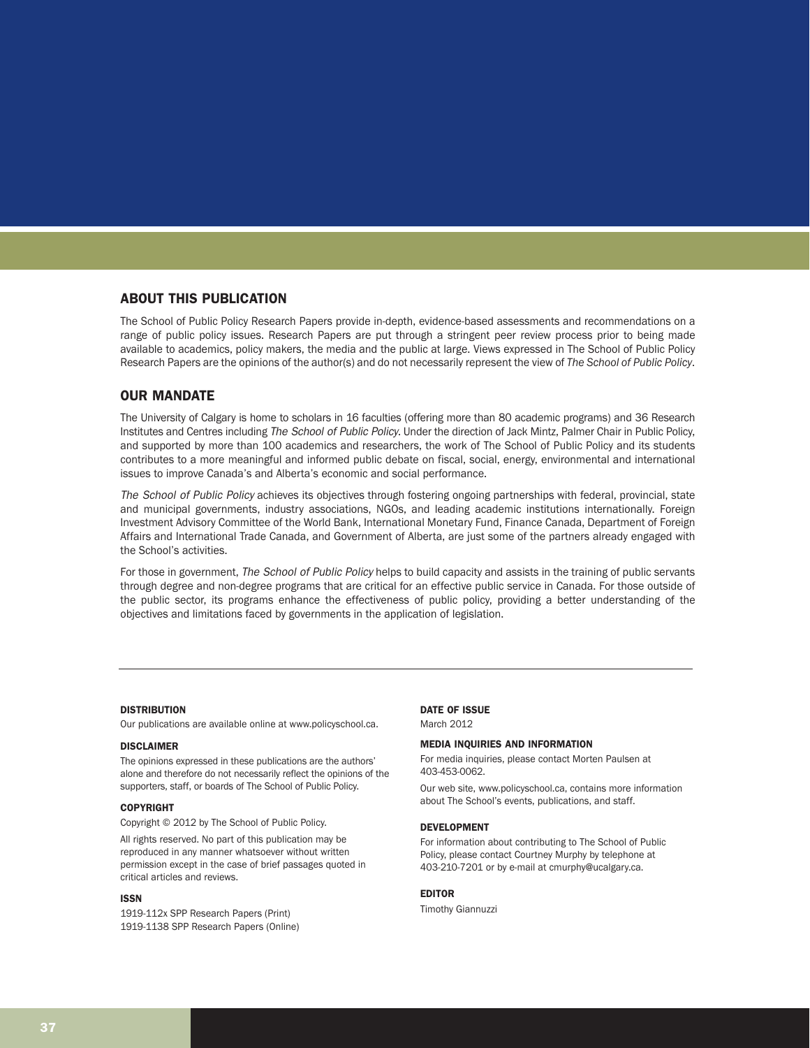## ABOUT THIS PUBLICATION

The School of Public Policy Research Papers provide in-depth, evidence-based assessments and recommendations on a range of public policy issues. Research Papers are put through a stringent peer review process prior to being made available to academics, policy makers, the media and the public at large. Views expressed in The School of Public Policy Research Papers are the opinions of the author(s) and do not necessarily represent the view of *The School of Public Policy*.

## OUR MANDATE

The University of Calgary is home to scholars in 16 faculties (offering more than 80 academic programs) and 36 Research Institutes and Centres including *The School of Public Policy*. Under the direction of Jack Mintz, Palmer Chair in Public Policy, and supported by more than 100 academics and researchers, the work of The School of Public Policy and its students contributes to a more meaningful and informed public debate on fiscal, social, energy, environmental and international issues to improve Canada's and Alberta's economic and social performance.

*The School of Public Policy* achieves its objectives through fostering ongoing partnerships with federal, provincial, state and municipal governments, industry associations, NGOs, and leading academic institutions internationally. Foreign Investment Advisory Committee of the World Bank, International Monetary Fund, Finance Canada, Department of Foreign Affairs and International Trade Canada, and Government of Alberta, are just some of the partners already engaged with the School's activities.

For those in government, *The School of Public Policy* helps to build capacity and assists in the training of public servants through degree and non-degree programs that are critical for an effective public service in Canada. For those outside of the public sector, its programs enhance the effectiveness of public policy, providing a better understanding of the objectives and limitations faced by governments in the application of legislation.

---

**DISTRIBUTION**

Our publications are available online at www.policyschool.ca.

**DISCLAIMER**

The opinions expressed in these publications are the authors' alone and therefore do not necessarily reflect the opinions of the supporters, staff, or boards of The School of Public Policy.

**COPYRIGHT**

Copyright © 2012 by The School of Public Policy.

All rights reserved. No part of this publication may be reproduced in any manner whatsoever without written permission except in the case of brief passages quoted in critical articles and reviews.

**ISSN**

1919-112x SPP Research Papers (Print)
1919-1138 SPP Research Papers (Online)

**DATE OF ISSUE**

March 2012

**MEDIA INQUIRIES AND INFORMATION**

For media inquiries, please contact Morten Paulsen at 403-453-0062.

Our web site, www.policyschool.ca, contains more information about The School's events, publications, and staff.

**DEVELOPMENT**

For information about contributing to The School of Public Policy, please contact Courtney Murphy by telephone at 403-210-7201 or by e-mail at cmurphy@ucalgary.ca.

**EDITOR**

Timothy Giannuzzi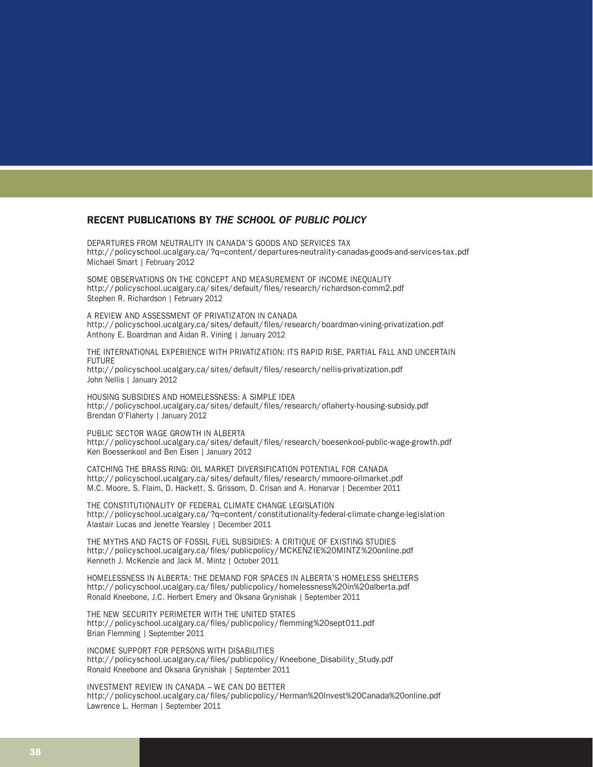## RECENT PUBLICATIONS BY *THE SCHOOL OF PUBLIC POLICY*

DEPARTURES FROM NEUTRALITY IN CANADA'S GOODS AND SERVICES TAX
http://policyschool.ucalgary.ca/?q=content/departures-neutrality-canadas-goods-and-services-tax.pdf
Michael Smart | February 2012

SOME OBSERVATIONS ON THE CONCEPT AND MEASUREMENT OF INCOME INEQUALITY
http://policyschool.ucalgary.ca/sites/default/files/research/richardson-comm2.pdf
Stephen R. Richardson | February 2012

A REVIEW AND ASSESSMENT OF PRIVATIZATON IN CANADA
http://policyschool.ucalgary.ca/sites/default/files/research/boardman-vining-privatization.pdf
Anthony E. Boardman and Aidan R. Vining | January 2012

THE INTERNATIONAL EXPERIENCE WITH PRIVATIZATION: ITS RAPID RISE, PARTIAL FALL AND UNCERTAIN FUTURE
http://policyschool.ucalgary.ca/sites/default/files/research/nellis-privatization.pdf
John Nellis | January 2012

HOUSING SUBSIDIES AND HOMELESSNESS: A SIMPLE IDEA
http://policyschool.ucalgary.ca/sites/default/files/research/oflaherty-housing-subsidy.pdf
Brendan O'Flaherty | January 2012

PUBLIC SECTOR WAGE GROWTH IN ALBERTA
http://policyschool.ucalgary.ca/sites/default/files/research/boesenkool-public-wage-growth.pdf
Ken Boessenkool and Ben Eisen | January 2012

CATCHING THE BRASS RING: OIL MARKET DIVERSIFICATION POTENTIAL FOR CANADA
http://policyschool.ucalgary.ca/sites/default/files/research/mmoore-oilmarket.pdf
M.C. Moore, S. Flaim, D. Hackett, S. Grissom, D. Crisan and A. Honarvar | December 2011

THE CONSTITUTIONALITY OF FEDERAL CLIMATE CHANGE LEGISLATION
http://policyschool.ucalgary.ca/?q=content/constitutionality-federal-climate-change-legislation
Alastair Lucas and Jenette Yearsley | December 2011

THE MYTHS AND FACTS OF FOSSIL FUEL SUBSIDIES: A CRITIQUE OF EXISTING STUDIES
http://policyschool.ucalgary.ca/files/publicpolicy/MCKENZIE%20MINTZ%20online.pdf
Kenneth J. McKenzie and Jack M. Mintz | October 2011

HOMELESSNESS IN ALBERTA: THE DEMAND FOR SPACES IN ALBERTA'S HOMELESS SHELTERS
http://policyschool.ucalgary.ca/files/publicpolicy/homelessness%20in%20alberta.pdf
Ronald Kneebone, J.C. Herbert Emery and Oksana Grynishak | September 2011

THE NEW SECURITY PERIMETER WITH THE UNITED STATES
http://policyschool.ucalgary.ca/files/publicpolicy/flemming%20sept011.pdf
Brian Flemming | September 2011

INCOME SUPPORT FOR PERSONS WITH DISABILITIES
http://policyschool.ucalgary.ca/files/publicpolicy/Kneebone_Disability_Study.pdf
Ronald Kneebone and Oksana Grynishak | September 2011

INVESTMENT REVIEW IN CANADA – WE CAN DO BETTER
http://policyschool.ucalgary.ca/files/publicpolicy/Herman%20Invest%20Canada%20online.pdf
Lawrence L. Herman | September 2011